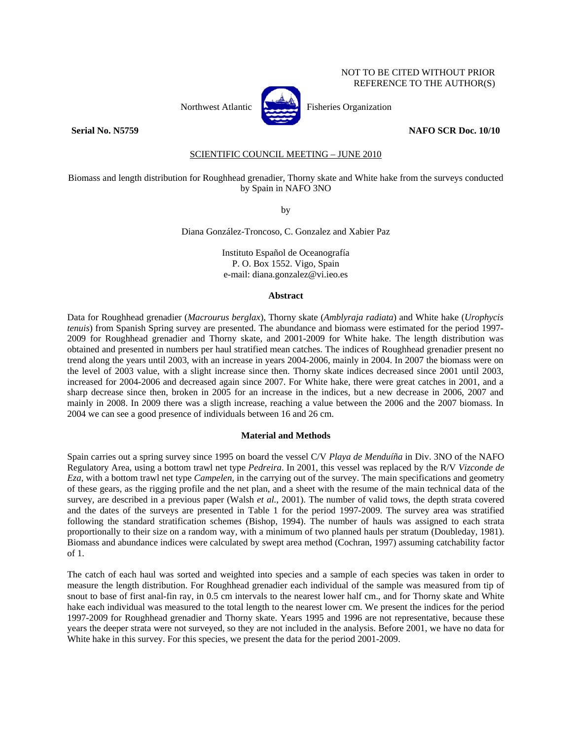NOT TO BE CITED WITHOUT PRIOR
REFERENCE TO THE AUTHOR(S)

Northwest Atlantic Fisheries Organization

**Serial No. N5759** **NAFO SCR Doc. 10/10**

SCIENTIFIC COUNCIL MEETING – JUNE 2010

Biomass and length distribution for Roughhead grenadier, Thorny skate and White hake from the surveys conducted by Spain in NAFO 3NO

by

Diana González-Troncoso, C. Gonzalez and Xabier Paz

Instituto Español de Oceanografía
P. O. Box 1552. Vigo, Spain
e-mail: diana.gonzalez@vi.ieo.es

## Abstract

Data for Roughhead grenadier (*Macrourus berglax*), Thorny skate (*Amblyraja radiata*) and White hake (*Urophycis tenuis*) from Spanish Spring survey are presented. The abundance and biomass were estimated for the period 1997-2009 for Roughhead grenadier and Thorny skate, and 2001-2009 for White hake. The length distribution was obtained and presented in numbers per haul stratified mean catches. The indices of Roughhead grenadier present no trend along the years until 2003, with an increase in years 2004-2006, mainly in 2004. In 2007 the biomass were on the level of 2003 value, with a slight increase since then. Thorny skate indices decreased since 2001 until 2003, increased for 2004-2006 and decreased again since 2007. For White hake, there were great catches in 2001, and a sharp decrease since then, broken in 2005 for an increase in the indices, but a new decrease in 2006, 2007 and mainly in 2008. In 2009 there was a sligth increase, reaching a value between the 2006 and the 2007 biomass. In 2004 we can see a good presence of individuals between 16 and 26 cm.

## Material and Methods

Spain carries out a spring survey since 1995 on board the vessel C/V *Playa de Menduíña* in Div. 3NO of the NAFO Regulatory Area, using a bottom trawl net type *Pedreira*. In 2001, this vessel was replaced by the R/V *Vizconde de Eza*, with a bottom trawl net type *Campelen,* in the carrying out of the survey. The main specifications and geometry of these gears, as the rigging profile and the net plan, and a sheet with the resume of the main technical data of the survey, are described in a previous paper (Walsh *et al.*, 2001). The number of valid tows, the depth strata covered and the dates of the surveys are presented in Table 1 for the period 1997-2009. The survey area was stratified following the standard stratification schemes (Bishop, 1994). The number of hauls was assigned to each strata proportionally to their size on a random way, with a minimum of two planned hauls per stratum (Doubleday, 1981). Biomass and abundance indices were calculated by swept area method (Cochran, 1997) assuming catchability factor of 1.

The catch of each haul was sorted and weighted into species and a sample of each species was taken in order to measure the length distribution. For Roughhead grenadier each individual of the sample was measured from tip of snout to base of first anal-fin ray, in 0.5 cm intervals to the nearest lower half cm., and for Thorny skate and White hake each individual was measured to the total length to the nearest lower cm. We present the indices for the period 1997-2009 for Roughhead grenadier and Thorny skate. Years 1995 and 1996 are not representative, because these years the deeper strata were not surveyed, so they are not included in the analysis. Before 2001, we have no data for White hake in this survey. For this species, we present the data for the period 2001-2009.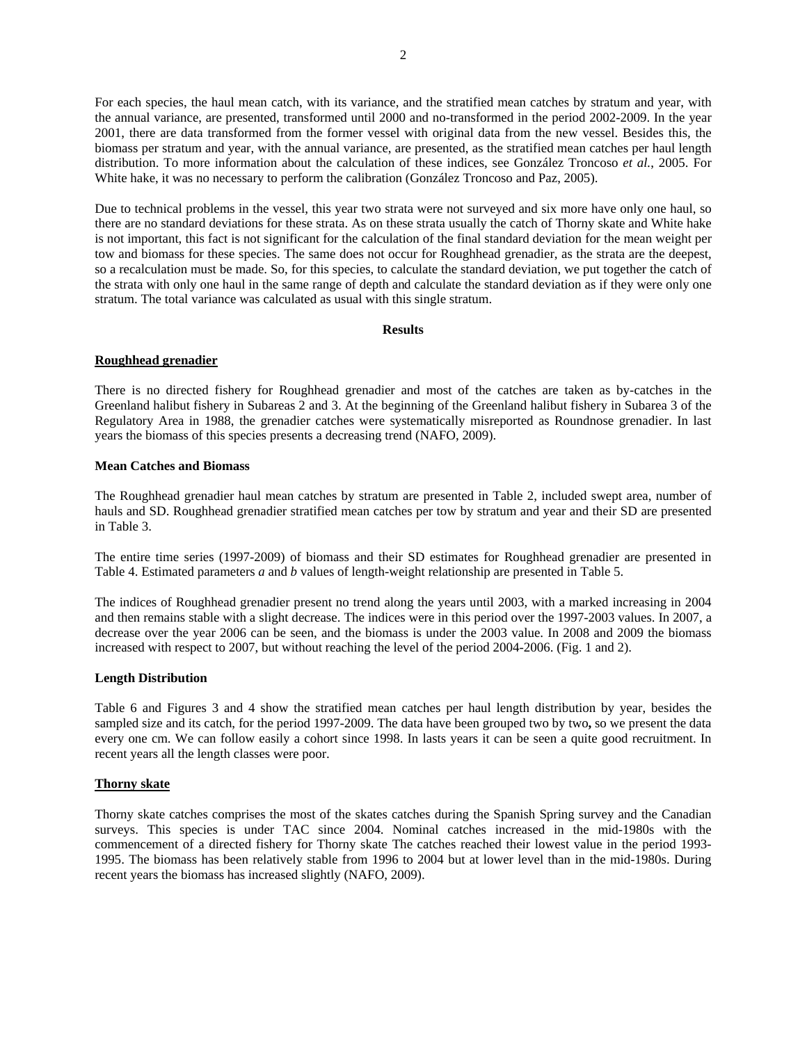For each species, the haul mean catch, with its variance, and the stratified mean catches by stratum and year, with the annual variance, are presented, transformed until 2000 and no-transformed in the period 2002-2009. In the year 2001, there are data transformed from the former vessel with original data from the new vessel. Besides this, the biomass per stratum and year, with the annual variance, are presented, as the stratified mean catches per haul length distribution. To more information about the calculation of these indices, see González Troncoso *et al.*, 2005. For White hake, it was no necessary to perform the calibration (González Troncoso and Paz, 2005).

Due to technical problems in the vessel, this year two strata were not surveyed and six more have only one haul, so there are no standard deviations for these strata. As on these strata usually the catch of Thorny skate and White hake is not important, this fact is not significant for the calculation of the final standard deviation for the mean weight per tow and biomass for these species. The same does not occur for Roughhead grenadier, as the strata are the deepest, so a recalculation must be made. So, for this species, to calculate the standard deviation, we put together the catch of the strata with only one haul in the same range of depth and calculate the standard deviation as if they were only one stratum. The total variance was calculated as usual with this single stratum.

## Results

### Roughhead grenadier

There is no directed fishery for Roughhead grenadier and most of the catches are taken as by-catches in the Greenland halibut fishery in Subareas 2 and 3. At the beginning of the Greenland halibut fishery in Subarea 3 of the Regulatory Area in 1988, the grenadier catches were systematically misreported as Roundnose grenadier. In last years the biomass of this species presents a decreasing trend (NAFO, 2009).

#### Mean Catches and Biomass

The Roughhead grenadier haul mean catches by stratum are presented in Table 2, included swept area, number of hauls and SD. Roughhead grenadier stratified mean catches per tow by stratum and year and their SD are presented in Table 3.

The entire time series (1997-2009) of biomass and their SD estimates for Roughhead grenadier are presented in Table 4. Estimated parameters *a* and *b* values of length-weight relationship are presented in Table 5.

The indices of Roughhead grenadier present no trend along the years until 2003, with a marked increasing in 2004 and then remains stable with a slight decrease. The indices were in this period over the 1997-2003 values. In 2007, a decrease over the year 2006 can be seen, and the biomass is under the 2003 value. In 2008 and 2009 the biomass increased with respect to 2007, but without reaching the level of the period 2004-2006. (Fig. 1 and 2).

#### Length Distribution

Table 6 and Figures 3 and 4 show the stratified mean catches per haul length distribution by year, besides the sampled size and its catch, for the period 1997-2009. The data have been grouped two by two**,** so we present the data every one cm. We can follow easily a cohort since 1998. In lasts years it can be seen a quite good recruitment. In recent years all the length classes were poor.

### Thorny skate

Thorny skate catches comprises the most of the skates catches during the Spanish Spring survey and the Canadian surveys. This species is under TAC since 2004. Nominal catches increased in the mid-1980s with the commencement of a directed fishery for Thorny skate The catches reached their lowest value in the period 1993-1995. The biomass has been relatively stable from 1996 to 2004 but at lower level than in the mid-1980s. During recent years the biomass has increased slightly (NAFO, 2009).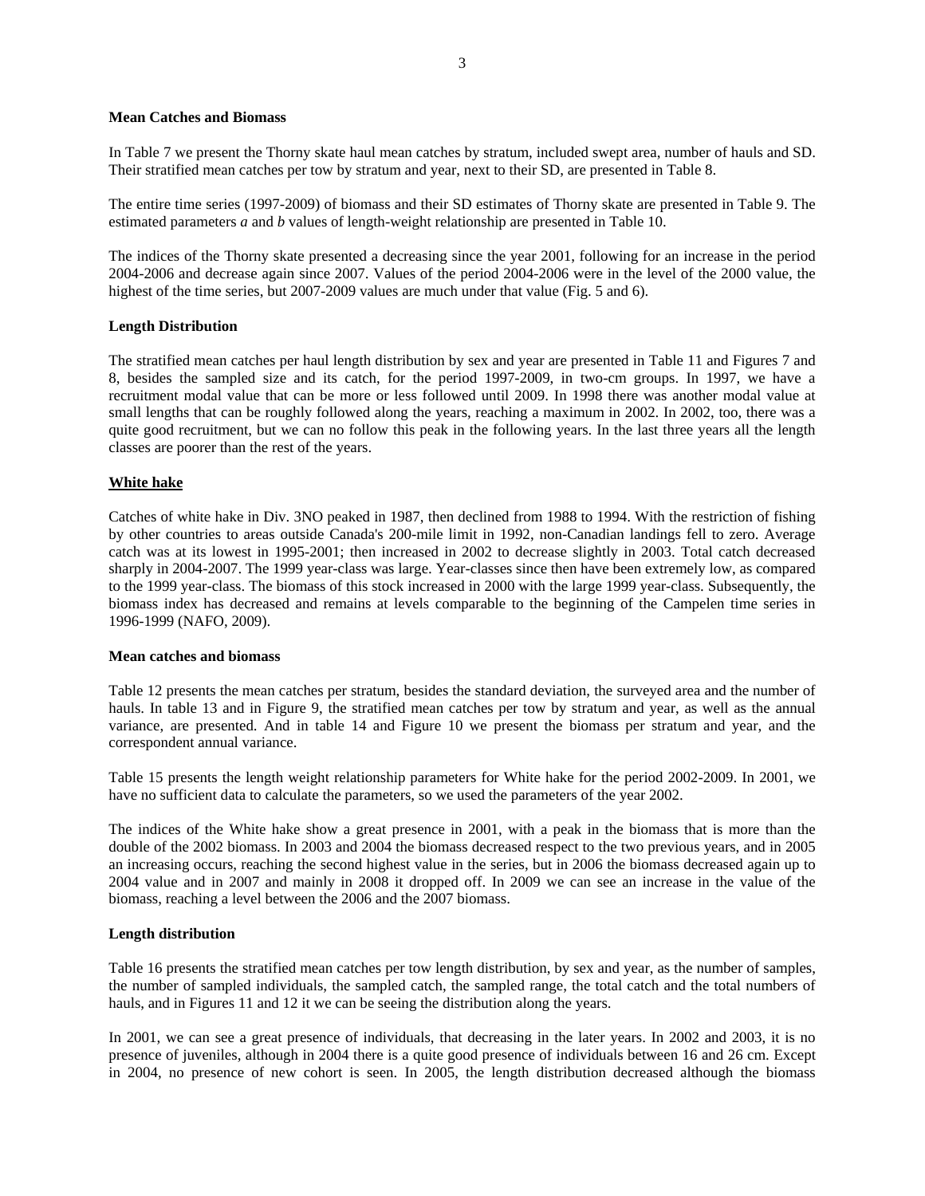**Mean Catches and Biomass**

In Table 7 we present the Thorny skate haul mean catches by stratum, included swept area, number of hauls and SD. Their stratified mean catches per tow by stratum and year, next to their SD, are presented in Table 8.

The entire time series (1997-2009) of biomass and their SD estimates of Thorny skate are presented in Table 9. The estimated parameters *a* and *b* values of length-weight relationship are presented in Table 10.

The indices of the Thorny skate presented a decreasing since the year 2001, following for an increase in the period 2004-2006 and decrease again since 2007. Values of the period 2004-2006 were in the level of the 2000 value, the highest of the time series, but 2007-2009 values are much under that value (Fig. 5 and 6).

**Length Distribution**

The stratified mean catches per haul length distribution by sex and year are presented in Table 11 and Figures 7 and 8, besides the sampled size and its catch, for the period 1997-2009, in two-cm groups. In 1997, we have a recruitment modal value that can be more or less followed until 2009. In 1998 there was another modal value at small lengths that can be roughly followed along the years, reaching a maximum in 2002. In 2002, too, there was a quite good recruitment, but we can no follow this peak in the following years. In the last three years all the length classes are poorer than the rest of the years.

**White hake**

Catches of white hake in Div. 3NO peaked in 1987, then declined from 1988 to 1994. With the restriction of fishing by other countries to areas outside Canada's 200-mile limit in 1992, non-Canadian landings fell to zero. Average catch was at its lowest in 1995-2001; then increased in 2002 to decrease slightly in 2003. Total catch decreased sharply in 2004-2007. The 1999 year-class was large. Year-classes since then have been extremely low, as compared to the 1999 year-class. The biomass of this stock increased in 2000 with the large 1999 year-class. Subsequently, the biomass index has decreased and remains at levels comparable to the beginning of the Campelen time series in 1996-1999 (NAFO, 2009).

**Mean catches and biomass**

Table 12 presents the mean catches per stratum, besides the standard deviation, the surveyed area and the number of hauls. In table 13 and in Figure 9, the stratified mean catches per tow by stratum and year, as well as the annual variance, are presented. And in table 14 and Figure 10 we present the biomass per stratum and year, and the correspondent annual variance.

Table 15 presents the length weight relationship parameters for White hake for the period 2002-2009. In 2001, we have no sufficient data to calculate the parameters, so we used the parameters of the year 2002.

The indices of the White hake show a great presence in 2001, with a peak in the biomass that is more than the double of the 2002 biomass. In 2003 and 2004 the biomass decreased respect to the two previous years, and in 2005 an increasing occurs, reaching the second highest value in the series, but in 2006 the biomass decreased again up to 2004 value and in 2007 and mainly in 2008 it dropped off. In 2009 we can see an increase in the value of the biomass, reaching a level between the 2006 and the 2007 biomass.

**Length distribution**

Table 16 presents the stratified mean catches per tow length distribution, by sex and year, as the number of samples, the number of sampled individuals, the sampled catch, the sampled range, the total catch and the total numbers of hauls, and in Figures 11 and 12 it we can be seeing the distribution along the years.

In 2001, we can see a great presence of individuals, that decreasing in the later years. In 2002 and 2003, it is no presence of juveniles, although in 2004 there is a quite good presence of individuals between 16 and 26 cm. Except in 2004, no presence of new cohort is seen. In 2005, the length distribution decreased although the biomass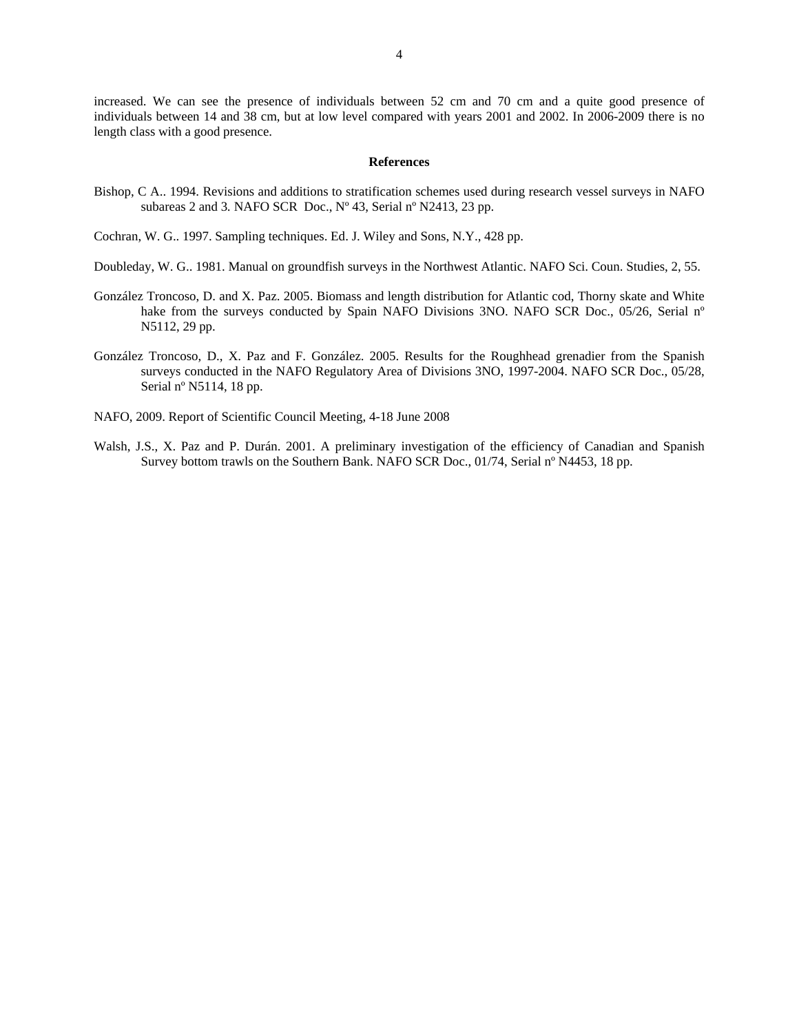increased. We can see the presence of individuals between 52 cm and 70 cm and a quite good presence of individuals between 14 and 38 cm, but at low level compared with years 2001 and 2002. In 2006-2009 there is no length class with a good presence.

## References

Bishop, C A.. 1994. Revisions and additions to stratification schemes used during research vessel surveys in NAFO subareas 2 and 3. NAFO SCR Doc., Nº 43, Serial nº N2413, 23 pp.

Cochran, W. G.. 1997. Sampling techniques. Ed. J. Wiley and Sons, N.Y., 428 pp.

Doubleday, W. G.. 1981. Manual on groundfish surveys in the Northwest Atlantic. NAFO Sci. Coun. Studies, 2, 55.

González Troncoso, D. and X. Paz. 2005. Biomass and length distribution for Atlantic cod, Thorny skate and White hake from the surveys conducted by Spain NAFO Divisions 3NO. NAFO SCR Doc., 05/26, Serial nº N5112, 29 pp.

González Troncoso, D., X. Paz and F. González. 2005. Results for the Roughhead grenadier from the Spanish surveys conducted in the NAFO Regulatory Area of Divisions 3NO, 1997-2004. NAFO SCR Doc., 05/28, Serial nº N5114, 18 pp.

NAFO, 2009. Report of Scientific Council Meeting, 4-18 June 2008

Walsh, J.S., X. Paz and P. Durán. 2001. A preliminary investigation of the efficiency of Canadian and Spanish Survey bottom trawls on the Southern Bank. NAFO SCR Doc., 01/74, Serial nº N4453, 18 pp.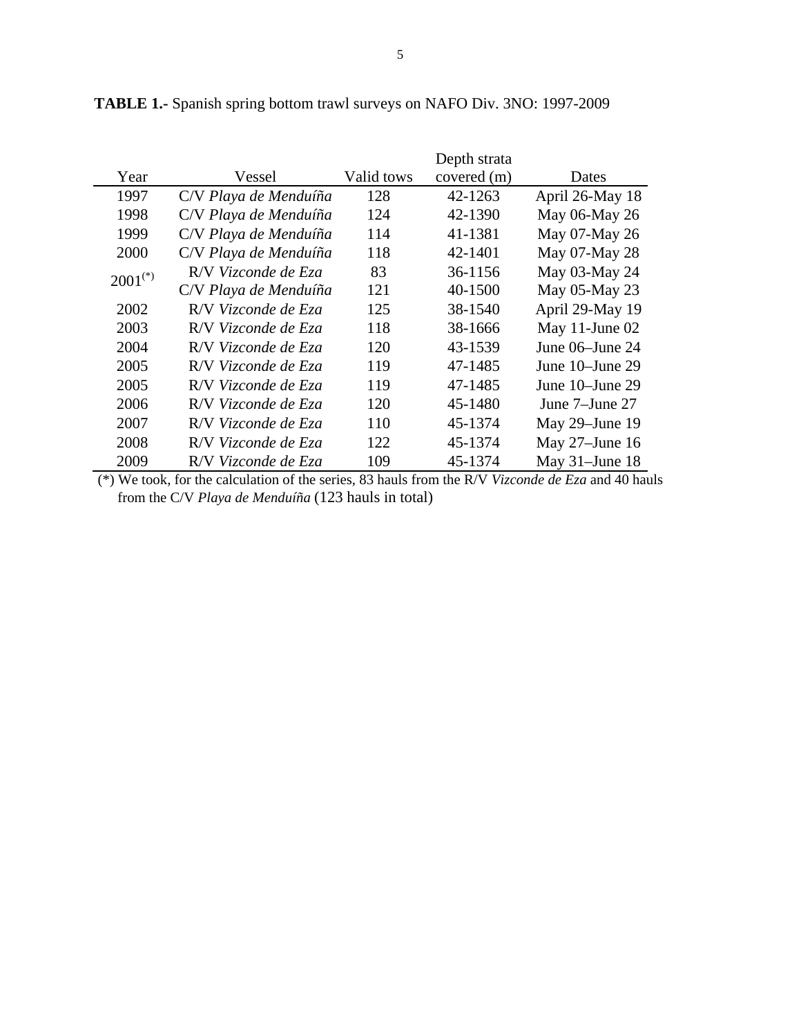**TABLE 1.-** Spanish spring bottom trawl surveys on NAFO Div. 3NO: 1997-2009

| Year | Vessel | Valid tows | Depth strata covered (m) | Dates |
|---|---|---|---|---|
| 1997 | C/V *Playa de Menduíña* | 128 | 42-1263 | April 26-May 18 |
| 1998 | C/V *Playa de Menduíña* | 124 | 42-1390 | May 06-May 26 |
| 1999 | C/V *Playa de Menduíña* | 114 | 41-1381 | May 07-May 26 |
| 2000 | C/V *Playa de Menduíña* | 118 | 42-1401 | May 07-May 28 |
| 2001(*) | R/V *Vizconde de Eza* | 83 | 36-1156 | May 03-May 24 |
| | C/V *Playa de Menduíña* | 121 | 40-1500 | May 05-May 23 |
| 2002 | R/V *Vizconde de Eza* | 125 | 38-1540 | April 29-May 19 |
| 2003 | R/V *Vizconde de Eza* | 118 | 38-1666 | May 11-June 02 |
| 2004 | R/V *Vizconde de Eza* | 120 | 43-1539 | June 06–June 24 |
| 2005 | R/V *Vizconde de Eza* | 119 | 47-1485 | June 10–June 29 |
| 2005 | R/V *Vizconde de Eza* | 119 | 47-1485 | June 10–June 29 |
| 2006 | R/V *Vizconde de Eza* | 120 | 45-1480 | June 7–June 27 |
| 2007 | R/V *Vizconde de Eza* | 110 | 45-1374 | May 29–June 19 |
| 2008 | R/V *Vizconde de Eza* | 122 | 45-1374 | May 27–June 16 |
| 2009 | R/V *Vizconde de Eza* | 109 | 45-1374 | May 31–June 18 |

(*) We took, for the calculation of the series, 83 hauls from the R/V *Vizconde de Eza* and 40 hauls from the C/V *Playa de Menduíña* (123 hauls in total)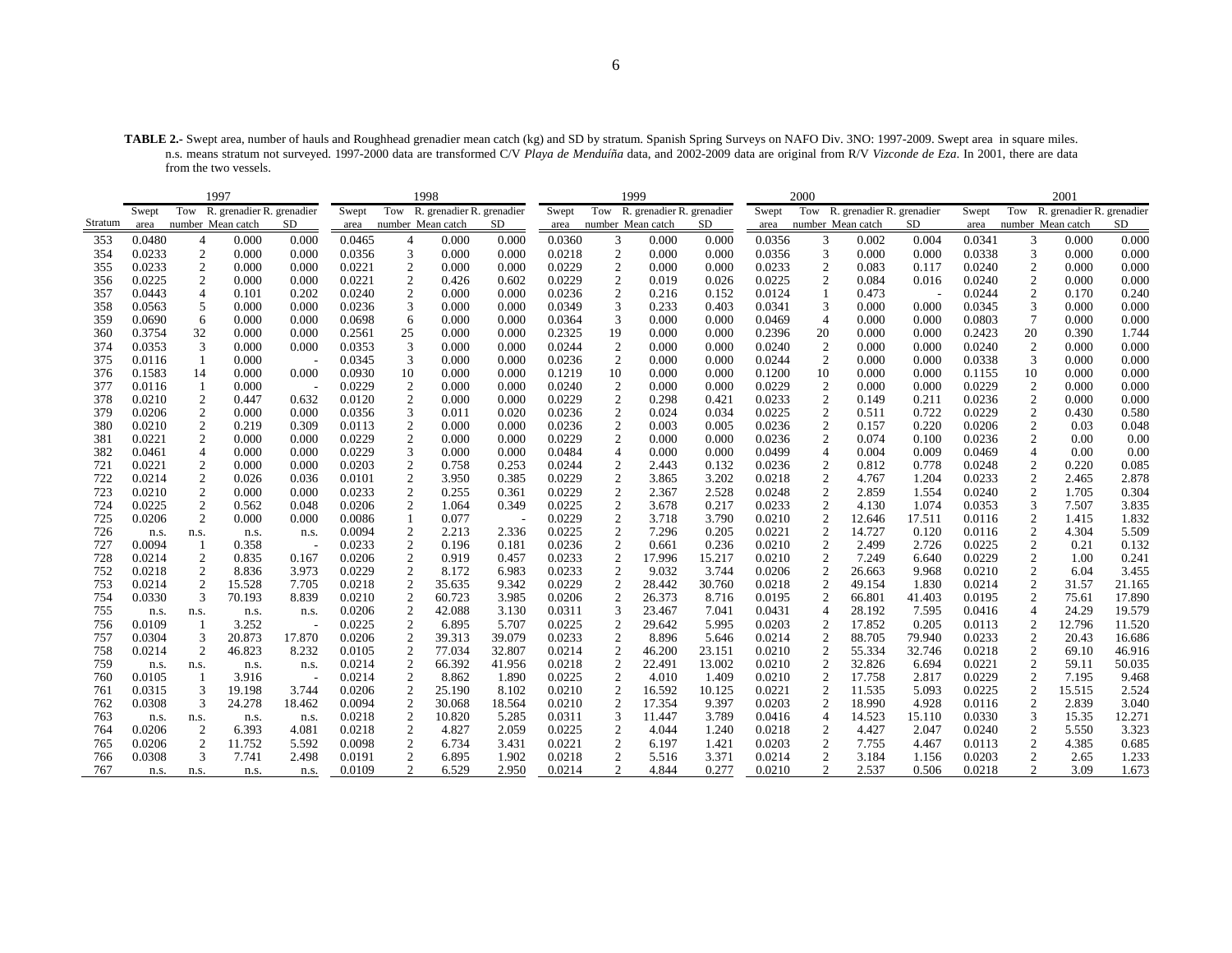**TABLE 2.-** Swept area, number of hauls and Roughhead grenadier mean catch (kg) and SD by stratum. Spanish Spring Surveys on NAFO Div. 3NO: 1997-2009. Swept area in square miles. n.s. means stratum not surveyed. 1997-2000 data are transformed C/V *Playa de Menduíña* data, and 2002-2009 data are original from R/V *Vizconde de Eza*. In 2001, there are data from the two vessels.

| | 1997 | | | | 1998 | | | | 1999 | | | | 2000 | | | | 2001 | | | |
|---|---|---|---|---|---|---|---|---|---|---|---|---|---|---|---|---|---|---|---|---|
| Stratum | Swept area | Tow number | R. grenadier Mean catch | R. grenadier SD | Swept area | Tow number | R. grenadier Mean catch | R. grenadier SD | Swept area | Tow number | R. grenadier Mean catch | R. grenadier SD | Swept area | Tow number | R. grenadier Mean catch | R. grenadier SD | Swept area | Tow number | R. grenadier Mean catch | R. grenadier SD |
| 353 | 0.0480 | 4 | 0.000 | 0.000 | 0.0465 | 4 | 0.000 | 0.000 | 0.0360 | 3 | 0.000 | 0.000 | 0.0356 | 3 | 0.002 | 0.004 | 0.0341 | 3 | 0.000 | 0.000 |
| 354 | 0.0233 | 2 | 0.000 | 0.000 | 0.0356 | 3 | 0.000 | 0.000 | 0.0218 | 2 | 0.000 | 0.000 | 0.0356 | 3 | 0.000 | 0.000 | 0.0338 | 3 | 0.000 | 0.000 |
| 355 | 0.0233 | 2 | 0.000 | 0.000 | 0.0221 | 2 | 0.000 | 0.000 | 0.0229 | 2 | 0.000 | 0.000 | 0.0233 | 2 | 0.083 | 0.117 | 0.0240 | 2 | 0.000 | 0.000 |
| 356 | 0.0225 | 2 | 0.000 | 0.000 | 0.0221 | 2 | 0.426 | 0.602 | 0.0229 | 2 | 0.019 | 0.026 | 0.0225 | 2 | 0.084 | 0.016 | 0.0240 | 2 | 0.000 | 0.000 |
| 357 | 0.0443 | 4 | 0.101 | 0.202 | 0.0240 | 2 | 0.000 | 0.000 | 0.0236 | 2 | 0.216 | 0.152 | 0.0124 | 1 | 0.473 | - | 0.0244 | 2 | 0.170 | 0.240 |
| 358 | 0.0563 | 5 | 0.000 | 0.000 | 0.0236 | 3 | 0.000 | 0.000 | 0.0349 | 3 | 0.233 | 0.403 | 0.0341 | 3 | 0.000 | 0.000 | 0.0345 | 3 | 0.000 | 0.000 |
| 359 | 0.0690 | 6 | 0.000 | 0.000 | 0.0698 | 6 | 0.000 | 0.000 | 0.0364 | 3 | 0.000 | 0.000 | 0.0469 | 4 | 0.000 | 0.000 | 0.0803 | 7 | 0.000 | 0.000 |
| 360 | 0.3754 | 32 | 0.000 | 0.000 | 0.2561 | 25 | 0.000 | 0.000 | 0.2325 | 19 | 0.000 | 0.000 | 0.2396 | 20 | 0.000 | 0.000 | 0.2423 | 20 | 0.390 | 1.744 |
| 374 | 0.0353 | 3 | 0.000 | 0.000 | 0.0353 | 3 | 0.000 | 0.000 | 0.0244 | 2 | 0.000 | 0.000 | 0.0240 | 2 | 0.000 | 0.000 | 0.0240 | 2 | 0.000 | 0.000 |
| 375 | 0.0116 | 1 | 0.000 | - | 0.0345 | 3 | 0.000 | 0.000 | 0.0236 | 2 | 0.000 | 0.000 | 0.0244 | 2 | 0.000 | 0.000 | 0.0338 | 3 | 0.000 | 0.000 |
| 376 | 0.1583 | 14 | 0.000 | 0.000 | 0.0930 | 10 | 0.000 | 0.000 | 0.1219 | 10 | 0.000 | 0.000 | 0.1200 | 10 | 0.000 | 0.000 | 0.1155 | 10 | 0.000 | 0.000 |
| 377 | 0.0116 | 1 | 0.000 | - | 0.0229 | 2 | 0.000 | 0.000 | 0.0240 | 2 | 0.000 | 0.000 | 0.0229 | 2 | 0.000 | 0.000 | 0.0229 | 2 | 0.000 | 0.000 |
| 378 | 0.0210 | 2 | 0.447 | 0.632 | 0.0120 | 2 | 0.000 | 0.000 | 0.0229 | 2 | 0.298 | 0.421 | 0.0233 | 2 | 0.149 | 0.211 | 0.0236 | 2 | 0.000 | 0.000 |
| 379 | 0.0206 | 2 | 0.000 | 0.000 | 0.0356 | 3 | 0.011 | 0.020 | 0.0236 | 2 | 0.024 | 0.034 | 0.0225 | 2 | 0.511 | 0.722 | 0.0229 | 2 | 0.430 | 0.580 |
| 380 | 0.0210 | 2 | 0.219 | 0.309 | 0.0113 | 2 | 0.000 | 0.000 | 0.0236 | 2 | 0.003 | 0.005 | 0.0236 | 2 | 0.157 | 0.220 | 0.0206 | 2 | 0.03 | 0.048 |
| 381 | 0.0221 | 2 | 0.000 | 0.000 | 0.0229 | 2 | 0.000 | 0.000 | 0.0229 | 2 | 0.000 | 0.000 | 0.0236 | 2 | 0.074 | 0.100 | 0.0236 | 2 | 0.00 | 0.00 |
| 382 | 0.0461 | 4 | 0.000 | 0.000 | 0.0229 | 3 | 0.000 | 0.000 | 0.0484 | 4 | 0.000 | 0.000 | 0.0499 | 4 | 0.004 | 0.009 | 0.0469 | 4 | 0.00 | 0.00 |
| 721 | 0.0221 | 2 | 0.000 | 0.000 | 0.0203 | 2 | 0.758 | 0.253 | 0.0244 | 2 | 2.443 | 0.132 | 0.0236 | 2 | 0.812 | 0.778 | 0.0248 | 2 | 0.220 | 0.085 |
| 722 | 0.0214 | 2 | 0.026 | 0.036 | 0.0101 | 2 | 3.950 | 0.385 | 0.0229 | 2 | 3.865 | 3.202 | 0.0218 | 2 | 4.767 | 1.204 | 0.0233 | 2 | 2.465 | 2.878 |
| 723 | 0.0210 | 2 | 0.000 | 0.000 | 0.0233 | 2 | 0.255 | 0.361 | 0.0229 | 2 | 2.367 | 2.528 | 0.0248 | 2 | 2.859 | 1.554 | 0.0240 | 2 | 1.705 | 0.304 |
| 724 | 0.0225 | 2 | 0.562 | 0.048 | 0.0206 | 2 | 1.064 | 0.349 | 0.0225 | 2 | 3.678 | 0.217 | 0.0233 | 2 | 4.130 | 1.074 | 0.0353 | 3 | 7.507 | 3.835 |
| 725 | 0.0206 | 2 | 0.000 | 0.000 | 0.0086 | 1 | 0.077 | - | 0.0229 | 2 | 3.718 | 3.790 | 0.0210 | 2 | 12.646 | 17.511 | 0.0116 | 2 | 1.415 | 1.832 |
| 726 | n.s. | n.s. | n.s. | n.s. | 0.0094 | 2 | 2.213 | 2.336 | 0.0225 | 2 | 7.296 | 0.205 | 0.0221 | 2 | 14.727 | 0.120 | 0.0116 | 2 | 4.304 | 5.509 |
| 727 | 0.0094 | 1 | 0.358 | - | 0.0233 | 2 | 0.196 | 0.181 | 0.0236 | 2 | 0.661 | 0.236 | 0.0210 | 2 | 2.499 | 2.726 | 0.0225 | 2 | 0.21 | 0.132 |
| 728 | 0.0214 | 2 | 0.835 | 0.167 | 0.0206 | 2 | 0.919 | 0.457 | 0.0233 | 2 | 17.996 | 15.217 | 0.0210 | 2 | 7.249 | 6.640 | 0.0229 | 2 | 1.00 | 0.241 |
| 752 | 0.0218 | 2 | 8.836 | 3.973 | 0.0229 | 2 | 8.172 | 6.983 | 0.0233 | 2 | 9.032 | 3.744 | 0.0206 | 2 | 26.663 | 9.968 | 0.0210 | 2 | 6.04 | 3.455 |
| 753 | 0.0214 | 2 | 15.528 | 7.705 | 0.0218 | 2 | 35.635 | 9.342 | 0.0229 | 2 | 28.442 | 30.760 | 0.0218 | 2 | 49.154 | 1.830 | 0.0214 | 2 | 31.57 | 21.165 |
| 754 | 0.0330 | 3 | 70.193 | 8.839 | 0.0210 | 2 | 60.723 | 3.985 | 0.0206 | 2 | 26.373 | 8.716 | 0.0195 | 2 | 66.801 | 41.403 | 0.0195 | 2 | 75.61 | 17.890 |
| 755 | n.s. | n.s. | n.s. | n.s. | 0.0206 | 2 | 42.088 | 3.130 | 0.0311 | 3 | 23.467 | 7.041 | 0.0431 | 4 | 28.192 | 7.595 | 0.0416 | 4 | 24.29 | 19.579 |
| 756 | 0.0109 | 1 | 3.252 | - | 0.0225 | 2 | 6.895 | 5.707 | 0.0225 | 2 | 29.642 | 5.995 | 0.0203 | 2 | 17.852 | 0.205 | 0.0113 | 2 | 12.796 | 11.520 |
| 757 | 0.0304 | 3 | 20.873 | 17.870 | 0.0206 | 2 | 39.313 | 39.079 | 0.0233 | 2 | 8.896 | 5.646 | 0.0214 | 2 | 88.705 | 79.940 | 0.0233 | 2 | 20.43 | 16.686 |
| 758 | 0.0214 | 2 | 46.823 | 8.232 | 0.0105 | 2 | 77.034 | 32.807 | 0.0214 | 2 | 46.200 | 23.151 | 0.0210 | 2 | 55.334 | 32.746 | 0.0218 | 2 | 69.10 | 46.916 |
| 759 | n.s. | n.s. | n.s. | n.s. | 0.0214 | 2 | 66.392 | 41.956 | 0.0218 | 2 | 22.491 | 13.002 | 0.0210 | 2 | 32.826 | 6.694 | 0.0221 | 2 | 59.11 | 50.035 |
| 760 | 0.0105 | 1 | 3.916 | - | 0.0214 | 2 | 8.862 | 1.890 | 0.0225 | 2 | 4.010 | 1.409 | 0.0210 | 2 | 17.758 | 2.817 | 0.0229 | 2 | 7.195 | 9.468 |
| 761 | 0.0315 | 3 | 19.198 | 3.744 | 0.0206 | 2 | 25.190 | 8.102 | 0.0210 | 2 | 16.592 | 10.125 | 0.0221 | 2 | 11.535 | 5.093 | 0.0225 | 2 | 15.515 | 2.524 |
| 762 | 0.0308 | 3 | 24.278 | 18.462 | 0.0094 | 2 | 30.068 | 18.564 | 0.0210 | 2 | 17.354 | 9.397 | 0.0203 | 2 | 18.990 | 4.928 | 0.0116 | 2 | 2.839 | 3.040 |
| 763 | n.s. | n.s. | n.s. | n.s. | 0.0218 | 2 | 10.820 | 5.285 | 0.0311 | 3 | 11.447 | 3.789 | 0.0416 | 4 | 14.523 | 15.110 | 0.0330 | 3 | 15.35 | 12.271 |
| 764 | 0.0206 | 2 | 6.393 | 4.081 | 0.0218 | 2 | 4.827 | 2.059 | 0.0225 | 2 | 4.044 | 1.240 | 0.0218 | 2 | 4.427 | 2.047 | 0.0240 | 2 | 5.550 | 3.323 |
| 765 | 0.0206 | 2 | 11.752 | 5.592 | 0.0098 | 2 | 6.734 | 3.431 | 0.0221 | 2 | 6.197 | 1.421 | 0.0203 | 2 | 7.755 | 4.467 | 0.0113 | 2 | 4.385 | 0.685 |
| 766 | 0.0308 | 3 | 7.741 | 2.498 | 0.0191 | 2 | 6.895 | 1.902 | 0.0218 | 2 | 5.516 | 3.371 | 0.0214 | 2 | 3.184 | 1.156 | 0.0203 | 2 | 2.65 | 1.233 |
| 767 | n.s. | n.s. | n.s. | n.s. | 0.0109 | 2 | 6.529 | 2.950 | 0.0214 | 2 | 4.844 | 0.277 | 0.0210 | 2 | 2.537 | 0.506 | 0.0218 | 2 | 3.09 | 1.673 |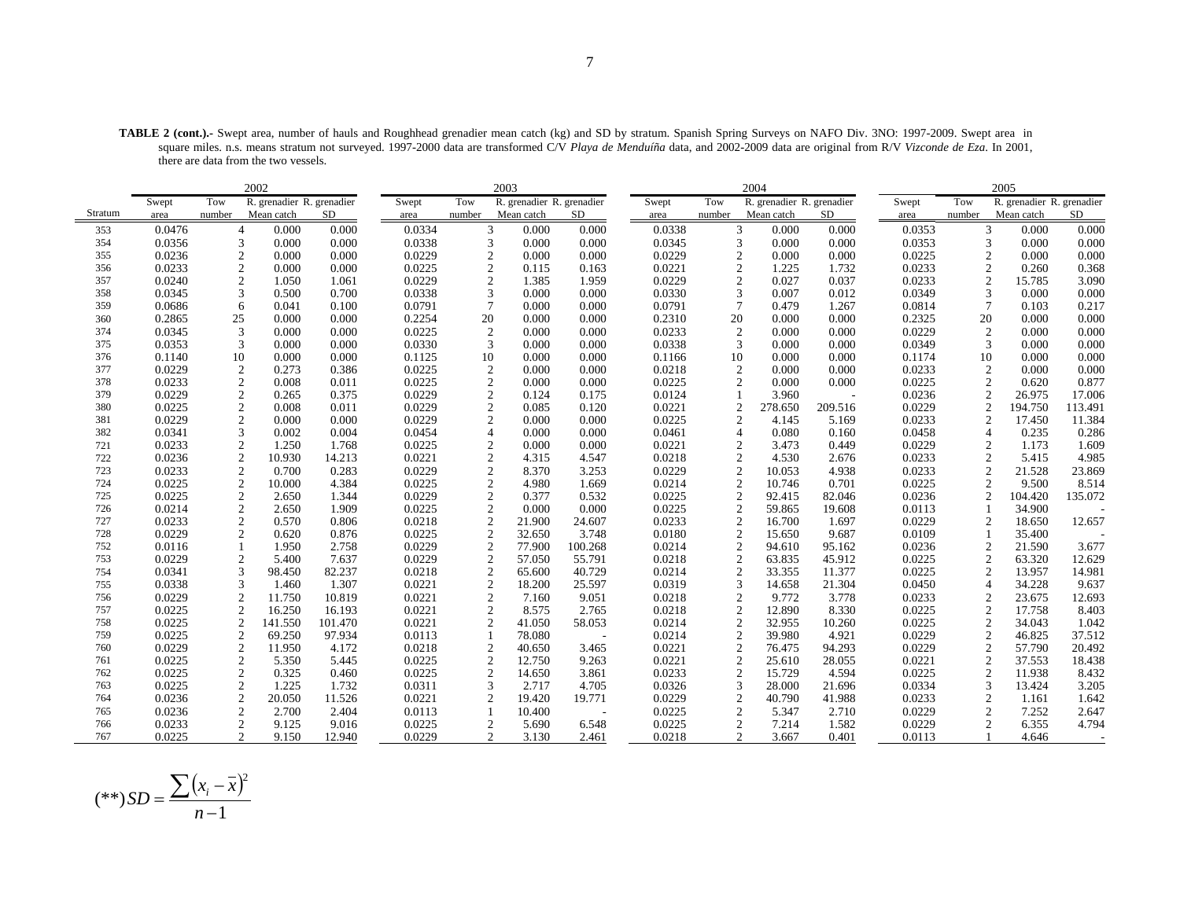**TABLE 2 (cont.).-** Swept area, number of hauls and Roughhead grenadier mean catch (kg) and SD by stratum. Spanish Spring Surveys on NAFO Div. 3NO: 1997-2009. Swept area in square miles. n.s. means stratum not surveyed. 1997-2000 data are transformed C/V *Playa de Menduíña* data, and 2002-2009 data are original from R/V *Vizconde de Eza*. In 2001, there are data from the two vessels.

| | 2002 | | | | 2003 | | | | 2004 | | | | 2005 | | | |
|---|---|---|---|---|---|---|---|---|---|---|---|---|---|---|---|---|
| Stratum | Swept area | Tow number | R. grenadier Mean catch | R. grenadier SD | Swept area | Tow number | R. grenadier Mean catch | R. grenadier SD | Swept area | Tow number | R. grenadier Mean catch | R. grenadier SD | Swept area | Tow number | R. grenadier Mean catch | R. grenadier SD |
| 353 | 0.0476 | 4 | 0.000 | 0.000 | 0.0334 | 3 | 0.000 | 0.000 | 0.0338 | 3 | 0.000 | 0.000 | 0.0353 | 3 | 0.000 | 0.000 |
| 354 | 0.0356 | 3 | 0.000 | 0.000 | 0.0338 | 3 | 0.000 | 0.000 | 0.0345 | 3 | 0.000 | 0.000 | 0.0353 | 3 | 0.000 | 0.000 |
| 355 | 0.0236 | 2 | 0.000 | 0.000 | 0.0229 | 2 | 0.000 | 0.000 | 0.0229 | 2 | 0.000 | 0.000 | 0.0225 | 2 | 0.000 | 0.000 |
| 356 | 0.0233 | 2 | 0.000 | 0.000 | 0.0225 | 2 | 0.115 | 0.163 | 0.0221 | 2 | 1.225 | 1.732 | 0.0233 | 2 | 0.260 | 0.368 |
| 357 | 0.0240 | 2 | 1.050 | 1.061 | 0.0229 | 2 | 1.385 | 1.959 | 0.0229 | 2 | 0.027 | 0.037 | 0.0233 | 2 | 15.785 | 3.090 |
| 358 | 0.0345 | 3 | 0.500 | 0.700 | 0.0338 | 3 | 0.000 | 0.000 | 0.0330 | 3 | 0.007 | 0.012 | 0.0349 | 3 | 0.000 | 0.000 |
| 359 | 0.0686 | 6 | 0.041 | 0.100 | 0.0791 | 7 | 0.000 | 0.000 | 0.0791 | 7 | 0.479 | 1.267 | 0.0814 | 7 | 0.103 | 0.217 |
| 360 | 0.2865 | 25 | 0.000 | 0.000 | 0.2254 | 20 | 0.000 | 0.000 | 0.2310 | 20 | 0.000 | 0.000 | 0.2325 | 20 | 0.000 | 0.000 |
| 374 | 0.0345 | 3 | 0.000 | 0.000 | 0.0225 | 2 | 0.000 | 0.000 | 0.0233 | 2 | 0.000 | 0.000 | 0.0229 | 2 | 0.000 | 0.000 |
| 375 | 0.0353 | 3 | 0.000 | 0.000 | 0.0330 | 3 | 0.000 | 0.000 | 0.0338 | 3 | 0.000 | 0.000 | 0.0349 | 3 | 0.000 | 0.000 |
| 376 | 0.1140 | 10 | 0.000 | 0.000 | 0.1125 | 10 | 0.000 | 0.000 | 0.1166 | 10 | 0.000 | 0.000 | 0.1174 | 10 | 0.000 | 0.000 |
| 377 | 0.0229 | 2 | 0.273 | 0.386 | 0.0225 | 2 | 0.000 | 0.000 | 0.0218 | 2 | 0.000 | 0.000 | 0.0233 | 2 | 0.000 | 0.000 |
| 378 | 0.0233 | 2 | 0.008 | 0.011 | 0.0225 | 2 | 0.000 | 0.000 | 0.0225 | 2 | 0.000 | 0.000 | 0.0225 | 2 | 0.620 | 0.877 |
| 379 | 0.0229 | 2 | 0.265 | 0.375 | 0.0229 | 2 | 0.124 | 0.175 | 0.0124 | 1 | 3.960 | - | 0.0236 | 2 | 26.975 | 17.006 |
| 380 | 0.0225 | 2 | 0.008 | 0.011 | 0.0229 | 2 | 0.085 | 0.120 | 0.0221 | 2 | 278.650 | 209.516 | 0.0229 | 2 | 194.750 | 113.491 |
| 381 | 0.0229 | 2 | 0.000 | 0.000 | 0.0229 | 2 | 0.000 | 0.000 | 0.0225 | 2 | 4.145 | 5.169 | 0.0233 | 2 | 17.450 | 11.384 |
| 382 | 0.0341 | 3 | 0.002 | 0.004 | 0.0454 | 4 | 0.000 | 0.000 | 0.0461 | 4 | 0.080 | 0.160 | 0.0458 | 4 | 0.235 | 0.286 |
| 721 | 0.0233 | 2 | 1.250 | 1.768 | 0.0225 | 2 | 0.000 | 0.000 | 0.0221 | 2 | 3.473 | 0.449 | 0.0229 | 2 | 1.173 | 1.609 |
| 722 | 0.0236 | 2 | 10.930 | 14.213 | 0.0221 | 2 | 4.315 | 4.547 | 0.0218 | 2 | 4.530 | 2.676 | 0.0233 | 2 | 5.415 | 4.985 |
| 723 | 0.0233 | 2 | 0.700 | 0.283 | 0.0229 | 2 | 8.370 | 3.253 | 0.0229 | 2 | 10.053 | 4.938 | 0.0233 | 2 | 21.528 | 23.869 |
| 724 | 0.0225 | 2 | 10.000 | 4.384 | 0.0225 | 2 | 4.980 | 1.669 | 0.0214 | 2 | 10.746 | 0.701 | 0.0225 | 2 | 9.500 | 8.514 |
| 725 | 0.0225 | 2 | 2.650 | 1.344 | 0.0229 | 2 | 0.377 | 0.532 | 0.0225 | 2 | 92.415 | 82.046 | 0.0236 | 2 | 104.420 | 135.072 |
| 726 | 0.0214 | 2 | 2.650 | 1.909 | 0.0225 | 2 | 0.000 | 0.000 | 0.0225 | 2 | 59.865 | 19.608 | 0.0113 | 1 | 34.900 | - |
| 727 | 0.0233 | 2 | 0.570 | 0.806 | 0.0218 | 2 | 21.900 | 24.607 | 0.0233 | 2 | 16.700 | 1.697 | 0.0229 | 2 | 18.650 | 12.657 |
| 728 | 0.0229 | 2 | 0.620 | 0.876 | 0.0225 | 2 | 32.650 | 3.748 | 0.0180 | 2 | 15.650 | 9.687 | 0.0109 | 1 | 35.400 | - |
| 752 | 0.0116 | 1 | 1.950 | 2.758 | 0.0229 | 2 | 77.900 | 100.268 | 0.0214 | 2 | 94.610 | 95.162 | 0.0236 | 2 | 21.590 | 3.677 |
| 753 | 0.0229 | 2 | 5.400 | 7.637 | 0.0229 | 2 | 57.050 | 55.791 | 0.0218 | 2 | 63.835 | 45.912 | 0.0225 | 2 | 63.320 | 12.629 |
| 754 | 0.0341 | 3 | 98.450 | 82.237 | 0.0218 | 2 | 65.600 | 40.729 | 0.0214 | 2 | 33.355 | 11.377 | 0.0225 | 2 | 13.957 | 14.981 |
| 755 | 0.0338 | 3 | 1.460 | 1.307 | 0.0221 | 2 | 18.200 | 25.597 | 0.0319 | 3 | 14.658 | 21.304 | 0.0450 | 4 | 34.228 | 9.637 |
| 756 | 0.0229 | 2 | 11.750 | 10.819 | 0.0221 | 2 | 7.160 | 9.051 | 0.0218 | 2 | 9.772 | 3.778 | 0.0233 | 2 | 23.675 | 12.693 |
| 757 | 0.0225 | 2 | 16.250 | 16.193 | 0.0221 | 2 | 8.575 | 2.765 | 0.0218 | 2 | 12.890 | 8.330 | 0.0225 | 2 | 17.758 | 8.403 |
| 758 | 0.0225 | 2 | 141.550 | 101.470 | 0.0221 | 2 | 41.050 | 58.053 | 0.0214 | 2 | 32.955 | 10.260 | 0.0225 | 2 | 34.043 | 1.042 |
| 759 | 0.0225 | 2 | 69.250 | 97.934 | 0.0113 | 1 | 78.080 | - | 0.0214 | 2 | 39.980 | 4.921 | 0.0229 | 2 | 46.825 | 37.512 |
| 760 | 0.0229 | 2 | 11.950 | 4.172 | 0.0218 | 2 | 40.650 | 3.465 | 0.0221 | 2 | 76.475 | 94.293 | 0.0229 | 2 | 57.790 | 20.492 |
| 761 | 0.0225 | 2 | 5.350 | 5.445 | 0.0225 | 2 | 12.750 | 9.263 | 0.0221 | 2 | 25.610 | 28.055 | 0.0221 | 2 | 37.553 | 18.438 |
| 762 | 0.0225 | 2 | 0.325 | 0.460 | 0.0225 | 2 | 14.650 | 3.861 | 0.0233 | 2 | 15.729 | 4.594 | 0.0225 | 2 | 11.938 | 8.432 |
| 763 | 0.0225 | 2 | 1.225 | 1.732 | 0.0311 | 3 | 2.717 | 4.705 | 0.0326 | 3 | 28.000 | 21.696 | 0.0334 | 3 | 13.424 | 3.205 |
| 764 | 0.0236 | 2 | 20.050 | 11.526 | 0.0221 | 2 | 19.420 | 19.771 | 0.0229 | 2 | 40.790 | 41.988 | 0.0233 | 2 | 1.161 | 1.642 |
| 765 | 0.0236 | 2 | 2.700 | 2.404 | 0.0113 | 1 | 10.400 | - | 0.0225 | 2 | 5.347 | 2.710 | 0.0229 | 2 | 7.252 | 2.647 |
| 766 | 0.0233 | 2 | 9.125 | 9.016 | 0.0225 | 2 | 5.690 | 6.548 | 0.0225 | 2 | 7.214 | 1.582 | 0.0229 | 2 | 6.355 | 4.794 |
| 767 | 0.0225 | 2 | 9.150 | 12.940 | 0.0229 | 2 | 3.130 | 2.461 | 0.0218 | 2 | 3.667 | 0.401 | 0.0113 | 1 | 4.646 | - |

$$(**) SD = \frac{\sum (x_i - \bar{x})^2}{n-1}$$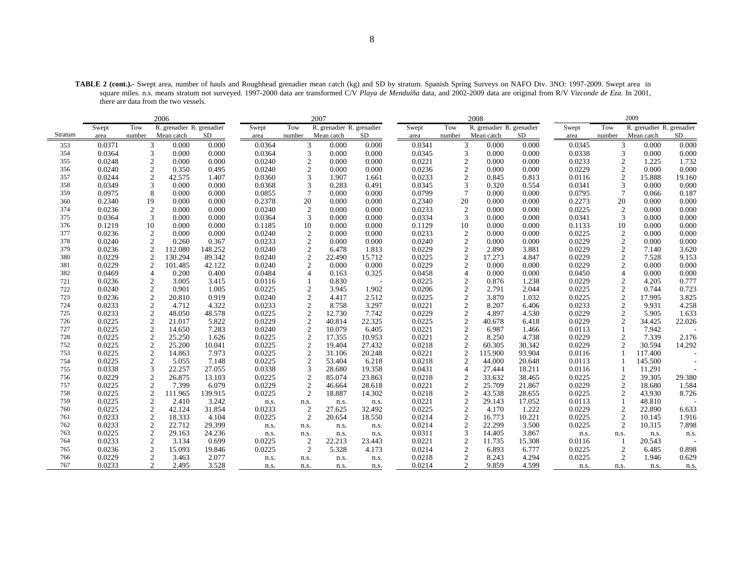**TABLE 2 (cont.).-** Swept area, number of hauls and Roughhead grenadier mean catch (kg) and SD by stratum. Spanish Spring Surveys on NAFO Div. 3NO: 1997-2009. Swept area in square miles. n.s. means stratum not surveyed. 1997-2000 data are transformed C/V *Playa de Menduíña* data, and 2002-2009 data are original from R/V *Vizconde de Eza*. In 2001, there are data from the two vessels.

| | 2006 | | | | 2007 | | | | 2008 | | | | 2009 | | | |
|---|---|---|---|---|---|---|---|---|---|---|---|---|---|---|---|---|
| Stratum | Swept area | Tow number | R. grenadier Mean catch | R. grenadier SD | Swept area | Tow number | R. grenadier Mean catch | R. grenadier SD | Swept area | Tow number | R. grenadier Mean catch | R. grenadier SD | Swept area | Tow number | R. grenadier Mean catch | R. grenadier SD |
| 353 | 0.0371 | 3 | 0.000 | 0.000 | 0.0364 | 3 | 0.000 | 0.000 | 0.0341 | 3 | 0.000 | 0.000 | 0.0345 | 3 | 0.000 | 0.000 |
| 354 | 0.0364 | 3 | 0.000 | 0.000 | 0.0364 | 3 | 0.000 | 0.000 | 0.0345 | 3 | 0.000 | 0.000 | 0.0338 | 3 | 0.000 | 0.000 |
| 355 | 0.0248 | 2 | 0.000 | 0.000 | 0.0240 | 2 | 0.000 | 0.000 | 0.0221 | 2 | 0.000 | 0.000 | 0.0233 | 2 | 1.225 | 1.732 |
| 356 | 0.0240 | 2 | 0.350 | 0.495 | 0.0240 | 2 | 0.000 | 0.000 | 0.0236 | 2 | 0.000 | 0.000 | 0.0229 | 2 | 0.000 | 0.000 |
| 357 | 0.0244 | 2 | 42.575 | 1.407 | 0.0360 | 3 | 1.907 | 1.661 | 0.0233 | 2 | 0.845 | 0.813 | 0.0116 | 2 | 15.888 | 19.160 |
| 358 | 0.0349 | 3 | 0.000 | 0.000 | 0.0368 | 3 | 0.283 | 0.491 | 0.0345 | 3 | 0.320 | 0.554 | 0.0341 | 3 | 0.000 | 0.000 |
| 359 | 0.0975 | 8 | 0.000 | 0.000 | 0.0855 | 7 | 0.000 | 0.000 | 0.0799 | 7 | 0.000 | 0.000 | 0.0795 | 7 | 0.066 | 0.187 |
| 360 | 0.2340 | 19 | 0.000 | 0.000 | 0.2378 | 20 | 0.000 | 0.000 | 0.2340 | 20 | 0.000 | 0.000 | 0.2273 | 20 | 0.000 | 0.000 |
| 374 | 0.0236 | 2 | 0.000 | 0.000 | 0.0240 | 2 | 0.000 | 0.000 | 0.0233 | 2 | 0.000 | 0.000 | 0.0225 | 2 | 0.000 | 0.000 |
| 375 | 0.0364 | 3 | 0.000 | 0.000 | 0.0364 | 3 | 0.000 | 0.000 | 0.0334 | 3 | 0.000 | 0.000 | 0.0341 | 3 | 0.000 | 0.000 |
| 376 | 0.1219 | 10 | 0.000 | 0.000 | 0.1185 | 10 | 0.000 | 0.000 | 0.1129 | 10 | 0.000 | 0.000 | 0.1133 | 10 | 0.000 | 0.000 |
| 377 | 0.0236 | 2 | 0.000 | 0.000 | 0.0240 | 2 | 0.000 | 0.000 | 0.0233 | 2 | 0.000 | 0.000 | 0.0225 | 2 | 0.000 | 0.000 |
| 378 | 0.0240 | 2 | 0.260 | 0.367 | 0.0233 | 2 | 0.000 | 0.000 | 0.0240 | 2 | 0.000 | 0.000 | 0.0229 | 2 | 0.000 | 0.000 |
| 379 | 0.0236 | 2 | 112.080 | 148.252 | 0.0240 | 2 | 6.478 | 1.813 | 0.0229 | 2 | 2.890 | 3.881 | 0.0229 | 2 | 7.140 | 3.620 |
| 380 | 0.0229 | 2 | 130.294 | 89.342 | 0.0240 | 2 | 22.490 | 15.712 | 0.0225 | 2 | 17.273 | 4.847 | 0.0229 | 2 | 7.528 | 9.153 |
| 381 | 0.0229 | 2 | 101.485 | 42.122 | 0.0240 | 2 | 0.000 | 0.000 | 0.0229 | 2 | 0.000 | 0.000 | 0.0229 | 2 | 0.000 | 0.000 |
| 382 | 0.0469 | 4 | 0.200 | 0.400 | 0.0484 | 4 | 0.163 | 0.325 | 0.0458 | 4 | 0.000 | 0.000 | 0.0450 | 4 | 0.000 | 0.000 |
| 721 | 0.0236 | 2 | 3.005 | 3.415 | 0.0116 | 1 | 0.830 | - | 0.0225 | 2 | 0.876 | 1.238 | 0.0229 | 2 | 4.205 | 0.777 |
| 722 | 0.0240 | 2 | 0.901 | 1.005 | 0.0225 | 2 | 3.945 | 1.902 | 0.0206 | 2 | 2.791 | 2.044 | 0.0225 | 2 | 0.744 | 0.723 |
| 723 | 0.0236 | 2 | 20.810 | 0.919 | 0.0240 | 2 | 4.417 | 2.512 | 0.0225 | 2 | 3.870 | 1.032 | 0.0225 | 2 | 17.995 | 3.825 |
| 724 | 0.0233 | 2 | 4.712 | 4.322 | 0.0233 | 2 | 8.758 | 3.297 | 0.0221 | 2 | 8.207 | 6.406 | 0.0233 | 2 | 9.931 | 4.258 |
| 725 | 0.0233 | 2 | 48.050 | 48.578 | 0.0225 | 2 | 12.730 | 7.742 | 0.0229 | 2 | 4.897 | 4.530 | 0.0229 | 2 | 5.905 | 1.633 |
| 726 | 0.0225 | 2 | 21.017 | 5.822 | 0.0229 | 2 | 40.814 | 22.325 | 0.0225 | 2 | 40.678 | 6.418 | 0.0229 | 2 | 34.425 | 22.026 |
| 727 | 0.0225 | 2 | 14.650 | 7.283 | 0.0240 | 2 | 10.079 | 6.405 | 0.0221 | 2 | 6.987 | 1.466 | 0.0113 | 1 | 7.942 | - |
| 728 | 0.0225 | 2 | 25.250 | 1.626 | 0.0225 | 2 | 17.355 | 10.953 | 0.0221 | 2 | 8.250 | 4.738 | 0.0229 | 2 | 7.339 | 2.176 |
| 752 | 0.0225 | 2 | 25.200 | 10.041 | 0.0225 | 2 | 19.404 | 27.432 | 0.0218 | 2 | 60.305 | 30.342 | 0.0229 | 2 | 30.594 | 14.292 |
| 753 | 0.0225 | 2 | 14.863 | 7.973 | 0.0225 | 2 | 31.106 | 20.248 | 0.0221 | 2 | 115.900 | 93.904 | 0.0116 | 1 | 117.400 | - |
| 754 | 0.0225 | 2 | 5.055 | 7.148 | 0.0225 | 2 | 53.404 | 6.218 | 0.0218 | 2 | 44.000 | 20.648 | 0.0113 | 1 | 145.500 | - |
| 755 | 0.0338 | 3 | 22.257 | 27.055 | 0.0338 | 3 | 28.680 | 19.358 | 0.0431 | 4 | 27.444 | 18.211 | 0.0116 | 1 | 11.291 | - |
| 756 | 0.0229 | 2 | 26.875 | 13.103 | 0.0225 | 2 | 85.074 | 23.863 | 0.0218 | 2 | 33.632 | 38.465 | 0.0225 | 2 | 39.305 | 29.380 |
| 757 | 0.0225 | 2 | 7.399 | 6.079 | 0.0229 | 2 | 46.664 | 28.618 | 0.0221 | 2 | 25.709 | 21.867 | 0.0229 | 2 | 18.680 | 1.584 |
| 758 | 0.0225 | 2 | 111.965 | 139.915 | 0.0225 | 2 | 18.887 | 14.302 | 0.0218 | 2 | 43.538 | 28.655 | 0.0225 | 2 | 43.930 | 8.726 |
| 759 | 0.0225 | 2 | 2.410 | 3.242 | n.s. | n.s. | n.s. | n.s. | 0.0221 | 2 | 29.143 | 17.052 | 0.0113 | 1 | 48.810 | - |
| 760 | 0.0225 | 2 | 42.124 | 31.854 | 0.0233 | 2 | 27.625 | 32.492 | 0.0225 | 2 | 4.170 | 1.222 | 0.0229 | 2 | 22.890 | 6.633 |
| 761 | 0.0233 | 2 | 18.333 | 4.104 | 0.0225 | 2 | 20.654 | 18.550 | 0.0214 | 2 | 16.773 | 10.221 | 0.0225 | 2 | 10.145 | 1.916 |
| 762 | 0.0233 | 2 | 22.712 | 29.399 | n.s. | n.s. | n.s. | n.s. | 0.0214 | 2 | 22.299 | 3.500 | 0.0225 | 2 | 10.315 | 7.898 |
| 763 | 0.0225 | 2 | 29.163 | 24.236 | n.s. | n.s. | n.s. | n.s. | 0.0311 | 3 | 14.405 | 3.867 | n.s. | n.s. | n.s. | n.s. |
| 764 | 0.0233 | 2 | 3.134 | 0.699 | 0.0225 | 2 | 22.213 | 23.443 | 0.0221 | 2 | 11.735 | 15.308 | 0.0116 | 1 | 20.543 | - |
| 765 | 0.0236 | 2 | 15.093 | 19.846 | 0.0225 | 2 | 5.328 | 4.173 | 0.0214 | 2 | 6.893 | 6.777 | 0.0225 | 2 | 6.485 | 0.898 |
| 766 | 0.0229 | 2 | 3.463 | 2.077 | n.s. | n.s. | n.s. | n.s. | 0.0218 | 2 | 8.243 | 4.294 | 0.0225 | 2 | 1.946 | 0.629 |
| 767 | 0.0233 | 2 | 2.495 | 3.528 | n.s. | n.s. | n.s. | n.s. | 0.0214 | 2 | 9.859 | 4.599 | n.s. | n.s. | n.s. | n.s. |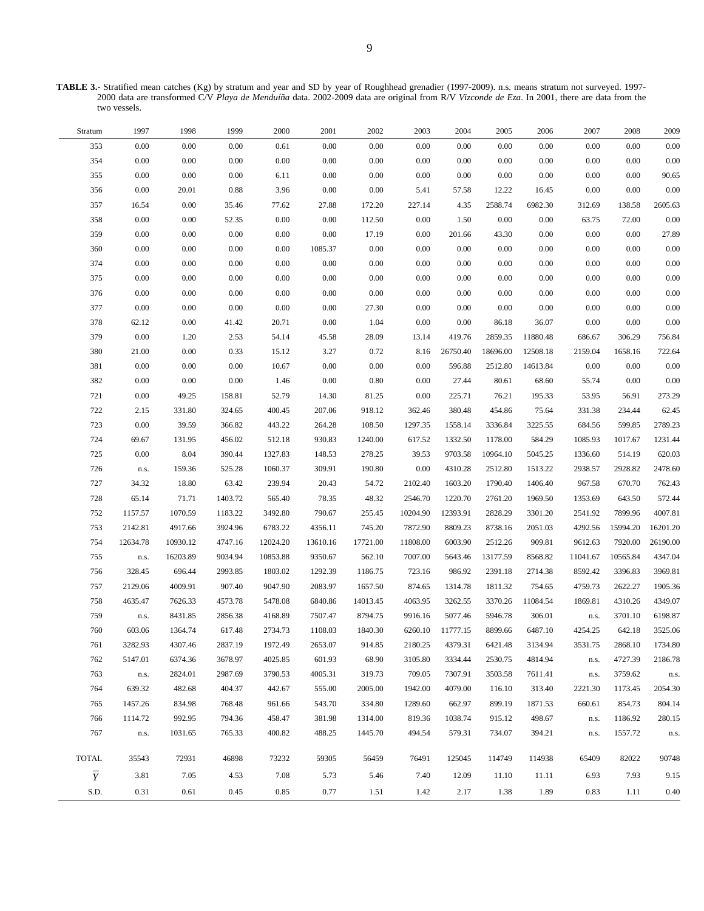**TABLE 3.-** Stratified mean catches (Kg) by stratum and year and SD by year of Roughhead grenadier (1997-2009). n.s. means stratum not surveyed. 1997-2000 data are transformed C/V *Playa de Menduíña* data. 2002-2009 data are original from R/V *Vizconde de Eza*. In 2001, there are data from the two vessels.

| Stratum | 1997 | 1998 | 1999 | 2000 | 2001 | 2002 | 2003 | 2004 | 2005 | 2006 | 2007 | 2008 | 2009 |
|---|---|---|---|---|---|---|---|---|---|---|---|---|---|
| 353 | 0.00 | 0.00 | 0.00 | 0.61 | 0.00 | 0.00 | 0.00 | 0.00 | 0.00 | 0.00 | 0.00 | 0.00 | 0.00 |
| 354 | 0.00 | 0.00 | 0.00 | 0.00 | 0.00 | 0.00 | 0.00 | 0.00 | 0.00 | 0.00 | 0.00 | 0.00 | 0.00 |
| 355 | 0.00 | 0.00 | 0.00 | 6.11 | 0.00 | 0.00 | 0.00 | 0.00 | 0.00 | 0.00 | 0.00 | 0.00 | 90.65 |
| 356 | 0.00 | 20.01 | 0.88 | 3.96 | 0.00 | 0.00 | 5.41 | 57.58 | 12.22 | 16.45 | 0.00 | 0.00 | 0.00 |
| 357 | 16.54 | 0.00 | 35.46 | 77.62 | 27.88 | 172.20 | 227.14 | 4.35 | 2588.74 | 6982.30 | 312.69 | 138.58 | 2605.63 |
| 358 | 0.00 | 0.00 | 52.35 | 0.00 | 0.00 | 112.50 | 0.00 | 1.50 | 0.00 | 0.00 | 63.75 | 72.00 | 0.00 |
| 359 | 0.00 | 0.00 | 0.00 | 0.00 | 0.00 | 17.19 | 0.00 | 201.66 | 43.30 | 0.00 | 0.00 | 0.00 | 27.89 |
| 360 | 0.00 | 0.00 | 0.00 | 0.00 | 1085.37 | 0.00 | 0.00 | 0.00 | 0.00 | 0.00 | 0.00 | 0.00 | 0.00 |
| 374 | 0.00 | 0.00 | 0.00 | 0.00 | 0.00 | 0.00 | 0.00 | 0.00 | 0.00 | 0.00 | 0.00 | 0.00 | 0.00 |
| 375 | 0.00 | 0.00 | 0.00 | 0.00 | 0.00 | 0.00 | 0.00 | 0.00 | 0.00 | 0.00 | 0.00 | 0.00 | 0.00 |
| 376 | 0.00 | 0.00 | 0.00 | 0.00 | 0.00 | 0.00 | 0.00 | 0.00 | 0.00 | 0.00 | 0.00 | 0.00 | 0.00 |
| 377 | 0.00 | 0.00 | 0.00 | 0.00 | 0.00 | 27.30 | 0.00 | 0.00 | 0.00 | 0.00 | 0.00 | 0.00 | 0.00 |
| 378 | 62.12 | 0.00 | 41.42 | 20.71 | 0.00 | 1.04 | 0.00 | 0.00 | 86.18 | 36.07 | 0.00 | 0.00 | 0.00 |
| 379 | 0.00 | 1.20 | 2.53 | 54.14 | 45.58 | 28.09 | 13.14 | 419.76 | 2859.35 | 11880.48 | 686.67 | 306.29 | 756.84 |
| 380 | 21.00 | 0.00 | 0.33 | 15.12 | 3.27 | 0.72 | 8.16 | 26750.40 | 18696.00 | 12508.18 | 2159.04 | 1658.16 | 722.64 |
| 381 | 0.00 | 0.00 | 0.00 | 10.67 | 0.00 | 0.00 | 0.00 | 596.88 | 2512.80 | 14613.84 | 0.00 | 0.00 | 0.00 |
| 382 | 0.00 | 0.00 | 0.00 | 1.46 | 0.00 | 0.80 | 0.00 | 27.44 | 80.61 | 68.60 | 55.74 | 0.00 | 0.00 |
| 721 | 0.00 | 49.25 | 158.81 | 52.79 | 14.30 | 81.25 | 0.00 | 225.71 | 76.21 | 195.33 | 53.95 | 56.91 | 273.29 |
| 722 | 2.15 | 331.80 | 324.65 | 400.45 | 207.06 | 918.12 | 362.46 | 380.48 | 454.86 | 75.64 | 331.38 | 234.44 | 62.45 |
| 723 | 0.00 | 39.59 | 366.82 | 443.22 | 264.28 | 108.50 | 1297.35 | 1558.14 | 3336.84 | 3225.55 | 684.56 | 599.85 | 2789.23 |
| 724 | 69.67 | 131.95 | 456.02 | 512.18 | 930.83 | 1240.00 | 617.52 | 1332.50 | 1178.00 | 584.29 | 1085.93 | 1017.67 | 1231.44 |
| 725 | 0.00 | 8.04 | 390.44 | 1327.83 | 148.53 | 278.25 | 39.53 | 9703.58 | 10964.10 | 5045.25 | 1336.60 | 514.19 | 620.03 |
| 726 | n.s. | 159.36 | 525.28 | 1060.37 | 309.91 | 190.80 | 0.00 | 4310.28 | 2512.80 | 1513.22 | 2938.57 | 2928.82 | 2478.60 |
| 727 | 34.32 | 18.80 | 63.42 | 239.94 | 20.43 | 54.72 | 2102.40 | 1603.20 | 1790.40 | 1406.40 | 967.58 | 670.70 | 762.43 |
| 728 | 65.14 | 71.71 | 1403.72 | 565.40 | 78.35 | 48.32 | 2546.70 | 1220.70 | 2761.20 | 1969.50 | 1353.69 | 643.50 | 572.44 |
| 752 | 1157.57 | 1070.59 | 1183.22 | 3492.80 | 790.67 | 255.45 | 10204.90 | 12393.91 | 2828.29 | 3301.20 | 2541.92 | 7899.96 | 4007.81 |
| 753 | 2142.81 | 4917.66 | 3924.96 | 6783.22 | 4356.11 | 745.20 | 7872.90 | 8809.23 | 8738.16 | 2051.03 | 4292.56 | 15994.20 | 16201.20 |
| 754 | 12634.78 | 10930.12 | 4747.16 | 12024.20 | 13610.16 | 17721.00 | 11808.00 | 6003.90 | 2512.26 | 909.81 | 9612.63 | 7920.00 | 26190.00 |
| 755 | n.s. | 16203.89 | 9034.94 | 10853.88 | 9350.67 | 562.10 | 7007.00 | 5643.46 | 13177.59 | 8568.82 | 11041.67 | 10565.84 | 4347.04 |
| 756 | 328.45 | 696.44 | 2993.85 | 1803.02 | 1292.39 | 1186.75 | 723.16 | 986.92 | 2391.18 | 2714.38 | 8592.42 | 3396.83 | 3969.81 |
| 757 | 2129.06 | 4009.91 | 907.40 | 9047.90 | 2083.97 | 1657.50 | 874.65 | 1314.78 | 1811.32 | 754.65 | 4759.73 | 2622.27 | 1905.36 |
| 758 | 4635.47 | 7626.33 | 4573.78 | 5478.08 | 6840.86 | 14013.45 | 4063.95 | 3262.55 | 3370.26 | 11084.54 | 1869.81 | 4310.26 | 4349.07 |
| 759 | n.s. | 8431.85 | 2856.38 | 4168.89 | 7507.47 | 8794.75 | 9916.16 | 5077.46 | 5946.78 | 306.01 | n.s. | 3701.10 | 6198.87 |
| 760 | 603.06 | 1364.74 | 617.48 | 2734.73 | 1108.03 | 1840.30 | 6260.10 | 11777.15 | 8899.66 | 6487.10 | 4254.25 | 642.18 | 3525.06 |
| 761 | 3282.93 | 4307.46 | 2837.19 | 1972.49 | 2653.07 | 914.85 | 2180.25 | 4379.31 | 6421.48 | 3134.94 | 3531.75 | 2868.10 | 1734.80 |
| 762 | 5147.01 | 6374.36 | 3678.97 | 4025.85 | 601.93 | 68.90 | 3105.80 | 3334.44 | 2530.75 | 4814.94 | n.s. | 4727.39 | 2186.78 |
| 763 | n.s. | 2824.01 | 2987.69 | 3790.53 | 4005.31 | 319.73 | 709.05 | 7307.91 | 3503.58 | 7611.41 | n.s. | 3759.62 | n.s. |
| 764 | 639.32 | 482.68 | 404.37 | 442.67 | 555.00 | 2005.00 | 1942.00 | 4079.00 | 116.10 | 313.40 | 2221.30 | 1173.45 | 2054.30 |
| 765 | 1457.26 | 834.98 | 768.48 | 961.66 | 543.70 | 334.80 | 1289.60 | 662.97 | 899.19 | 1871.53 | 660.61 | 854.73 | 804.14 |
| 766 | 1114.72 | 992.95 | 794.36 | 458.47 | 381.98 | 1314.00 | 819.36 | 1038.74 | 915.12 | 498.67 | n.s. | 1186.92 | 280.15 |
| 767 | n.s. | 1031.65 | 765.33 | 400.82 | 488.25 | 1445.70 | 494.54 | 579.31 | 734.07 | 394.21 | n.s. | 1557.72 | n.s. |
| TOTAL | 35543 | 72931 | 46898 | 73232 | 59305 | 56459 | 76491 | 125045 | 114749 | 114938 | 65409 | 82022 | 90748 |
| $\overline{Y}$ | 3.81 | 7.05 | 4.53 | 7.08 | 5.73 | 5.46 | 7.40 | 12.09 | 11.10 | 11.11 | 6.93 | 7.93 | 9.15 |
| S.D. | 0.31 | 0.61 | 0.45 | 0.85 | 0.77 | 1.51 | 1.42 | 2.17 | 1.38 | 1.89 | 0.83 | 1.11 | 0.40 |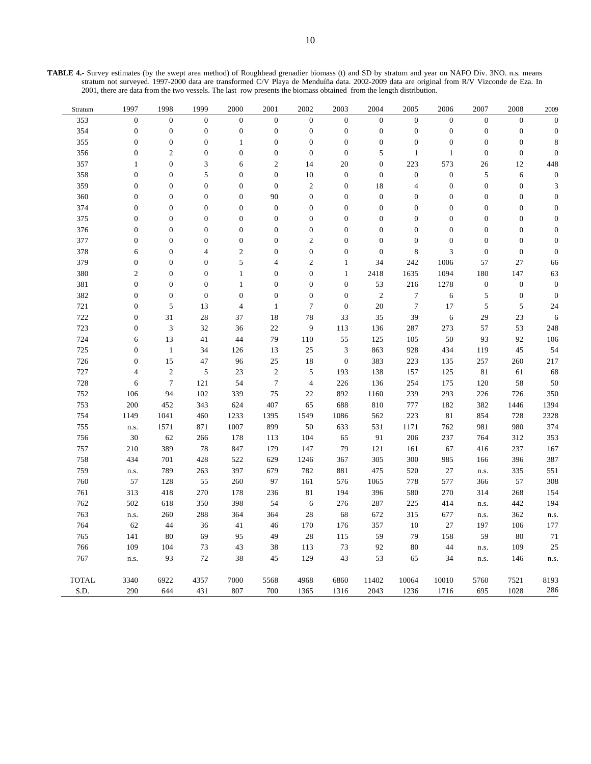**TABLE 4.-** Survey estimates (by the swept area method) of Roughhead grenadier biomass (t) and SD by stratum and year on NAFO Div. 3NO. n.s. means stratum not surveyed. 1997-2000 data are transformed C/V Playa de Menduíña data. 2002-2009 data are original from R/V Vizconde de Eza. In 2001, there are data from the two vessels. The last row presents the biomass obtained from the length distribution.

| Stratum | 1997 | 1998 | 1999 | 2000 | 2001 | 2002 | 2003 | 2004 | 2005 | 2006 | 2007 | 2008 | 2009 |
|---|---|---|---|---|---|---|---|---|---|---|---|---|---|
| 353 | 0 | 0 | 0 | 0 | 0 | 0 | 0 | 0 | 0 | 0 | 0 | 0 | 0 |
| 354 | 0 | 0 | 0 | 0 | 0 | 0 | 0 | 0 | 0 | 0 | 0 | 0 | 0 |
| 355 | 0 | 0 | 0 | 1 | 0 | 0 | 0 | 0 | 0 | 0 | 0 | 0 | 8 |
| 356 | 0 | 2 | 0 | 0 | 0 | 0 | 0 | 5 | 1 | 1 | 0 | 0 | 0 |
| 357 | 1 | 0 | 3 | 6 | 2 | 14 | 20 | 0 | 223 | 573 | 26 | 12 | 448 |
| 358 | 0 | 0 | 5 | 0 | 0 | 10 | 0 | 0 | 0 | 0 | 5 | 6 | 0 |
| 359 | 0 | 0 | 0 | 0 | 0 | 2 | 0 | 18 | 4 | 0 | 0 | 0 | 3 |
| 360 | 0 | 0 | 0 | 0 | 90 | 0 | 0 | 0 | 0 | 0 | 0 | 0 | 0 |
| 374 | 0 | 0 | 0 | 0 | 0 | 0 | 0 | 0 | 0 | 0 | 0 | 0 | 0 |
| 375 | 0 | 0 | 0 | 0 | 0 | 0 | 0 | 0 | 0 | 0 | 0 | 0 | 0 |
| 376 | 0 | 0 | 0 | 0 | 0 | 0 | 0 | 0 | 0 | 0 | 0 | 0 | 0 |
| 377 | 0 | 0 | 0 | 0 | 0 | 2 | 0 | 0 | 0 | 0 | 0 | 0 | 0 |
| 378 | 6 | 0 | 4 | 2 | 0 | 0 | 0 | 0 | 8 | 3 | 0 | 0 | 0 |
| 379 | 0 | 0 | 0 | 5 | 4 | 2 | 1 | 34 | 242 | 1006 | 57 | 27 | 66 |
| 380 | 2 | 0 | 0 | 1 | 0 | 0 | 1 | 2418 | 1635 | 1094 | 180 | 147 | 63 |
| 381 | 0 | 0 | 0 | 1 | 0 | 0 | 0 | 53 | 216 | 1278 | 0 | 0 | 0 |
| 382 | 0 | 0 | 0 | 0 | 0 | 0 | 0 | 2 | 7 | 6 | 5 | 0 | 0 |
| 721 | 0 | 5 | 13 | 4 | 1 | 7 | 0 | 20 | 7 | 17 | 5 | 5 | 24 |
| 722 | 0 | 31 | 28 | 37 | 18 | 78 | 33 | 35 | 39 | 6 | 29 | 23 | 6 |
| 723 | 0 | 3 | 32 | 36 | 22 | 9 | 113 | 136 | 287 | 273 | 57 | 53 | 248 |
| 724 | 6 | 13 | 41 | 44 | 79 | 110 | 55 | 125 | 105 | 50 | 93 | 92 | 106 |
| 725 | 0 | 1 | 34 | 126 | 13 | 25 | 3 | 863 | 928 | 434 | 119 | 45 | 54 |
| 726 | 0 | 15 | 47 | 96 | 25 | 18 | 0 | 383 | 223 | 135 | 257 | 260 | 217 |
| 727 | 4 | 2 | 5 | 23 | 2 | 5 | 193 | 138 | 157 | 125 | 81 | 61 | 68 |
| 728 | 6 | 7 | 121 | 54 | 7 | 4 | 226 | 136 | 254 | 175 | 120 | 58 | 50 |
| 752 | 106 | 94 | 102 | 339 | 75 | 22 | 892 | 1160 | 239 | 293 | 226 | 726 | 350 |
| 753 | 200 | 452 | 343 | 624 | 407 | 65 | 688 | 810 | 777 | 182 | 382 | 1446 | 1394 |
| 754 | 1149 | 1041 | 460 | 1233 | 1395 | 1549 | 1086 | 562 | 223 | 81 | 854 | 728 | 2328 |
| 755 | n.s. | 1571 | 871 | 1007 | 899 | 50 | 633 | 531 | 1171 | 762 | 981 | 980 | 374 |
| 756 | 30 | 62 | 266 | 178 | 113 | 104 | 65 | 91 | 206 | 237 | 764 | 312 | 353 |
| 757 | 210 | 389 | 78 | 847 | 179 | 147 | 79 | 121 | 161 | 67 | 416 | 237 | 167 |
| 758 | 434 | 701 | 428 | 522 | 629 | 1246 | 367 | 305 | 300 | 985 | 166 | 396 | 387 |
| 759 | n.s. | 789 | 263 | 397 | 679 | 782 | 881 | 475 | 520 | 27 | n.s. | 335 | 551 |
| 760 | 57 | 128 | 55 | 260 | 97 | 161 | 576 | 1065 | 778 | 577 | 366 | 57 | 308 |
| 761 | 313 | 418 | 270 | 178 | 236 | 81 | 194 | 396 | 580 | 270 | 314 | 268 | 154 |
| 762 | 502 | 618 | 350 | 398 | 54 | 6 | 276 | 287 | 225 | 414 | n.s. | 442 | 194 |
| 763 | n.s. | 260 | 288 | 364 | 364 | 28 | 68 | 672 | 315 | 677 | n.s. | 362 | n.s. |
| 764 | 62 | 44 | 36 | 41 | 46 | 170 | 176 | 357 | 10 | 27 | 197 | 106 | 177 |
| 765 | 141 | 80 | 69 | 95 | 49 | 28 | 115 | 59 | 79 | 158 | 59 | 80 | 71 |
| 766 | 109 | 104 | 73 | 43 | 38 | 113 | 73 | 92 | 80 | 44 | n.s. | 109 | 25 |
| 767 | n.s. | 93 | 72 | 38 | 45 | 129 | 43 | 53 | 65 | 34 | n.s. | 146 | n.s. |
| TOTAL | 3340 | 6922 | 4357 | 7000 | 5568 | 4968 | 6860 | 11402 | 10064 | 10010 | 5760 | 7521 | 8193 |
| S.D. | 290 | 644 | 431 | 807 | 700 | 1365 | 1316 | 2043 | 1236 | 1716 | 695 | 1028 | 286 |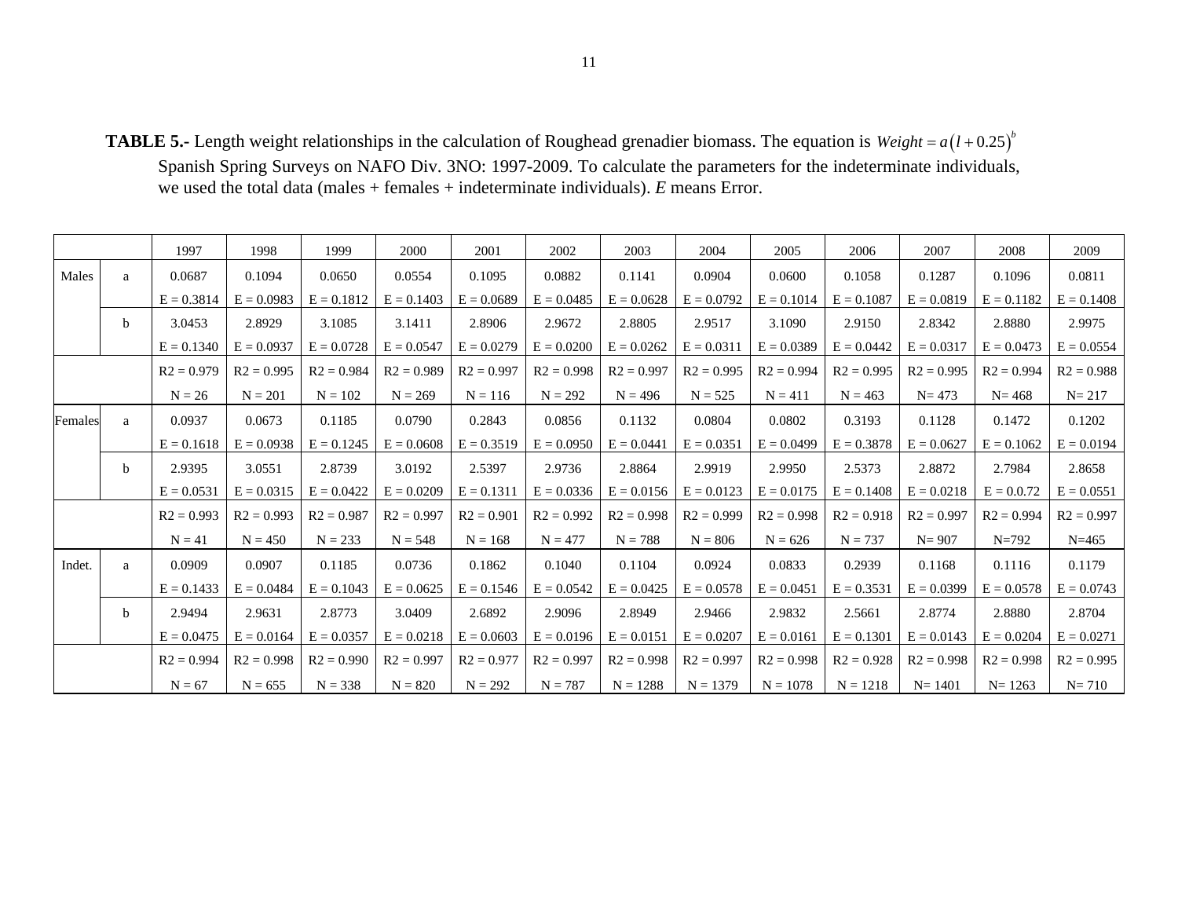**TABLE 5.-** Length weight relationships in the calculation of Roughead grenadier biomass. The equation is $Weight = a(l + 0.25)^b$ Spanish Spring Surveys on NAFO Div. 3NO: 1997-2009. To calculate the parameters for the indeterminate individuals, we used the total data (males + females + indeterminate individuals). *E* means Error.

| | | 1997 | 1998 | 1999 | 2000 | 2001 | 2002 | 2003 | 2004 | 2005 | 2006 | 2007 | 2008 | 2009 |
|---|---|---|---|---|---|---|---|---|---|---|---|---|---|---|
| Males | a | 0.0687 | 0.1094 | 0.0650 | 0.0554 | 0.1095 | 0.0882 | 0.1141 | 0.0904 | 0.0600 | 0.1058 | 0.1287 | 0.1096 | 0.0811 |
| | | E = 0.3814 | E = 0.0983 | E = 0.1812 | E = 0.1403 | E = 0.0689 | E = 0.0485 | E = 0.0628 | E = 0.0792 | E = 0.1014 | E = 0.1087 | E = 0.0819 | E = 0.1182 | E = 0.1408 |
| | b | 3.0453 | 2.8929 | 3.1085 | 3.1411 | 2.8906 | 2.9672 | 2.8805 | 2.9517 | 3.1090 | 2.9150 | 2.8342 | 2.8880 | 2.9975 |
| | | E = 0.1340 | E = 0.0937 | E = 0.0728 | E = 0.0547 | E = 0.0279 | E = 0.0200 | E = 0.0262 | E = 0.0311 | E = 0.0389 | E = 0.0442 | E = 0.0317 | E = 0.0473 | E = 0.0554 |
| | | R2 = 0.979 | R2 = 0.995 | R2 = 0.984 | R2 = 0.989 | R2 = 0.997 | R2 = 0.998 | R2 = 0.997 | R2 = 0.995 | R2 = 0.994 | R2 = 0.995 | R2 = 0.995 | R2 = 0.994 | R2 = 0.988 |
| | | N = 26 | N = 201 | N = 102 | N = 269 | N = 116 | N = 292 | N = 496 | N = 525 | N = 411 | N = 463 | N= 473 | N= 468 | N= 217 |
| Females | a | 0.0937 | 0.0673 | 0.1185 | 0.0790 | 0.2843 | 0.0856 | 0.1132 | 0.0804 | 0.0802 | 0.3193 | 0.1128 | 0.1472 | 0.1202 |
| | | E = 0.1618 | E = 0.0938 | E = 0.1245 | E = 0.0608 | E = 0.3519 | E = 0.0950 | E = 0.0441 | E = 0.0351 | E = 0.0499 | E = 0.3878 | E = 0.0627 | E = 0.1062 | E = 0.0194 |
| | b | 2.9395 | 3.0551 | 2.8739 | 3.0192 | 2.5397 | 2.9736 | 2.8864 | 2.9919 | 2.9950 | 2.5373 | 2.8872 | 2.7984 | 2.8658 |
| | | E = 0.0531 | E = 0.0315 | E = 0.0422 | E = 0.0209 | E = 0.1311 | E = 0.0336 | E = 0.0156 | E = 0.0123 | E = 0.0175 | E = 0.1408 | E = 0.0218 | E = 0.0.72 | E = 0.0551 |
| | | R2 = 0.993 | R2 = 0.993 | R2 = 0.987 | R2 = 0.997 | R2 = 0.901 | R2 = 0.992 | R2 = 0.998 | R2 = 0.999 | R2 = 0.998 | R2 = 0.918 | R2 = 0.997 | R2 = 0.994 | R2 = 0.997 |
| | | N = 41 | N = 450 | N = 233 | N = 548 | N = 168 | N = 477 | N = 788 | N = 806 | N = 626 | N = 737 | N= 907 | N=792 | N=465 |
| Indet. | a | 0.0909 | 0.0907 | 0.1185 | 0.0736 | 0.1862 | 0.1040 | 0.1104 | 0.0924 | 0.0833 | 0.2939 | 0.1168 | 0.1116 | 0.1179 |
| | | E = 0.1433 | E = 0.0484 | E = 0.1043 | E = 0.0625 | E = 0.1546 | E = 0.0542 | E = 0.0425 | E = 0.0578 | E = 0.0451 | E = 0.3531 | E = 0.0399 | E = 0.0578 | E = 0.0743 |
| | b | 2.9494 | 2.9631 | 2.8773 | 3.0409 | 2.6892 | 2.9096 | 2.8949 | 2.9466 | 2.9832 | 2.5661 | 2.8774 | 2.8880 | 2.8704 |
| | | E = 0.0475 | E = 0.0164 | E = 0.0357 | E = 0.0218 | E = 0.0603 | E = 0.0196 | E = 0.0151 | E = 0.0207 | E = 0.0161 | E = 0.1301 | E = 0.0143 | E = 0.0204 | E = 0.0271 |
| | | R2 = 0.994 | R2 = 0.998 | R2 = 0.990 | R2 = 0.997 | R2 = 0.977 | R2 = 0.997 | R2 = 0.998 | R2 = 0.997 | R2 = 0.998 | R2 = 0.928 | R2 = 0.998 | R2 = 0.998 | R2 = 0.995 |
| | | N = 67 | N = 655 | N = 338 | N = 820 | N = 292 | N = 787 | N = 1288 | N = 1379 | N = 1078 | N = 1218 | N= 1401 | N= 1263 | N= 710 |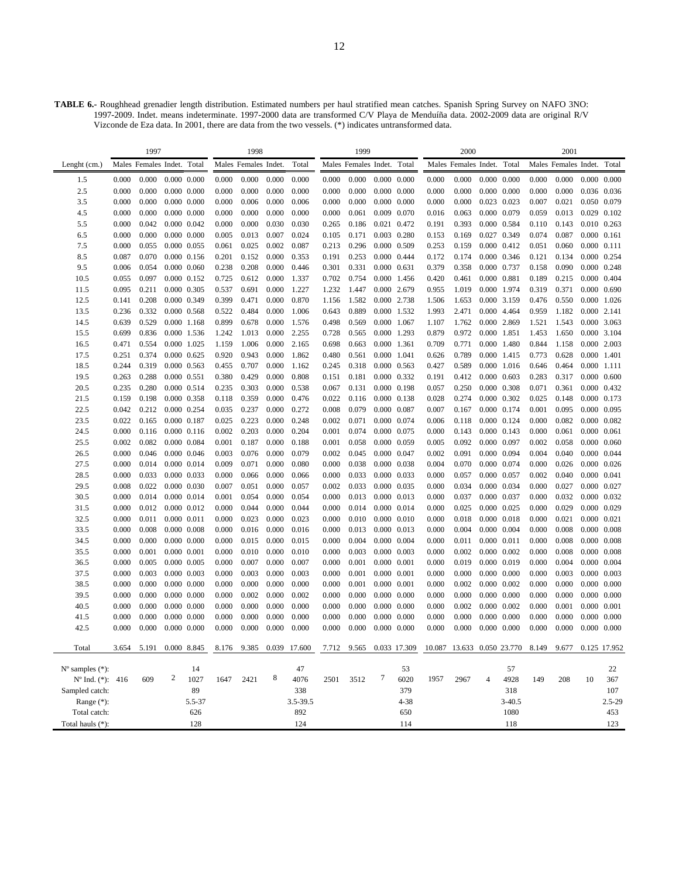**TABLE 6.-** Roughhead grenadier length distribution. Estimated numbers per haul stratified mean catches. Spanish Spring Survey on NAFO 3NO: 1997-2009. Indet. means indeterminate. 1997-2000 data are transformed C/V Playa de Menduíña data. 2002-2009 data are original R/V Vizconde de Eza data. In 2001, there are data from the two vessels. (*) indicates untransformed data.

| | 1997 | | | | 1998 | | | | 1999 | | | | 2000 | | | | 2001 | | | |
|---|---|---|---|---|---|---|---|---|---|---|---|---|---|---|---|---|---|---|---|---|
| Lenght (cm.) | Males | Females | Indet. | Total | Males | Females | Indet. | Total | Males | Females | Indet. | Total | Males | Females | Indet. | Total | Males | Females | Indet. | Total |
| 1.5 | 0.000 | 0.000 | 0.000 | 0.000 | 0.000 | 0.000 | 0.000 | 0.000 | 0.000 | 0.000 | 0.000 | 0.000 | 0.000 | 0.000 | 0.000 | 0.000 | 0.000 | 0.000 | 0.000 | 0.000 |
| 2.5 | 0.000 | 0.000 | 0.000 | 0.000 | 0.000 | 0.000 | 0.000 | 0.000 | 0.000 | 0.000 | 0.000 | 0.000 | 0.000 | 0.000 | 0.000 | 0.000 | 0.000 | 0.000 | 0.036 | 0.036 |
| 3.5 | 0.000 | 0.000 | 0.000 | 0.000 | 0.000 | 0.006 | 0.000 | 0.006 | 0.000 | 0.000 | 0.000 | 0.000 | 0.000 | 0.000 | 0.023 | 0.023 | 0.007 | 0.021 | 0.050 | 0.079 |
| 4.5 | 0.000 | 0.000 | 0.000 | 0.000 | 0.000 | 0.000 | 0.000 | 0.000 | 0.000 | 0.061 | 0.009 | 0.070 | 0.016 | 0.063 | 0.000 | 0.079 | 0.059 | 0.013 | 0.029 | 0.102 |
| 5.5 | 0.000 | 0.042 | 0.000 | 0.042 | 0.000 | 0.000 | 0.030 | 0.030 | 0.265 | 0.186 | 0.021 | 0.472 | 0.191 | 0.393 | 0.000 | 0.584 | 0.110 | 0.143 | 0.010 | 0.263 |
| 6.5 | 0.000 | 0.000 | 0.000 | 0.000 | 0.005 | 0.013 | 0.007 | 0.024 | 0.105 | 0.171 | 0.003 | 0.280 | 0.153 | 0.169 | 0.027 | 0.349 | 0.074 | 0.087 | 0.000 | 0.161 |
| 7.5 | 0.000 | 0.055 | 0.000 | 0.055 | 0.061 | 0.025 | 0.002 | 0.087 | 0.213 | 0.296 | 0.000 | 0.509 | 0.253 | 0.159 | 0.000 | 0.412 | 0.051 | 0.060 | 0.000 | 0.111 |
| 8.5 | 0.087 | 0.070 | 0.000 | 0.156 | 0.201 | 0.152 | 0.000 | 0.353 | 0.191 | 0.253 | 0.000 | 0.444 | 0.172 | 0.174 | 0.000 | 0.346 | 0.121 | 0.134 | 0.000 | 0.254 |
| 9.5 | 0.006 | 0.054 | 0.000 | 0.060 | 0.238 | 0.208 | 0.000 | 0.446 | 0.301 | 0.331 | 0.000 | 0.631 | 0.379 | 0.358 | 0.000 | 0.737 | 0.158 | 0.090 | 0.000 | 0.248 |
| 10.5 | 0.055 | 0.097 | 0.000 | 0.152 | 0.725 | 0.612 | 0.000 | 1.337 | 0.702 | 0.754 | 0.000 | 1.456 | 0.420 | 0.461 | 0.000 | 0.881 | 0.189 | 0.215 | 0.000 | 0.404 |
| 11.5 | 0.095 | 0.211 | 0.000 | 0.305 | 0.537 | 0.691 | 0.000 | 1.227 | 1.232 | 1.447 | 0.000 | 2.679 | 0.955 | 1.019 | 0.000 | 1.974 | 0.319 | 0.371 | 0.000 | 0.690 |
| 12.5 | 0.141 | 0.208 | 0.000 | 0.349 | 0.399 | 0.471 | 0.000 | 0.870 | 1.156 | 1.582 | 0.000 | 2.738 | 1.506 | 1.653 | 0.000 | 3.159 | 0.476 | 0.550 | 0.000 | 1.026 |
| 13.5 | 0.236 | 0.332 | 0.000 | 0.568 | 0.522 | 0.484 | 0.000 | 1.006 | 0.643 | 0.889 | 0.000 | 1.532 | 1.993 | 2.471 | 0.000 | 4.464 | 0.959 | 1.182 | 0.000 | 2.141 |
| 14.5 | 0.639 | 0.529 | 0.000 | 1.168 | 0.899 | 0.678 | 0.000 | 1.576 | 0.498 | 0.569 | 0.000 | 1.067 | 1.107 | 1.762 | 0.000 | 2.869 | 1.521 | 1.543 | 0.000 | 3.063 |
| 15.5 | 0.699 | 0.836 | 0.000 | 1.536 | 1.242 | 1.013 | 0.000 | 2.255 | 0.728 | 0.565 | 0.000 | 1.293 | 0.879 | 0.972 | 0.000 | 1.851 | 1.453 | 1.650 | 0.000 | 3.104 |
| 16.5 | 0.471 | 0.554 | 0.000 | 1.025 | 1.159 | 1.006 | 0.000 | 2.165 | 0.698 | 0.663 | 0.000 | 1.361 | 0.709 | 0.771 | 0.000 | 1.480 | 0.844 | 1.158 | 0.000 | 2.003 |
| 17.5 | 0.251 | 0.374 | 0.000 | 0.625 | 0.920 | 0.943 | 0.000 | 1.862 | 0.480 | 0.561 | 0.000 | 1.041 | 0.626 | 0.789 | 0.000 | 1.415 | 0.773 | 0.628 | 0.000 | 1.401 |
| 18.5 | 0.244 | 0.319 | 0.000 | 0.563 | 0.455 | 0.707 | 0.000 | 1.162 | 0.245 | 0.318 | 0.000 | 0.563 | 0.427 | 0.589 | 0.000 | 1.016 | 0.646 | 0.464 | 0.000 | 1.111 |
| 19.5 | 0.263 | 0.288 | 0.000 | 0.551 | 0.380 | 0.429 | 0.000 | 0.808 | 0.151 | 0.181 | 0.000 | 0.332 | 0.191 | 0.412 | 0.000 | 0.603 | 0.283 | 0.317 | 0.000 | 0.600 |
| 20.5 | 0.235 | 0.280 | 0.000 | 0.514 | 0.235 | 0.303 | 0.000 | 0.538 | 0.067 | 0.131 | 0.000 | 0.198 | 0.057 | 0.250 | 0.000 | 0.308 | 0.071 | 0.361 | 0.000 | 0.432 |
| 21.5 | 0.159 | 0.198 | 0.000 | 0.358 | 0.118 | 0.359 | 0.000 | 0.476 | 0.022 | 0.116 | 0.000 | 0.138 | 0.028 | 0.274 | 0.000 | 0.302 | 0.025 | 0.148 | 0.000 | 0.173 |
| 22.5 | 0.042 | 0.212 | 0.000 | 0.254 | 0.035 | 0.237 | 0.000 | 0.272 | 0.008 | 0.079 | 0.000 | 0.087 | 0.007 | 0.167 | 0.000 | 0.174 | 0.001 | 0.095 | 0.000 | 0.095 |
| 23.5 | 0.022 | 0.165 | 0.000 | 0.187 | 0.025 | 0.223 | 0.000 | 0.248 | 0.002 | 0.071 | 0.000 | 0.074 | 0.006 | 0.118 | 0.000 | 0.124 | 0.000 | 0.082 | 0.000 | 0.082 |
| 24.5 | 0.000 | 0.116 | 0.000 | 0.116 | 0.002 | 0.203 | 0.000 | 0.204 | 0.001 | 0.074 | 0.000 | 0.075 | 0.000 | 0.143 | 0.000 | 0.143 | 0.000 | 0.061 | 0.000 | 0.061 |
| 25.5 | 0.002 | 0.082 | 0.000 | 0.084 | 0.001 | 0.187 | 0.000 | 0.188 | 0.001 | 0.058 | 0.000 | 0.059 | 0.005 | 0.092 | 0.000 | 0.097 | 0.002 | 0.058 | 0.000 | 0.060 |
| 26.5 | 0.000 | 0.046 | 0.000 | 0.046 | 0.003 | 0.076 | 0.000 | 0.079 | 0.002 | 0.045 | 0.000 | 0.047 | 0.002 | 0.091 | 0.000 | 0.094 | 0.004 | 0.040 | 0.000 | 0.044 |
| 27.5 | 0.000 | 0.014 | 0.000 | 0.014 | 0.009 | 0.071 | 0.000 | 0.080 | 0.000 | 0.038 | 0.000 | 0.038 | 0.004 | 0.070 | 0.000 | 0.074 | 0.000 | 0.026 | 0.000 | 0.026 |
| 28.5 | 0.000 | 0.033 | 0.000 | 0.033 | 0.000 | 0.066 | 0.000 | 0.066 | 0.000 | 0.033 | 0.000 | 0.033 | 0.000 | 0.057 | 0.000 | 0.057 | 0.002 | 0.040 | 0.000 | 0.041 |
| 29.5 | 0.008 | 0.022 | 0.000 | 0.030 | 0.007 | 0.051 | 0.000 | 0.057 | 0.002 | 0.033 | 0.000 | 0.035 | 0.000 | 0.034 | 0.000 | 0.034 | 0.000 | 0.027 | 0.000 | 0.027 |
| 30.5 | 0.000 | 0.014 | 0.000 | 0.014 | 0.001 | 0.054 | 0.000 | 0.054 | 0.000 | 0.013 | 0.000 | 0.013 | 0.000 | 0.037 | 0.000 | 0.037 | 0.000 | 0.032 | 0.000 | 0.032 |
| 31.5 | 0.000 | 0.012 | 0.000 | 0.012 | 0.000 | 0.044 | 0.000 | 0.044 | 0.000 | 0.014 | 0.000 | 0.014 | 0.000 | 0.025 | 0.000 | 0.025 | 0.000 | 0.029 | 0.000 | 0.029 |
| 32.5 | 0.000 | 0.011 | 0.000 | 0.011 | 0.000 | 0.023 | 0.000 | 0.023 | 0.000 | 0.010 | 0.000 | 0.010 | 0.000 | 0.018 | 0.000 | 0.018 | 0.000 | 0.021 | 0.000 | 0.021 |
| 33.5 | 0.000 | 0.008 | 0.000 | 0.008 | 0.000 | 0.016 | 0.000 | 0.016 | 0.000 | 0.013 | 0.000 | 0.013 | 0.000 | 0.004 | 0.000 | 0.004 | 0.000 | 0.008 | 0.000 | 0.008 |
| 34.5 | 0.000 | 0.000 | 0.000 | 0.000 | 0.000 | 0.015 | 0.000 | 0.015 | 0.000 | 0.004 | 0.000 | 0.004 | 0.000 | 0.011 | 0.000 | 0.011 | 0.000 | 0.008 | 0.000 | 0.008 |
| 35.5 | 0.000 | 0.001 | 0.000 | 0.001 | 0.000 | 0.010 | 0.000 | 0.010 | 0.000 | 0.003 | 0.000 | 0.003 | 0.000 | 0.002 | 0.000 | 0.002 | 0.000 | 0.008 | 0.000 | 0.008 |
| 36.5 | 0.000 | 0.005 | 0.000 | 0.005 | 0.000 | 0.007 | 0.000 | 0.007 | 0.000 | 0.001 | 0.000 | 0.001 | 0.000 | 0.019 | 0.000 | 0.019 | 0.000 | 0.004 | 0.000 | 0.004 |
| 37.5 | 0.000 | 0.003 | 0.000 | 0.003 | 0.000 | 0.003 | 0.000 | 0.003 | 0.000 | 0.001 | 0.000 | 0.001 | 0.000 | 0.000 | 0.000 | 0.000 | 0.000 | 0.003 | 0.000 | 0.003 |
| 38.5 | 0.000 | 0.000 | 0.000 | 0.000 | 0.000 | 0.000 | 0.000 | 0.000 | 0.000 | 0.001 | 0.000 | 0.001 | 0.000 | 0.002 | 0.000 | 0.002 | 0.000 | 0.000 | 0.000 | 0.000 |
| 39.5 | 0.000 | 0.000 | 0.000 | 0.000 | 0.000 | 0.002 | 0.000 | 0.002 | 0.000 | 0.000 | 0.000 | 0.000 | 0.000 | 0.000 | 0.000 | 0.000 | 0.000 | 0.000 | 0.000 | 0.000 |
| 40.5 | 0.000 | 0.000 | 0.000 | 0.000 | 0.000 | 0.000 | 0.000 | 0.000 | 0.000 | 0.000 | 0.000 | 0.000 | 0.000 | 0.002 | 0.000 | 0.002 | 0.000 | 0.001 | 0.000 | 0.001 |
| 41.5 | 0.000 | 0.000 | 0.000 | 0.000 | 0.000 | 0.000 | 0.000 | 0.000 | 0.000 | 0.000 | 0.000 | 0.000 | 0.000 | 0.000 | 0.000 | 0.000 | 0.000 | 0.000 | 0.000 | 0.000 |
| 42.5 | 0.000 | 0.000 | 0.000 | 0.000 | 0.000 | 0.000 | 0.000 | 0.000 | 0.000 | 0.000 | 0.000 | 0.000 | 0.000 | 0.000 | 0.000 | 0.000 | 0.000 | 0.000 | 0.000 | 0.000 |
| Total | 3.654 | 5.191 | 0.000 | 8.845 | 8.176 | 9.385 | 0.039 | 17.600 | 7.712 | 9.565 | 0.033 | 17.309 | 10.087 | 13.633 | 0.050 | 23.770 | 8.149 | 9.677 | 0.125 | 17.952 |
| Nº samples (*): | | | | 14 | | | | 47 | | | | 53 | | | | 57 | | | | 22 |
| Nº Ind. (*): | 416 | 609 | 2 | 1027 | 1647 | 2421 | 8 | 4076 | 2501 | 3512 | 7 | 6020 | 1957 | 2967 | 4 | 4928 | 149 | 208 | 10 | 367 |
| Sampled catch: | | | | 89 | | | | 338 | | | | 379 | | | | 318 | | | | 107 |
| Range (*): | | | | 5.5-37 | | | | 3.5-39.5 | | | | 4-38 | | | | 3-40.5 | | | | 2.5-29 |
| Total catch: | | | | 626 | | | | 892 | | | | 650 | | | | 1080 | | | | 453 |
| Total hauls (*): | | | | 128 | | | | 124 | | | | 114 | | | | 118 | | | | 123 |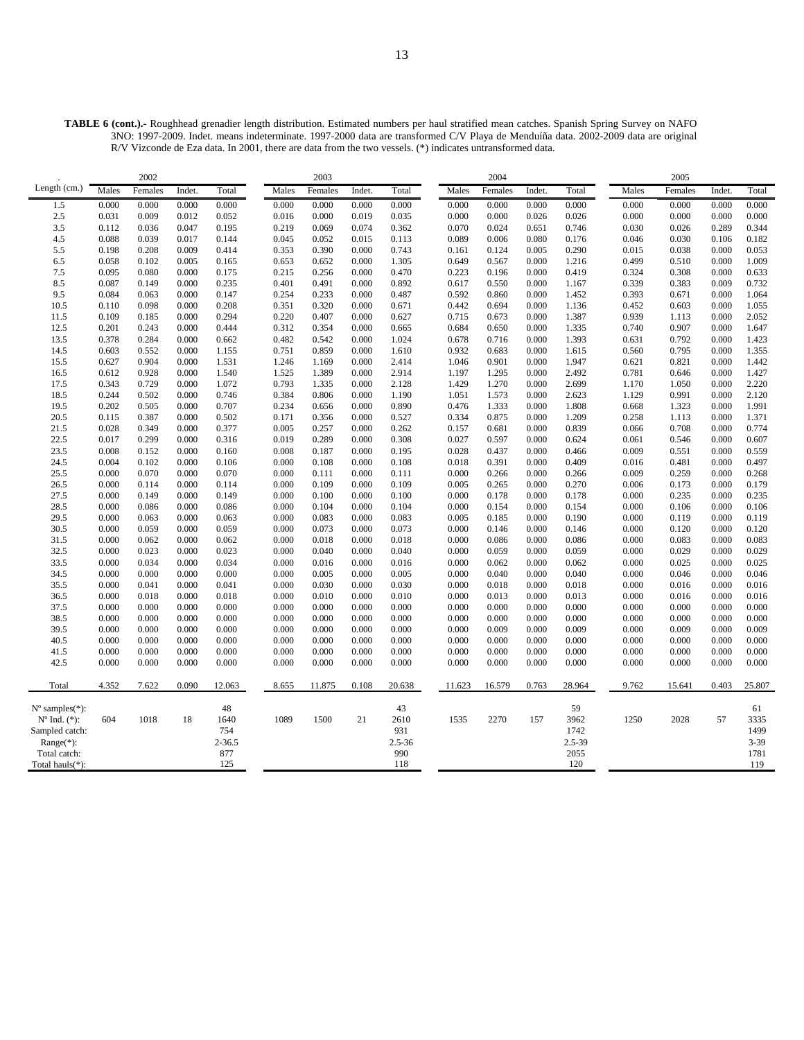**TABLE 6 (cont.).-** Roughhead grenadier length distribution. Estimated numbers per haul stratified mean catches. Spanish Spring Survey on NAFO 3NO: 1997-2009. Indet. means indeterminate. 1997-2000 data are transformed C/V Playa de Menduíña data. 2002-2009 data are original R/V Vizconde de Eza data. In 2001, there are data from the two vessels. (*) indicates untransformed data.

| . | 2002 | | | | 2003 | | | | 2004 | | | | 2005 | | | |
|---|---|---|---|---|---|---|---|---|---|---|---|---|---|---|---|---|
| Length (cm.) | Males | Females | Indet. | Total | Males | Females | Indet. | Total | Males | Females | Indet. | Total | Males | Females | Indet. | Total |
| 1.5 | 0.000 | 0.000 | 0.000 | 0.000 | 0.000 | 0.000 | 0.000 | 0.000 | 0.000 | 0.000 | 0.000 | 0.000 | 0.000 | 0.000 | 0.000 | 0.000 |
| 2.5 | 0.031 | 0.009 | 0.012 | 0.052 | 0.016 | 0.000 | 0.019 | 0.035 | 0.000 | 0.000 | 0.026 | 0.026 | 0.000 | 0.000 | 0.000 | 0.000 |
| 3.5 | 0.112 | 0.036 | 0.047 | 0.195 | 0.219 | 0.069 | 0.074 | 0.362 | 0.070 | 0.024 | 0.651 | 0.746 | 0.030 | 0.026 | 0.289 | 0.344 |
| 4.5 | 0.088 | 0.039 | 0.017 | 0.144 | 0.045 | 0.052 | 0.015 | 0.113 | 0.089 | 0.006 | 0.080 | 0.176 | 0.046 | 0.030 | 0.106 | 0.182 |
| 5.5 | 0.198 | 0.208 | 0.009 | 0.414 | 0.353 | 0.390 | 0.000 | 0.743 | 0.161 | 0.124 | 0.005 | 0.290 | 0.015 | 0.038 | 0.000 | 0.053 |
| 6.5 | 0.058 | 0.102 | 0.005 | 0.165 | 0.653 | 0.652 | 0.000 | 1.305 | 0.649 | 0.567 | 0.000 | 1.216 | 0.499 | 0.510 | 0.000 | 1.009 |
| 7.5 | 0.095 | 0.080 | 0.000 | 0.175 | 0.215 | 0.256 | 0.000 | 0.470 | 0.223 | 0.196 | 0.000 | 0.419 | 0.324 | 0.308 | 0.000 | 0.633 |
| 8.5 | 0.087 | 0.149 | 0.000 | 0.235 | 0.401 | 0.491 | 0.000 | 0.892 | 0.617 | 0.550 | 0.000 | 1.167 | 0.339 | 0.383 | 0.009 | 0.732 |
| 9.5 | 0.084 | 0.063 | 0.000 | 0.147 | 0.254 | 0.233 | 0.000 | 0.487 | 0.592 | 0.860 | 0.000 | 1.452 | 0.393 | 0.671 | 0.000 | 1.064 |
| 10.5 | 0.110 | 0.098 | 0.000 | 0.208 | 0.351 | 0.320 | 0.000 | 0.671 | 0.442 | 0.694 | 0.000 | 1.136 | 0.452 | 0.603 | 0.000 | 1.055 |
| 11.5 | 0.109 | 0.185 | 0.000 | 0.294 | 0.220 | 0.407 | 0.000 | 0.627 | 0.715 | 0.673 | 0.000 | 1.387 | 0.939 | 1.113 | 0.000 | 2.052 |
| 12.5 | 0.201 | 0.243 | 0.000 | 0.444 | 0.312 | 0.354 | 0.000 | 0.665 | 0.684 | 0.650 | 0.000 | 1.335 | 0.740 | 0.907 | 0.000 | 1.647 |
| 13.5 | 0.378 | 0.284 | 0.000 | 0.662 | 0.482 | 0.542 | 0.000 | 1.024 | 0.678 | 0.716 | 0.000 | 1.393 | 0.631 | 0.792 | 0.000 | 1.423 |
| 14.5 | 0.603 | 0.552 | 0.000 | 1.155 | 0.751 | 0.859 | 0.000 | 1.610 | 0.932 | 0.683 | 0.000 | 1.615 | 0.560 | 0.795 | 0.000 | 1.355 |
| 15.5 | 0.627 | 0.904 | 0.000 | 1.531 | 1.246 | 1.169 | 0.000 | 2.414 | 1.046 | 0.901 | 0.000 | 1.947 | 0.621 | 0.821 | 0.000 | 1.442 |
| 16.5 | 0.612 | 0.928 | 0.000 | 1.540 | 1.525 | 1.389 | 0.000 | 2.914 | 1.197 | 1.295 | 0.000 | 2.492 | 0.781 | 0.646 | 0.000 | 1.427 |
| 17.5 | 0.343 | 0.729 | 0.000 | 1.072 | 0.793 | 1.335 | 0.000 | 2.128 | 1.429 | 1.270 | 0.000 | 2.699 | 1.170 | 1.050 | 0.000 | 2.220 |
| 18.5 | 0.244 | 0.502 | 0.000 | 0.746 | 0.384 | 0.806 | 0.000 | 1.190 | 1.051 | 1.573 | 0.000 | 2.623 | 1.129 | 0.991 | 0.000 | 2.120 |
| 19.5 | 0.202 | 0.505 | 0.000 | 0.707 | 0.234 | 0.656 | 0.000 | 0.890 | 0.476 | 1.333 | 0.000 | 1.808 | 0.668 | 1.323 | 0.000 | 1.991 |
| 20.5 | 0.115 | 0.387 | 0.000 | 0.502 | 0.171 | 0.356 | 0.000 | 0.527 | 0.334 | 0.875 | 0.000 | 1.209 | 0.258 | 1.113 | 0.000 | 1.371 |
| 21.5 | 0.028 | 0.349 | 0.000 | 0.377 | 0.005 | 0.257 | 0.000 | 0.262 | 0.157 | 0.681 | 0.000 | 0.839 | 0.066 | 0.708 | 0.000 | 0.774 |
| 22.5 | 0.017 | 0.299 | 0.000 | 0.316 | 0.019 | 0.289 | 0.000 | 0.308 | 0.027 | 0.597 | 0.000 | 0.624 | 0.061 | 0.546 | 0.000 | 0.607 |
| 23.5 | 0.008 | 0.152 | 0.000 | 0.160 | 0.008 | 0.187 | 0.000 | 0.195 | 0.028 | 0.437 | 0.000 | 0.466 | 0.009 | 0.551 | 0.000 | 0.559 |
| 24.5 | 0.004 | 0.102 | 0.000 | 0.106 | 0.000 | 0.108 | 0.000 | 0.108 | 0.018 | 0.391 | 0.000 | 0.409 | 0.016 | 0.481 | 0.000 | 0.497 |
| 25.5 | 0.000 | 0.070 | 0.000 | 0.070 | 0.000 | 0.111 | 0.000 | 0.111 | 0.000 | 0.266 | 0.000 | 0.266 | 0.009 | 0.259 | 0.000 | 0.268 |
| 26.5 | 0.000 | 0.114 | 0.000 | 0.114 | 0.000 | 0.109 | 0.000 | 0.109 | 0.005 | 0.265 | 0.000 | 0.270 | 0.006 | 0.173 | 0.000 | 0.179 |
| 27.5 | 0.000 | 0.149 | 0.000 | 0.149 | 0.000 | 0.100 | 0.000 | 0.100 | 0.000 | 0.178 | 0.000 | 0.178 | 0.000 | 0.235 | 0.000 | 0.235 |
| 28.5 | 0.000 | 0.086 | 0.000 | 0.086 | 0.000 | 0.104 | 0.000 | 0.104 | 0.000 | 0.154 | 0.000 | 0.154 | 0.000 | 0.106 | 0.000 | 0.106 |
| 29.5 | 0.000 | 0.063 | 0.000 | 0.063 | 0.000 | 0.083 | 0.000 | 0.083 | 0.005 | 0.185 | 0.000 | 0.190 | 0.000 | 0.119 | 0.000 | 0.119 |
| 30.5 | 0.000 | 0.059 | 0.000 | 0.059 | 0.000 | 0.073 | 0.000 | 0.073 | 0.000 | 0.146 | 0.000 | 0.146 | 0.000 | 0.120 | 0.000 | 0.120 |
| 31.5 | 0.000 | 0.062 | 0.000 | 0.062 | 0.000 | 0.018 | 0.000 | 0.018 | 0.000 | 0.086 | 0.000 | 0.086 | 0.000 | 0.083 | 0.000 | 0.083 |
| 32.5 | 0.000 | 0.023 | 0.000 | 0.023 | 0.000 | 0.040 | 0.000 | 0.040 | 0.000 | 0.059 | 0.000 | 0.059 | 0.000 | 0.029 | 0.000 | 0.029 |
| 33.5 | 0.000 | 0.034 | 0.000 | 0.034 | 0.000 | 0.016 | 0.000 | 0.016 | 0.000 | 0.062 | 0.000 | 0.062 | 0.000 | 0.025 | 0.000 | 0.025 |
| 34.5 | 0.000 | 0.000 | 0.000 | 0.000 | 0.000 | 0.005 | 0.000 | 0.005 | 0.000 | 0.040 | 0.000 | 0.040 | 0.000 | 0.046 | 0.000 | 0.046 |
| 35.5 | 0.000 | 0.041 | 0.000 | 0.041 | 0.000 | 0.030 | 0.000 | 0.030 | 0.000 | 0.018 | 0.000 | 0.018 | 0.000 | 0.016 | 0.000 | 0.016 |
| 36.5 | 0.000 | 0.018 | 0.000 | 0.018 | 0.000 | 0.010 | 0.000 | 0.010 | 0.000 | 0.013 | 0.000 | 0.013 | 0.000 | 0.016 | 0.000 | 0.016 |
| 37.5 | 0.000 | 0.000 | 0.000 | 0.000 | 0.000 | 0.000 | 0.000 | 0.000 | 0.000 | 0.000 | 0.000 | 0.000 | 0.000 | 0.000 | 0.000 | 0.000 |
| 38.5 | 0.000 | 0.000 | 0.000 | 0.000 | 0.000 | 0.000 | 0.000 | 0.000 | 0.000 | 0.000 | 0.000 | 0.000 | 0.000 | 0.000 | 0.000 | 0.000 |
| 39.5 | 0.000 | 0.000 | 0.000 | 0.000 | 0.000 | 0.000 | 0.000 | 0.000 | 0.000 | 0.009 | 0.000 | 0.009 | 0.000 | 0.009 | 0.000 | 0.009 |
| 40.5 | 0.000 | 0.000 | 0.000 | 0.000 | 0.000 | 0.000 | 0.000 | 0.000 | 0.000 | 0.000 | 0.000 | 0.000 | 0.000 | 0.000 | 0.000 | 0.000 |
| 41.5 | 0.000 | 0.000 | 0.000 | 0.000 | 0.000 | 0.000 | 0.000 | 0.000 | 0.000 | 0.000 | 0.000 | 0.000 | 0.000 | 0.000 | 0.000 | 0.000 |
| 42.5 | 0.000 | 0.000 | 0.000 | 0.000 | 0.000 | 0.000 | 0.000 | 0.000 | 0.000 | 0.000 | 0.000 | 0.000 | 0.000 | 0.000 | 0.000 | 0.000 |
| Total | 4.352 | 7.622 | 0.090 | 12.063 | 8.655 | 11.875 | 0.108 | 20.638 | 11.623 | 16.579 | 0.763 | 28.964 | 9.762 | 15.641 | 0.403 | 25.807 |
| Nº samples(*): | | | | 48 | | | | 43 | | | | 59 | | | | 61 |
| Nº Ind. (*): | 604 | 1018 | 18 | 1640 | 1089 | 1500 | 21 | 2610 | 1535 | 2270 | 157 | 3962 | 1250 | 2028 | 57 | 3335 |
| Sampled catch: | | | | 754 | | | | 931 | | | | 1742 | | | | 1499 |
| Range(*): | | | | 2-36.5 | | | | 2.5-36 | | | | 2.5-39 | | | | 3-39 |
| Total catch: | | | | 877 | | | | 990 | | | | 2055 | | | | 1781 |
| Total hauls(*): | | | | 125 | | | | 118 | | | | 120 | | | | 119 |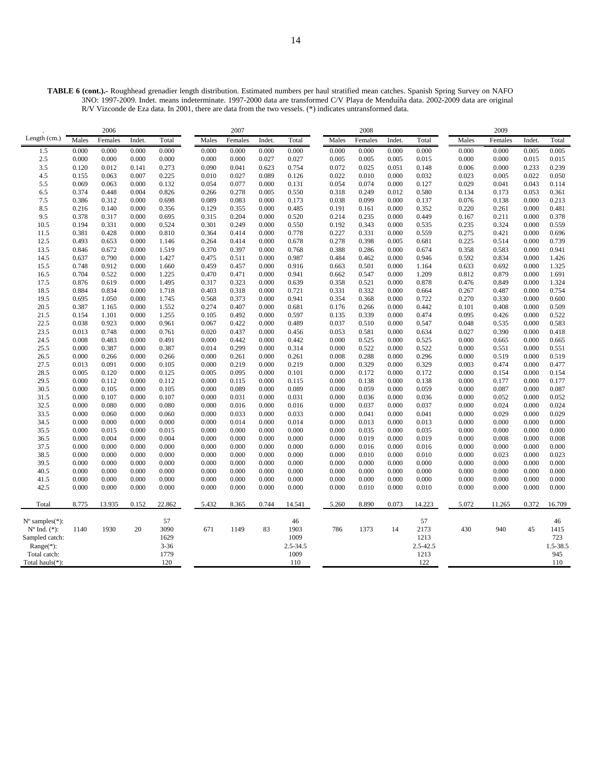**TABLE 6 (cont.).-** Roughhead grenadier length distribution. Estimated numbers per haul stratified mean catches. Spanish Spring Survey on NAFO 3NO: 1997-2009. Indet. means indeterminate. 1997-2000 data are transformed C/V Playa de Menduíña data. 2002-2009 data are original R/V Vizconde de Eza data. In 2001, there are data from the two vessels. (*) indicates untransformed data.

| . | 2006 | | | | 2007 | | | | 2008 | | | | 2009 | | | |
|---|---|---|---|---|---|---|---|---|---|---|---|---|---|---|---|---|
| Length (cm.) | Males | Females | Indet. | Total | Males | Females | Indet. | Total | Males | Females | Indet. | Total | Males | Females | Indet. | Total |
| 1.5 | 0.000 | 0.000 | 0.000 | 0.000 | 0.000 | 0.000 | 0.000 | 0.000 | 0.000 | 0.000 | 0.000 | 0.000 | 0.000 | 0.000 | 0.005 | 0.005 |
| 2.5 | 0.000 | 0.000 | 0.000 | 0.000 | 0.000 | 0.000 | 0.027 | 0.027 | 0.005 | 0.005 | 0.005 | 0.015 | 0.000 | 0.000 | 0.015 | 0.015 |
| 3.5 | 0.120 | 0.012 | 0.141 | 0.273 | 0.090 | 0.041 | 0.623 | 0.754 | 0.072 | 0.025 | 0.051 | 0.148 | 0.006 | 0.000 | 0.233 | 0.239 |
| 4.5 | 0.155 | 0.063 | 0.007 | 0.225 | 0.010 | 0.027 | 0.089 | 0.126 | 0.022 | 0.010 | 0.000 | 0.032 | 0.023 | 0.005 | 0.022 | 0.050 |
| 5.5 | 0.069 | 0.063 | 0.000 | 0.132 | 0.054 | 0.077 | 0.000 | 0.131 | 0.054 | 0.074 | 0.000 | 0.127 | 0.029 | 0.041 | 0.043 | 0.114 |
| 6.5 | 0.374 | 0.448 | 0.004 | 0.826 | 0.266 | 0.278 | 0.005 | 0.550 | 0.318 | 0.249 | 0.012 | 0.580 | 0.134 | 0.173 | 0.053 | 0.361 |
| 7.5 | 0.386 | 0.312 | 0.000 | 0.698 | 0.089 | 0.083 | 0.000 | 0.173 | 0.038 | 0.099 | 0.000 | 0.137 | 0.076 | 0.138 | 0.000 | 0.213 |
| 8.5 | 0.216 | 0.140 | 0.000 | 0.356 | 0.129 | 0.355 | 0.000 | 0.485 | 0.191 | 0.161 | 0.000 | 0.352 | 0.220 | 0.261 | 0.000 | 0.481 |
| 9.5 | 0.378 | 0.317 | 0.000 | 0.695 | 0.315 | 0.204 | 0.000 | 0.520 | 0.214 | 0.235 | 0.000 | 0.449 | 0.167 | 0.211 | 0.000 | 0.378 |
| 10.5 | 0.194 | 0.331 | 0.000 | 0.524 | 0.301 | 0.249 | 0.000 | 0.550 | 0.192 | 0.343 | 0.000 | 0.535 | 0.235 | 0.324 | 0.000 | 0.559 |
| 11.5 | 0.381 | 0.428 | 0.000 | 0.810 | 0.364 | 0.414 | 0.000 | 0.778 | 0.227 | 0.331 | 0.000 | 0.559 | 0.275 | 0.421 | 0.000 | 0.696 |
| 12.5 | 0.493 | 0.653 | 0.000 | 1.146 | 0.264 | 0.414 | 0.000 | 0.678 | 0.278 | 0.398 | 0.005 | 0.681 | 0.225 | 0.514 | 0.000 | 0.739 |
| 13.5 | 0.846 | 0.672 | 0.000 | 1.519 | 0.370 | 0.397 | 0.000 | 0.768 | 0.388 | 0.286 | 0.000 | 0.674 | 0.358 | 0.583 | 0.000 | 0.941 |
| 14.5 | 0.637 | 0.790 | 0.000 | 1.427 | 0.475 | 0.511 | 0.000 | 0.987 | 0.484 | 0.462 | 0.000 | 0.946 | 0.592 | 0.834 | 0.000 | 1.426 |
| 15.5 | 0.748 | 0.912 | 0.000 | 1.660 | 0.459 | 0.457 | 0.000 | 0.916 | 0.663 | 0.501 | 0.000 | 1.164 | 0.633 | 0.692 | 0.000 | 1.325 |
| 16.5 | 0.704 | 0.522 | 0.000 | 1.225 | 0.470 | 0.471 | 0.000 | 0.941 | 0.662 | 0.547 | 0.000 | 1.209 | 0.812 | 0.879 | 0.000 | 1.691 |
| 17.5 | 0.876 | 0.619 | 0.000 | 1.495 | 0.317 | 0.323 | 0.000 | 0.639 | 0.358 | 0.521 | 0.000 | 0.878 | 0.476 | 0.849 | 0.000 | 1.324 |
| 18.5 | 0.884 | 0.834 | 0.000 | 1.718 | 0.403 | 0.318 | 0.000 | 0.721 | 0.331 | 0.332 | 0.000 | 0.664 | 0.267 | 0.487 | 0.000 | 0.754 |
| 19.5 | 0.695 | 1.050 | 0.000 | 1.745 | 0.568 | 0.373 | 0.000 | 0.941 | 0.354 | 0.368 | 0.000 | 0.722 | 0.270 | 0.330 | 0.000 | 0.600 |
| 20.5 | 0.387 | 1.165 | 0.000 | 1.552 | 0.274 | 0.407 | 0.000 | 0.681 | 0.176 | 0.266 | 0.000 | 0.442 | 0.101 | 0.408 | 0.000 | 0.509 |
| 21.5 | 0.154 | 1.101 | 0.000 | 1.255 | 0.105 | 0.492 | 0.000 | 0.597 | 0.135 | 0.339 | 0.000 | 0.474 | 0.095 | 0.426 | 0.000 | 0.522 |
| 22.5 | 0.038 | 0.923 | 0.000 | 0.961 | 0.067 | 0.422 | 0.000 | 0.489 | 0.037 | 0.510 | 0.000 | 0.547 | 0.048 | 0.535 | 0.000 | 0.583 |
| 23.5 | 0.013 | 0.748 | 0.000 | 0.761 | 0.020 | 0.437 | 0.000 | 0.456 | 0.053 | 0.581 | 0.000 | 0.634 | 0.027 | 0.390 | 0.000 | 0.418 |
| 24.5 | 0.008 | 0.483 | 0.000 | 0.491 | 0.000 | 0.442 | 0.000 | 0.442 | 0.000 | 0.525 | 0.000 | 0.525 | 0.000 | 0.665 | 0.000 | 0.665 |
| 25.5 | 0.000 | 0.387 | 0.000 | 0.387 | 0.014 | 0.299 | 0.000 | 0.314 | 0.000 | 0.522 | 0.000 | 0.522 | 0.000 | 0.551 | 0.000 | 0.551 |
| 26.5 | 0.000 | 0.266 | 0.000 | 0.266 | 0.000 | 0.261 | 0.000 | 0.261 | 0.008 | 0.288 | 0.000 | 0.296 | 0.000 | 0.519 | 0.000 | 0.519 |
| 27.5 | 0.013 | 0.091 | 0.000 | 0.105 | 0.000 | 0.219 | 0.000 | 0.219 | 0.000 | 0.329 | 0.000 | 0.329 | 0.003 | 0.474 | 0.000 | 0.477 |
| 28.5 | 0.005 | 0.120 | 0.000 | 0.125 | 0.005 | 0.095 | 0.000 | 0.101 | 0.000 | 0.172 | 0.000 | 0.172 | 0.000 | 0.154 | 0.000 | 0.154 |
| 29.5 | 0.000 | 0.112 | 0.000 | 0.112 | 0.000 | 0.115 | 0.000 | 0.115 | 0.000 | 0.138 | 0.000 | 0.138 | 0.000 | 0.177 | 0.000 | 0.177 |
| 30.5 | 0.000 | 0.105 | 0.000 | 0.105 | 0.000 | 0.089 | 0.000 | 0.089 | 0.000 | 0.059 | 0.000 | 0.059 | 0.000 | 0.087 | 0.000 | 0.087 |
| 31.5 | 0.000 | 0.107 | 0.000 | 0.107 | 0.000 | 0.031 | 0.000 | 0.031 | 0.000 | 0.036 | 0.000 | 0.036 | 0.000 | 0.052 | 0.000 | 0.052 |
| 32.5 | 0.000 | 0.080 | 0.000 | 0.080 | 0.000 | 0.016 | 0.000 | 0.016 | 0.000 | 0.037 | 0.000 | 0.037 | 0.000 | 0.024 | 0.000 | 0.024 |
| 33.5 | 0.000 | 0.060 | 0.000 | 0.060 | 0.000 | 0.033 | 0.000 | 0.033 | 0.000 | 0.041 | 0.000 | 0.041 | 0.000 | 0.029 | 0.000 | 0.029 |
| 34.5 | 0.000 | 0.000 | 0.000 | 0.000 | 0.000 | 0.014 | 0.000 | 0.014 | 0.000 | 0.013 | 0.000 | 0.013 | 0.000 | 0.000 | 0.000 | 0.000 |
| 35.5 | 0.000 | 0.015 | 0.000 | 0.015 | 0.000 | 0.000 | 0.000 | 0.000 | 0.000 | 0.035 | 0.000 | 0.035 | 0.000 | 0.000 | 0.000 | 0.000 |
| 36.5 | 0.000 | 0.004 | 0.000 | 0.004 | 0.000 | 0.000 | 0.000 | 0.000 | 0.000 | 0.019 | 0.000 | 0.019 | 0.000 | 0.008 | 0.000 | 0.008 |
| 37.5 | 0.000 | 0.000 | 0.000 | 0.000 | 0.000 | 0.000 | 0.000 | 0.000 | 0.000 | 0.016 | 0.000 | 0.016 | 0.000 | 0.000 | 0.000 | 0.000 |
| 38.5 | 0.000 | 0.000 | 0.000 | 0.000 | 0.000 | 0.000 | 0.000 | 0.000 | 0.000 | 0.010 | 0.000 | 0.010 | 0.000 | 0.023 | 0.000 | 0.023 |
| 39.5 | 0.000 | 0.000 | 0.000 | 0.000 | 0.000 | 0.000 | 0.000 | 0.000 | 0.000 | 0.000 | 0.000 | 0.000 | 0.000 | 0.000 | 0.000 | 0.000 |
| 40.5 | 0.000 | 0.000 | 0.000 | 0.000 | 0.000 | 0.000 | 0.000 | 0.000 | 0.000 | 0.000 | 0.000 | 0.000 | 0.000 | 0.000 | 0.000 | 0.000 |
| 41.5 | 0.000 | 0.000 | 0.000 | 0.000 | 0.000 | 0.000 | 0.000 | 0.000 | 0.000 | 0.000 | 0.000 | 0.000 | 0.000 | 0.000 | 0.000 | 0.000 |
| 42.5 | 0.000 | 0.000 | 0.000 | 0.000 | 0.000 | 0.000 | 0.000 | 0.000 | 0.000 | 0.010 | 0.000 | 0.010 | 0.000 | 0.000 | 0.000 | 0.000 |
| Total | 8.775 | 13.935 | 0.152 | 22.862 | 5.432 | 8.365 | 0.744 | 14.541 | 5.260 | 8.890 | 0.073 | 14.223 | 5.072 | 11.265 | 0.372 | 16.709 |
| Nº samples(*): | | | | 57 | | | | 46 | | | | 57 | | | | 46 |
| Nº Ind. (*): | 1140 | 1930 | 20 | 3090 | 671 | 1149 | 83 | 1903 | 786 | 1373 | 14 | 2173 | 430 | 940 | 45 | 1415 |
| Sampled catch: | | | | 1629 | | | | 1009 | | | | 1213 | | | | 723 |
| Range(*): | | | | 3-36 | | | | 2.5-34.5 | | | | 2.5-42.5 | | | | 1.5-38.5 |
| Total catch: | | | | 1779 | | | | 1009 | | | | 1213 | | | | 945 |
| Total hauls(*): | | | | 120 | | | | 110 | | | | 122 | | | | 110 |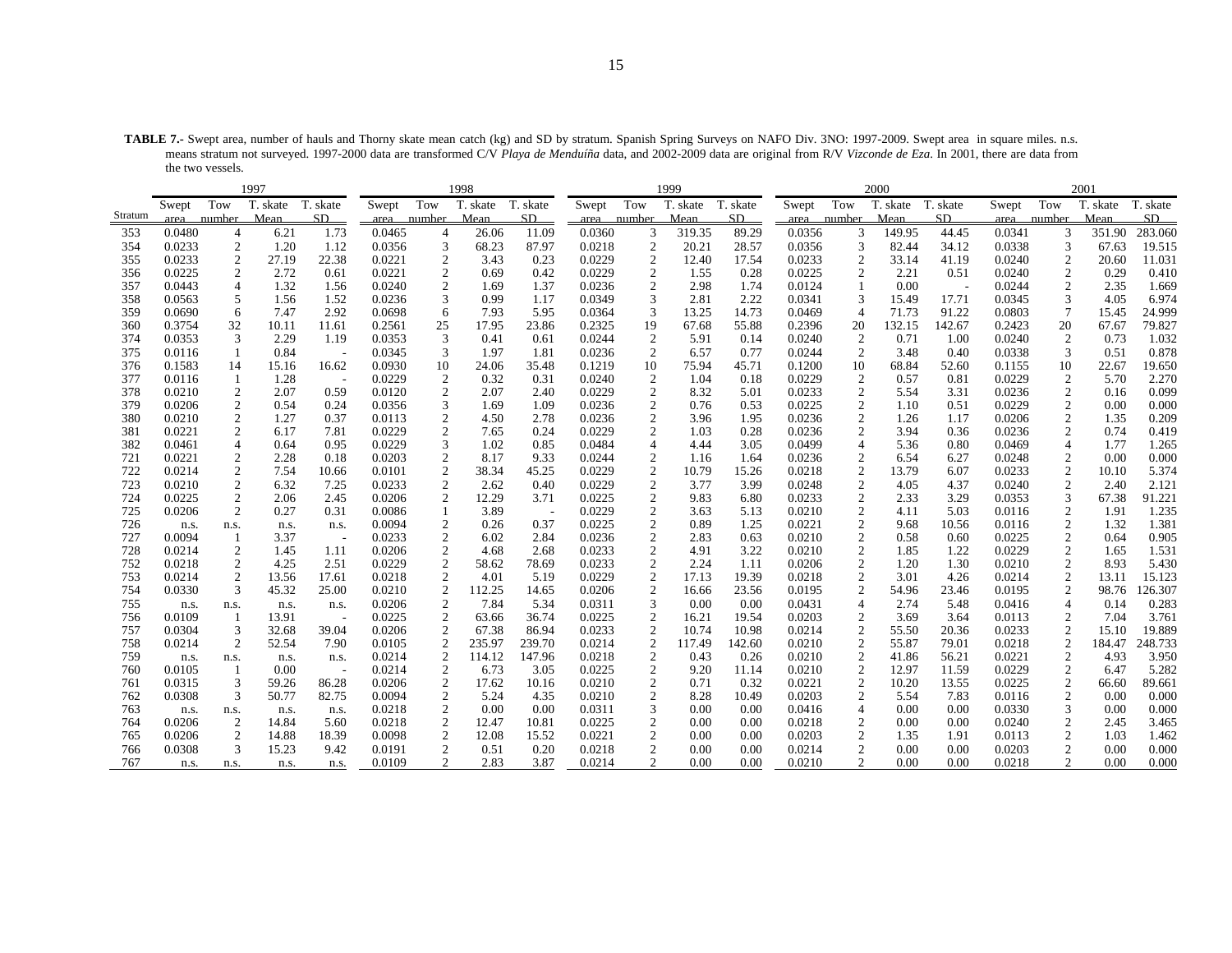**TABLE 7.-** Swept area, number of hauls and Thorny skate mean catch (kg) and SD by stratum. Spanish Spring Surveys on NAFO Div. 3NO: 1997-2009. Swept area in square miles. n.s. means stratum not surveyed. 1997-2000 data are transformed C/V *Playa de Menduíña* data, and 2002-2009 data are original from R/V *Vizconde de Eza*. In 2001, there are data from the two vessels.

| | 1997 | | | | 1998 | | | | 1999 | | | | 2000 | | | | 2001 | | | |
|---|---|---|---|---|---|---|---|---|---|---|---|---|---|---|---|---|---|---|---|---|
| Stratum | Swept area | Tow number | T. skate Mean | T. skate SD | Swept area | Tow number | T. skate Mean | T. skate SD | Swept area | Tow number | T. skate Mean | T. skate SD | Swept area | Tow number | T. skate Mean | T. skate SD | Swept area | Tow number | T. skate Mean | T. skate SD |
| 353 | 0.0480 | 4 | 6.21 | 1.73 | 0.0465 | 4 | 26.06 | 11.09 | 0.0360 | 3 | 319.35 | 89.29 | 0.0356 | 3 | 149.95 | 44.45 | 0.0341 | 3 | 351.90 | 283.060 |
| 354 | 0.0233 | 2 | 1.20 | 1.12 | 0.0356 | 3 | 68.23 | 87.97 | 0.0218 | 2 | 20.21 | 28.57 | 0.0356 | 3 | 82.44 | 34.12 | 0.0338 | 3 | 67.63 | 19.515 |
| 355 | 0.0233 | 2 | 27.19 | 22.38 | 0.0221 | 2 | 3.43 | 0.23 | 0.0229 | 2 | 12.40 | 17.54 | 0.0233 | 2 | 33.14 | 41.19 | 0.0240 | 2 | 20.60 | 11.031 |
| 356 | 0.0225 | 2 | 2.72 | 0.61 | 0.0221 | 2 | 0.69 | 0.42 | 0.0229 | 2 | 1.55 | 0.28 | 0.0225 | 2 | 2.21 | 0.51 | 0.0240 | 2 | 0.29 | 0.410 |
| 357 | 0.0443 | 4 | 1.32 | 1.56 | 0.0240 | 2 | 1.69 | 1.37 | 0.0236 | 2 | 2.98 | 1.74 | 0.0124 | 1 | 0.00 | - | 0.0244 | 2 | 2.35 | 1.669 |
| 358 | 0.0563 | 5 | 1.56 | 1.52 | 0.0236 | 3 | 0.99 | 1.17 | 0.0349 | 3 | 2.81 | 2.22 | 0.0341 | 3 | 15.49 | 17.71 | 0.0345 | 3 | 4.05 | 6.974 |
| 359 | 0.0690 | 6 | 7.47 | 2.92 | 0.0698 | 6 | 7.93 | 5.95 | 0.0364 | 3 | 13.25 | 14.73 | 0.0469 | 4 | 71.73 | 91.22 | 0.0803 | 7 | 15.45 | 24.999 |
| 360 | 0.3754 | 32 | 10.11 | 11.61 | 0.2561 | 25 | 17.95 | 23.86 | 0.2325 | 19 | 67.68 | 55.88 | 0.2396 | 20 | 132.15 | 142.67 | 0.2423 | 20 | 67.67 | 79.827 |
| 374 | 0.0353 | 3 | 2.29 | 1.19 | 0.0353 | 3 | 0.41 | 0.61 | 0.0244 | 2 | 5.91 | 0.14 | 0.0240 | 2 | 0.71 | 1.00 | 0.0240 | 2 | 0.73 | 1.032 |
| 375 | 0.0116 | 1 | 0.84 | - | 0.0345 | 3 | 1.97 | 1.81 | 0.0236 | 2 | 6.57 | 0.77 | 0.0244 | 2 | 3.48 | 0.40 | 0.0338 | 3 | 0.51 | 0.878 |
| 376 | 0.1583 | 14 | 15.16 | 16.62 | 0.0930 | 10 | 24.06 | 35.48 | 0.1219 | 10 | 75.94 | 45.71 | 0.1200 | 10 | 68.84 | 52.60 | 0.1155 | 10 | 22.67 | 19.650 |
| 377 | 0.0116 | 1 | 1.28 | - | 0.0229 | 2 | 0.32 | 0.31 | 0.0240 | 2 | 1.04 | 0.18 | 0.0229 | 2 | 0.57 | 0.81 | 0.0229 | 2 | 5.70 | 2.270 |
| 378 | 0.0210 | 2 | 2.07 | 0.59 | 0.0120 | 2 | 2.07 | 2.40 | 0.0229 | 2 | 8.32 | 5.01 | 0.0233 | 2 | 5.54 | 3.31 | 0.0236 | 2 | 0.16 | 0.099 |
| 379 | 0.0206 | 2 | 0.54 | 0.24 | 0.0356 | 3 | 1.69 | 1.09 | 0.0236 | 2 | 0.76 | 0.53 | 0.0225 | 2 | 1.10 | 0.51 | 0.0229 | 2 | 0.00 | 0.000 |
| 380 | 0.0210 | 2 | 1.27 | 0.37 | 0.0113 | 2 | 4.50 | 2.78 | 0.0236 | 2 | 3.96 | 1.95 | 0.0236 | 2 | 1.26 | 1.17 | 0.0206 | 2 | 1.35 | 0.209 |
| 381 | 0.0221 | 2 | 6.17 | 7.81 | 0.0229 | 2 | 7.65 | 0.24 | 0.0229 | 2 | 1.03 | 0.28 | 0.0236 | 2 | 3.94 | 0.36 | 0.0236 | 2 | 0.74 | 0.419 |
| 382 | 0.0461 | 4 | 0.64 | 0.95 | 0.0229 | 3 | 1.02 | 0.85 | 0.0484 | 4 | 4.44 | 3.05 | 0.0499 | 4 | 5.36 | 0.80 | 0.0469 | 4 | 1.77 | 1.265 |
| 721 | 0.0221 | 2 | 2.28 | 0.18 | 0.0203 | 2 | 8.17 | 9.33 | 0.0244 | 2 | 1.16 | 1.64 | 0.0236 | 2 | 6.54 | 6.27 | 0.0248 | 2 | 0.00 | 0.000 |
| 722 | 0.0214 | 2 | 7.54 | 10.66 | 0.0101 | 2 | 38.34 | 45.25 | 0.0229 | 2 | 10.79 | 15.26 | 0.0218 | 2 | 13.79 | 6.07 | 0.0233 | 2 | 10.10 | 5.374 |
| 723 | 0.0210 | 2 | 6.32 | 7.25 | 0.0233 | 2 | 2.62 | 0.40 | 0.0229 | 2 | 3.77 | 3.99 | 0.0248 | 2 | 4.05 | 4.37 | 0.0240 | 2 | 2.40 | 2.121 |
| 724 | 0.0225 | 2 | 2.06 | 2.45 | 0.0206 | 2 | 12.29 | 3.71 | 0.0225 | 2 | 9.83 | 6.80 | 0.0233 | 2 | 2.33 | 3.29 | 0.0353 | 3 | 67.38 | 91.221 |
| 725 | 0.0206 | 2 | 0.27 | 0.31 | 0.0086 | 1 | 3.89 | - | 0.0229 | 2 | 3.63 | 5.13 | 0.0210 | 2 | 4.11 | 5.03 | 0.0116 | 2 | 1.91 | 1.235 |
| 726 | n.s. | n.s. | n.s. | n.s. | 0.0094 | 2 | 0.26 | 0.37 | 0.0225 | 2 | 0.89 | 1.25 | 0.0221 | 2 | 9.68 | 10.56 | 0.0116 | 2 | 1.32 | 1.381 |
| 727 | 0.0094 | 1 | 3.37 | - | 0.0233 | 2 | 6.02 | 2.84 | 0.0236 | 2 | 2.83 | 0.63 | 0.0210 | 2 | 0.58 | 0.60 | 0.0225 | 2 | 0.64 | 0.905 |
| 728 | 0.0214 | 2 | 1.45 | 1.11 | 0.0206 | 2 | 4.68 | 2.68 | 0.0233 | 2 | 4.91 | 3.22 | 0.0210 | 2 | 1.85 | 1.22 | 0.0229 | 2 | 1.65 | 1.531 |
| 752 | 0.0218 | 2 | 4.25 | 2.51 | 0.0229 | 2 | 58.62 | 78.69 | 0.0233 | 2 | 2.24 | 1.11 | 0.0206 | 2 | 1.20 | 1.30 | 0.0210 | 2 | 8.93 | 5.430 |
| 753 | 0.0214 | 2 | 13.56 | 17.61 | 0.0218 | 2 | 4.01 | 5.19 | 0.0229 | 2 | 17.13 | 19.39 | 0.0218 | 2 | 3.01 | 4.26 | 0.0214 | 2 | 13.11 | 15.123 |
| 754 | 0.0330 | 3 | 45.32 | 25.00 | 0.0210 | 2 | 112.25 | 14.65 | 0.0206 | 2 | 16.66 | 23.56 | 0.0195 | 2 | 54.96 | 23.46 | 0.0195 | 2 | 98.76 | 126.307 |
| 755 | n.s. | n.s. | n.s. | n.s. | 0.0206 | 2 | 7.84 | 5.34 | 0.0311 | 3 | 0.00 | 0.00 | 0.0431 | 4 | 2.74 | 5.48 | 0.0416 | 4 | 0.14 | 0.283 |
| 756 | 0.0109 | 1 | 13.91 | - | 0.0225 | 2 | 63.66 | 36.74 | 0.0225 | 2 | 16.21 | 19.54 | 0.0203 | 2 | 3.69 | 3.64 | 0.0113 | 2 | 7.04 | 3.761 |
| 757 | 0.0304 | 3 | 32.68 | 39.04 | 0.0206 | 2 | 67.38 | 86.94 | 0.0233 | 2 | 10.74 | 10.98 | 0.0214 | 2 | 55.50 | 20.36 | 0.0233 | 2 | 15.10 | 19.889 |
| 758 | 0.0214 | 2 | 52.54 | 7.90 | 0.0105 | 2 | 235.97 | 239.70 | 0.0214 | 2 | 117.49 | 142.60 | 0.0210 | 2 | 55.87 | 79.01 | 0.0218 | 2 | 184.47 | 248.733 |
| 759 | n.s. | n.s. | n.s. | n.s. | 0.0214 | 2 | 114.12 | 147.96 | 0.0218 | 2 | 0.43 | 0.26 | 0.0210 | 2 | 41.86 | 56.21 | 0.0221 | 2 | 4.93 | 3.950 |
| 760 | 0.0105 | 1 | 0.00 | - | 0.0214 | 2 | 6.73 | 3.05 | 0.0225 | 2 | 9.20 | 11.14 | 0.0210 | 2 | 12.97 | 11.59 | 0.0229 | 2 | 6.47 | 5.282 |
| 761 | 0.0315 | 3 | 59.26 | 86.28 | 0.0206 | 2 | 17.62 | 10.16 | 0.0210 | 2 | 0.71 | 0.32 | 0.0221 | 2 | 10.20 | 13.55 | 0.0225 | 2 | 66.60 | 89.661 |
| 762 | 0.0308 | 3 | 50.77 | 82.75 | 0.0094 | 2 | 5.24 | 4.35 | 0.0210 | 2 | 8.28 | 10.49 | 0.0203 | 2 | 5.54 | 7.83 | 0.0116 | 2 | 0.00 | 0.000 |
| 763 | n.s. | n.s. | n.s. | n.s. | 0.0218 | 2 | 0.00 | 0.00 | 0.0311 | 3 | 0.00 | 0.00 | 0.0416 | 4 | 0.00 | 0.00 | 0.0330 | 3 | 0.00 | 0.000 |
| 764 | 0.0206 | 2 | 14.84 | 5.60 | 0.0218 | 2 | 12.47 | 10.81 | 0.0225 | 2 | 0.00 | 0.00 | 0.0218 | 2 | 0.00 | 0.00 | 0.0240 | 2 | 2.45 | 3.465 |
| 765 | 0.0206 | 2 | 14.88 | 18.39 | 0.0098 | 2 | 12.08 | 15.52 | 0.0221 | 2 | 0.00 | 0.00 | 0.0203 | 2 | 1.35 | 1.91 | 0.0113 | 2 | 1.03 | 1.462 |
| 766 | 0.0308 | 3 | 15.23 | 9.42 | 0.0191 | 2 | 0.51 | 0.20 | 0.0218 | 2 | 0.00 | 0.00 | 0.0214 | 2 | 0.00 | 0.00 | 0.0203 | 2 | 0.00 | 0.000 |
| 767 | n.s. | n.s. | n.s. | n.s. | 0.0109 | 2 | 2.83 | 3.87 | 0.0214 | 2 | 0.00 | 0.00 | 0.0210 | 2 | 0.00 | 0.00 | 0.0218 | 2 | 0.00 | 0.000 |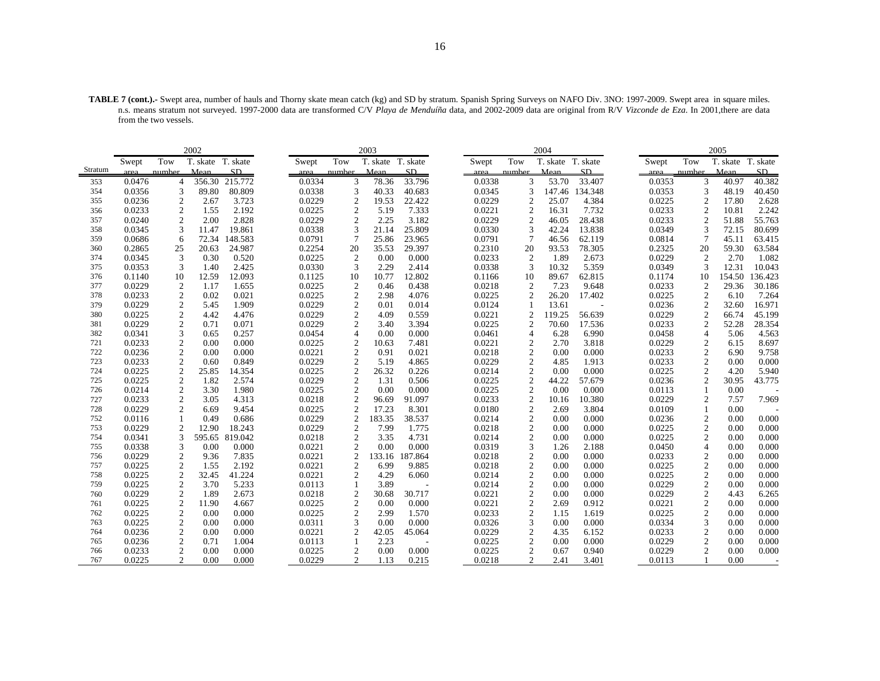**TABLE 7 (cont.).-** Swept area, number of hauls and Thorny skate mean catch (kg) and SD by stratum. Spanish Spring Surveys on NAFO Div. 3NO: 1997-2009. Swept area in square miles. n.s. means stratum not surveyed. 1997-2000 data are transformed C/V *Playa de Menduíña* data, and 2002-2009 data are original from R/V *Vizconde de Eza*. In 2001,there are data from the two vessels.

| | 2002 | | | | 2003 | | | | 2004 | | | | 2005 | | | |
|---|---|---|---|---|---|---|---|---|---|---|---|---|---|---|---|---|
| Stratum | Swept area | Tow number | T. skate Mean | T. skate SD | Swept area | Tow number | T. skate Mean | T. skate SD | Swept area | Tow number | T. skate Mean | T. skate SD | Swept area | Tow number | T. skate Mean | T. skate SD |
| 353 | 0.0476 | 4 | 356.30 | 215.772 | 0.0334 | 3 | 78.36 | 33.796 | 0.0338 | 3 | 53.70 | 33.407 | 0.0353 | 3 | 40.97 | 40.382 |
| 354 | 0.0356 | 3 | 89.80 | 80.809 | 0.0338 | 3 | 40.33 | 40.683 | 0.0345 | 3 | 147.46 | 134.348 | 0.0353 | 3 | 48.19 | 40.450 |
| 355 | 0.0236 | 2 | 2.67 | 3.723 | 0.0229 | 2 | 19.53 | 22.422 | 0.0229 | 2 | 25.07 | 4.384 | 0.0225 | 2 | 17.80 | 2.628 |
| 356 | 0.0233 | 2 | 1.55 | 2.192 | 0.0225 | 2 | 5.19 | 7.333 | 0.0221 | 2 | 16.31 | 7.732 | 0.0233 | 2 | 10.81 | 2.242 |
| 357 | 0.0240 | 2 | 2.00 | 2.828 | 0.0229 | 2 | 2.25 | 3.182 | 0.0229 | 2 | 46.05 | 28.438 | 0.0233 | 2 | 51.88 | 55.763 |
| 358 | 0.0345 | 3 | 11.47 | 19.861 | 0.0338 | 3 | 21.14 | 25.809 | 0.0330 | 3 | 42.24 | 13.838 | 0.0349 | 3 | 72.15 | 80.699 |
| 359 | 0.0686 | 6 | 72.34 | 148.583 | 0.0791 | 7 | 25.86 | 23.965 | 0.0791 | 7 | 46.56 | 62.119 | 0.0814 | 7 | 45.11 | 63.415 |
| 360 | 0.2865 | 25 | 20.63 | 24.987 | 0.2254 | 20 | 35.53 | 29.397 | 0.2310 | 20 | 93.53 | 78.305 | 0.2325 | 20 | 59.30 | 63.584 |
| 374 | 0.0345 | 3 | 0.30 | 0.520 | 0.0225 | 2 | 0.00 | 0.000 | 0.0233 | 2 | 1.89 | 2.673 | 0.0229 | 2 | 2.70 | 1.082 |
| 375 | 0.0353 | 3 | 1.40 | 2.425 | 0.0330 | 3 | 2.29 | 2.414 | 0.0338 | 3 | 10.32 | 5.359 | 0.0349 | 3 | 12.31 | 10.043 |
| 376 | 0.1140 | 10 | 12.59 | 12.093 | 0.1125 | 10 | 10.77 | 12.802 | 0.1166 | 10 | 89.67 | 62.815 | 0.1174 | 10 | 154.50 | 136.423 |
| 377 | 0.0229 | 2 | 1.17 | 1.655 | 0.0225 | 2 | 0.46 | 0.438 | 0.0218 | 2 | 7.23 | 9.648 | 0.0233 | 2 | 29.36 | 30.186 |
| 378 | 0.0233 | 2 | 0.02 | 0.021 | 0.0225 | 2 | 2.98 | 4.076 | 0.0225 | 2 | 26.20 | 17.402 | 0.0225 | 2 | 6.10 | 7.264 |
| 379 | 0.0229 | 2 | 5.45 | 1.909 | 0.0229 | 2 | 0.01 | 0.014 | 0.0124 | 1 | 13.61 | - | 0.0236 | 2 | 32.60 | 16.971 |
| 380 | 0.0225 | 2 | 4.42 | 4.476 | 0.0229 | 2 | 4.09 | 0.559 | 0.0221 | 2 | 119.25 | 56.639 | 0.0229 | 2 | 66.74 | 45.199 |
| 381 | 0.0229 | 2 | 0.71 | 0.071 | 0.0229 | 2 | 3.40 | 3.394 | 0.0225 | 2 | 70.60 | 17.536 | 0.0233 | 2 | 52.28 | 28.354 |
| 382 | 0.0341 | 3 | 0.65 | 0.257 | 0.0454 | 4 | 0.00 | 0.000 | 0.0461 | 4 | 6.28 | 6.990 | 0.0458 | 4 | 5.06 | 4.563 |
| 721 | 0.0233 | 2 | 0.00 | 0.000 | 0.0225 | 2 | 10.63 | 7.481 | 0.0221 | 2 | 2.70 | 3.818 | 0.0229 | 2 | 6.15 | 8.697 |
| 722 | 0.0236 | 2 | 0.00 | 0.000 | 0.0221 | 2 | 0.91 | 0.021 | 0.0218 | 2 | 0.00 | 0.000 | 0.0233 | 2 | 6.90 | 9.758 |
| 723 | 0.0233 | 2 | 0.60 | 0.849 | 0.0229 | 2 | 5.19 | 4.865 | 0.0229 | 2 | 4.85 | 1.913 | 0.0233 | 2 | 0.00 | 0.000 |
| 724 | 0.0225 | 2 | 25.85 | 14.354 | 0.0225 | 2 | 26.32 | 0.226 | 0.0214 | 2 | 0.00 | 0.000 | 0.0225 | 2 | 4.20 | 5.940 |
| 725 | 0.0225 | 2 | 1.82 | 2.574 | 0.0229 | 2 | 1.31 | 0.506 | 0.0225 | 2 | 44.22 | 57.679 | 0.0236 | 2 | 30.95 | 43.775 |
| 726 | 0.0214 | 2 | 3.30 | 1.980 | 0.0225 | 2 | 0.00 | 0.000 | 0.0225 | 2 | 0.00 | 0.000 | 0.0113 | 1 | 0.00 | - |
| 727 | 0.0233 | 2 | 3.05 | 4.313 | 0.0218 | 2 | 96.69 | 91.097 | 0.0233 | 2 | 10.16 | 10.380 | 0.0229 | 2 | 7.57 | 7.969 |
| 728 | 0.0229 | 2 | 6.69 | 9.454 | 0.0225 | 2 | 17.23 | 8.301 | 0.0180 | 2 | 2.69 | 3.804 | 0.0109 | 1 | 0.00 | - |
| 752 | 0.0116 | 1 | 0.49 | 0.686 | 0.0229 | 2 | 183.35 | 38.537 | 0.0214 | 2 | 0.00 | 0.000 | 0.0236 | 2 | 0.00 | 0.000 |
| 753 | 0.0229 | 2 | 12.90 | 18.243 | 0.0229 | 2 | 7.99 | 1.775 | 0.0218 | 2 | 0.00 | 0.000 | 0.0225 | 2 | 0.00 | 0.000 |
| 754 | 0.0341 | 3 | 595.65 | 819.042 | 0.0218 | 2 | 3.35 | 4.731 | 0.0214 | 2 | 0.00 | 0.000 | 0.0225 | 2 | 0.00 | 0.000 |
| 755 | 0.0338 | 3 | 0.00 | 0.000 | 0.0221 | 2 | 0.00 | 0.000 | 0.0319 | 3 | 1.26 | 2.188 | 0.0450 | 4 | 0.00 | 0.000 |
| 756 | 0.0229 | 2 | 9.36 | 7.835 | 0.0221 | 2 | 133.16 | 187.864 | 0.0218 | 2 | 0.00 | 0.000 | 0.0233 | 2 | 0.00 | 0.000 |
| 757 | 0.0225 | 2 | 1.55 | 2.192 | 0.0221 | 2 | 6.99 | 9.885 | 0.0218 | 2 | 0.00 | 0.000 | 0.0225 | 2 | 0.00 | 0.000 |
| 758 | 0.0225 | 2 | 32.45 | 41.224 | 0.0221 | 2 | 4.29 | 6.060 | 0.0214 | 2 | 0.00 | 0.000 | 0.0225 | 2 | 0.00 | 0.000 |
| 759 | 0.0225 | 2 | 3.70 | 5.233 | 0.0113 | 1 | 3.89 | - | 0.0214 | 2 | 0.00 | 0.000 | 0.0229 | 2 | 0.00 | 0.000 |
| 760 | 0.0229 | 2 | 1.89 | 2.673 | 0.0218 | 2 | 30.68 | 30.717 | 0.0221 | 2 | 0.00 | 0.000 | 0.0229 | 2 | 4.43 | 6.265 |
| 761 | 0.0225 | 2 | 11.90 | 4.667 | 0.0225 | 2 | 0.00 | 0.000 | 0.0221 | 2 | 2.69 | 0.912 | 0.0221 | 2 | 0.00 | 0.000 |
| 762 | 0.0225 | 2 | 0.00 | 0.000 | 0.0225 | 2 | 2.99 | 1.570 | 0.0233 | 2 | 1.15 | 1.619 | 0.0225 | 2 | 0.00 | 0.000 |
| 763 | 0.0225 | 2 | 0.00 | 0.000 | 0.0311 | 3 | 0.00 | 0.000 | 0.0326 | 3 | 0.00 | 0.000 | 0.0334 | 3 | 0.00 | 0.000 |
| 764 | 0.0236 | 2 | 0.00 | 0.000 | 0.0221 | 2 | 42.05 | 45.064 | 0.0229 | 2 | 4.35 | 6.152 | 0.0233 | 2 | 0.00 | 0.000 |
| 765 | 0.0236 | 2 | 0.71 | 1.004 | 0.0113 | 1 | 2.23 | - | 0.0225 | 2 | 0.00 | 0.000 | 0.0229 | 2 | 0.00 | 0.000 |
| 766 | 0.0233 | 2 | 0.00 | 0.000 | 0.0225 | 2 | 0.00 | 0.000 | 0.0225 | 2 | 0.67 | 0.940 | 0.0229 | 2 | 0.00 | 0.000 |
| 767 | 0.0225 | 2 | 0.00 | 0.000 | 0.0229 | 2 | 1.13 | 0.215 | 0.0218 | 2 | 2.41 | 3.401 | 0.0113 | 1 | 0.00 | - |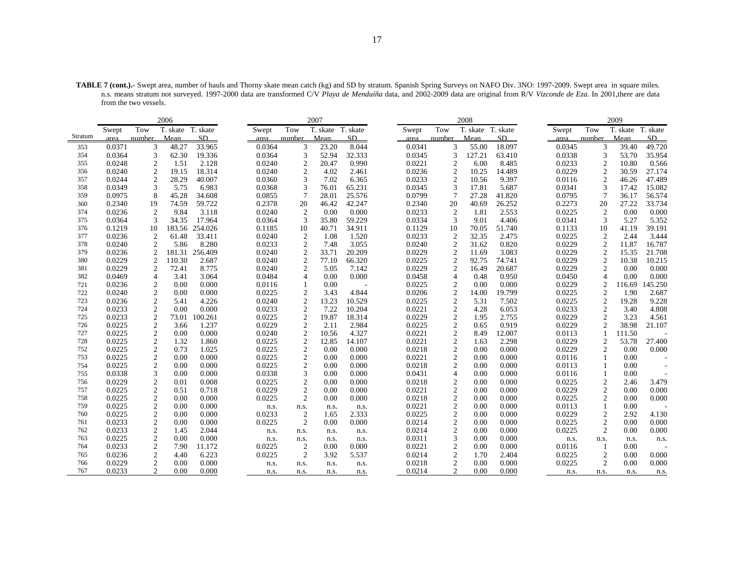**TABLE 7 (cont.).-** Swept area, number of hauls and Thorny skate mean catch (kg) and SD by stratum. Spanish Spring Surveys on NAFO Div. 3NO: 1997-2009. Swept area in square miles. n.s. means stratum not surveyed. 1997-2000 data are transformed C/V *Playa de Menduíña* data, and 2002-2009 data are original from R/V *Vizconde de Eza*. In 2001,there are data from the two vessels.

| | 2006 | | | | 2007 | | | | 2008 | | | | 2009 | | | |
|---|---|---|---|---|---|---|---|---|---|---|---|---|---|---|---|---|
| Stratum | Swept area | Tow number | T. skate Mean | T. skate SD | Swept area | Tow number | T. skate Mean | T. skate SD | Swept area | Tow number | T. skate Mean | T. skate SD | Swept area | Tow number | T. skate Mean | T. skate SD |
| 353 | 0.0371 | 3 | 48.27 | 33.965 | 0.0364 | 3 | 23.20 | 8.044 | 0.0341 | 3 | 55.00 | 18.097 | 0.0345 | 3 | 39.40 | 49.720 |
| 354 | 0.0364 | 3 | 62.30 | 19.336 | 0.0364 | 3 | 52.94 | 32.333 | 0.0345 | 3 | 127.21 | 63.410 | 0.0338 | 3 | 53.70 | 35.954 |
| 355 | 0.0248 | 2 | 1.51 | 2.128 | 0.0240 | 2 | 20.47 | 0.990 | 0.0221 | 2 | 6.00 | 8.485 | 0.0233 | 2 | 10.80 | 0.566 |
| 356 | 0.0240 | 2 | 19.15 | 18.314 | 0.0240 | 2 | 4.02 | 2.461 | 0.0236 | 2 | 10.25 | 14.489 | 0.0229 | 2 | 30.59 | 27.174 |
| 357 | 0.0244 | 2 | 28.29 | 40.007 | 0.0360 | 3 | 7.02 | 6.365 | 0.0233 | 2 | 10.56 | 9.397 | 0.0116 | 2 | 46.26 | 47.489 |
| 358 | 0.0349 | 3 | 5.75 | 6.983 | 0.0368 | 3 | 76.01 | 65.231 | 0.0345 | 3 | 17.81 | 5.687 | 0.0341 | 3 | 17.42 | 15.082 |
| 359 | 0.0975 | 8 | 45.28 | 34.608 | 0.0855 | 7 | 28.01 | 25.576 | 0.0799 | 7 | 27.28 | 41.820 | 0.0795 | 7 | 36.17 | 56.574 |
| 360 | 0.2340 | 19 | 74.59 | 59.722 | 0.2378 | 20 | 46.42 | 42.247 | 0.2340 | 20 | 40.69 | 26.252 | 0.2273 | 20 | 27.22 | 33.734 |
| 374 | 0.0236 | 2 | 9.84 | 3.118 | 0.0240 | 2 | 0.00 | 0.000 | 0.0233 | 2 | 1.81 | 2.553 | 0.0225 | 2 | 0.00 | 0.000 |
| 375 | 0.0364 | 3 | 34.35 | 17.964 | 0.0364 | 3 | 35.80 | 59.229 | 0.0334 | 3 | 9.01 | 4.406 | 0.0341 | 3 | 5.27 | 5.352 |
| 376 | 0.1219 | 10 | 183.56 | 254.026 | 0.1185 | 10 | 40.71 | 34.911 | 0.1129 | 10 | 70.05 | 51.740 | 0.1133 | 10 | 41.19 | 39.191 |
| 377 | 0.0236 | 2 | 61.48 | 33.411 | 0.0240 | 2 | 1.08 | 1.520 | 0.0233 | 2 | 32.35 | 2.475 | 0.0225 | 2 | 2.44 | 3.444 |
| 378 | 0.0240 | 2 | 5.86 | 8.280 | 0.0233 | 2 | 7.48 | 3.055 | 0.0240 | 2 | 31.62 | 0.820 | 0.0229 | 2 | 11.87 | 16.787 |
| 379 | 0.0236 | 2 | 181.31 | 256.409 | 0.0240 | 2 | 33.71 | 20.209 | 0.0229 | 2 | 11.69 | 3.083 | 0.0229 | 2 | 15.35 | 21.708 |
| 380 | 0.0229 | 2 | 110.30 | 2.687 | 0.0240 | 2 | 77.10 | 66.320 | 0.0225 | 2 | 92.75 | 74.741 | 0.0229 | 2 | 10.38 | 10.215 |
| 381 | 0.0229 | 2 | 72.41 | 8.775 | 0.0240 | 2 | 5.05 | 7.142 | 0.0229 | 2 | 16.49 | 20.687 | 0.0229 | 2 | 0.00 | 0.000 |
| 382 | 0.0469 | 4 | 3.41 | 3.064 | 0.0484 | 4 | 0.00 | 0.000 | 0.0458 | 4 | 0.48 | 0.950 | 0.0450 | 4 | 0.00 | 0.000 |
| 721 | 0.0236 | 2 | 0.00 | 0.000 | 0.0116 | 1 | 0.00 | - | 0.0225 | 2 | 0.00 | 0.000 | 0.0229 | 2 | 116.69 | 145.250 |
| 722 | 0.0240 | 2 | 0.00 | 0.000 | 0.0225 | 2 | 3.43 | 4.844 | 0.0206 | 2 | 14.00 | 19.799 | 0.0225 | 2 | 1.90 | 2.687 |
| 723 | 0.0236 | 2 | 5.41 | 4.226 | 0.0240 | 2 | 13.23 | 10.529 | 0.0225 | 2 | 5.31 | 7.502 | 0.0225 | 2 | 19.28 | 9.228 |
| 724 | 0.0233 | 2 | 0.00 | 0.000 | 0.0233 | 2 | 7.22 | 10.204 | 0.0221 | 2 | 4.28 | 6.053 | 0.0233 | 2 | 3.40 | 4.808 |
| 725 | 0.0233 | 2 | 73.01 | 100.261 | 0.0225 | 2 | 19.87 | 18.314 | 0.0229 | 2 | 1.95 | 2.755 | 0.0229 | 2 | 3.23 | 4.561 |
| 726 | 0.0225 | 2 | 3.66 | 1.237 | 0.0229 | 2 | 2.11 | 2.984 | 0.0225 | 2 | 0.65 | 0.919 | 0.0229 | 2 | 38.98 | 21.107 |
| 727 | 0.0225 | 2 | 0.00 | 0.000 | 0.0240 | 2 | 10.56 | 4.327 | 0.0221 | 2 | 8.49 | 12.007 | 0.0113 | 1 | 111.50 | - |
| 728 | 0.0225 | 2 | 1.32 | 1.860 | 0.0225 | 2 | 12.85 | 14.107 | 0.0221 | 2 | 1.63 | 2.298 | 0.0229 | 2 | 53.78 | 27.400 |
| 752 | 0.0225 | 2 | 0.73 | 1.025 | 0.0225 | 2 | 0.00 | 0.000 | 0.0218 | 2 | 0.00 | 0.000 | 0.0229 | 2 | 0.00 | 0.000 |
| 753 | 0.0225 | 2 | 0.00 | 0.000 | 0.0225 | 2 | 0.00 | 0.000 | 0.0221 | 2 | 0.00 | 0.000 | 0.0116 | 1 | 0.00 | - |
| 754 | 0.0225 | 2 | 0.00 | 0.000 | 0.0225 | 2 | 0.00 | 0.000 | 0.0218 | 2 | 0.00 | 0.000 | 0.0113 | 1 | 0.00 | - |
| 755 | 0.0338 | 3 | 0.00 | 0.000 | 0.0338 | 3 | 0.00 | 0.000 | 0.0431 | 4 | 0.00 | 0.000 | 0.0116 | 1 | 0.00 | - |
| 756 | 0.0229 | 2 | 0.01 | 0.008 | 0.0225 | 2 | 0.00 | 0.000 | 0.0218 | 2 | 0.00 | 0.000 | 0.0225 | 2 | 2.46 | 3.479 |
| 757 | 0.0225 | 2 | 0.51 | 0.718 | 0.0229 | 2 | 0.00 | 0.000 | 0.0221 | 2 | 0.00 | 0.000 | 0.0229 | 2 | 0.00 | 0.000 |
| 758 | 0.0225 | 2 | 0.00 | 0.000 | 0.0225 | 2 | 0.00 | 0.000 | 0.0218 | 2 | 0.00 | 0.000 | 0.0225 | 2 | 0.00 | 0.000 |
| 759 | 0.0225 | 2 | 0.00 | 0.000 | n.s. | n.s. | n.s. | n.s. | 0.0221 | 2 | 0.00 | 0.000 | 0.0113 | 1 | 0.00 | - |
| 760 | 0.0225 | 2 | 0.00 | 0.000 | 0.0233 | 2 | 1.65 | 2.333 | 0.0225 | 2 | 0.00 | 0.000 | 0.0229 | 2 | 2.92 | 4.130 |
| 761 | 0.0233 | 2 | 0.00 | 0.000 | 0.0225 | 2 | 0.00 | 0.000 | 0.0214 | 2 | 0.00 | 0.000 | 0.0225 | 2 | 0.00 | 0.000 |
| 762 | 0.0233 | 2 | 1.45 | 2.044 | n.s. | n.s. | n.s. | n.s. | 0.0214 | 2 | 0.00 | 0.000 | 0.0225 | 2 | 0.00 | 0.000 |
| 763 | 0.0225 | 2 | 0.00 | 0.000 | n.s. | n.s. | n.s. | n.s. | 0.0311 | 3 | 0.00 | 0.000 | n.s. | n.s. | n.s. | n.s. |
| 764 | 0.0233 | 2 | 7.90 | 11.172 | 0.0225 | 2 | 0.00 | 0.000 | 0.0221 | 2 | 0.00 | 0.000 | 0.0116 | 1 | 0.00 | - |
| 765 | 0.0236 | 2 | 4.40 | 6.223 | 0.0225 | 2 | 3.92 | 5.537 | 0.0214 | 2 | 1.70 | 2.404 | 0.0225 | 2 | 0.00 | 0.000 |
| 766 | 0.0229 | 2 | 0.00 | 0.000 | n.s. | n.s. | n.s. | n.s. | 0.0218 | 2 | 0.00 | 0.000 | 0.0225 | 2 | 0.00 | 0.000 |
| 767 | 0.0233 | 2 | 0.00 | 0.000 | n.s. | n.s. | n.s. | n.s. | 0.0214 | 2 | 0.00 | 0.000 | n.s. | n.s. | n.s. | n.s. |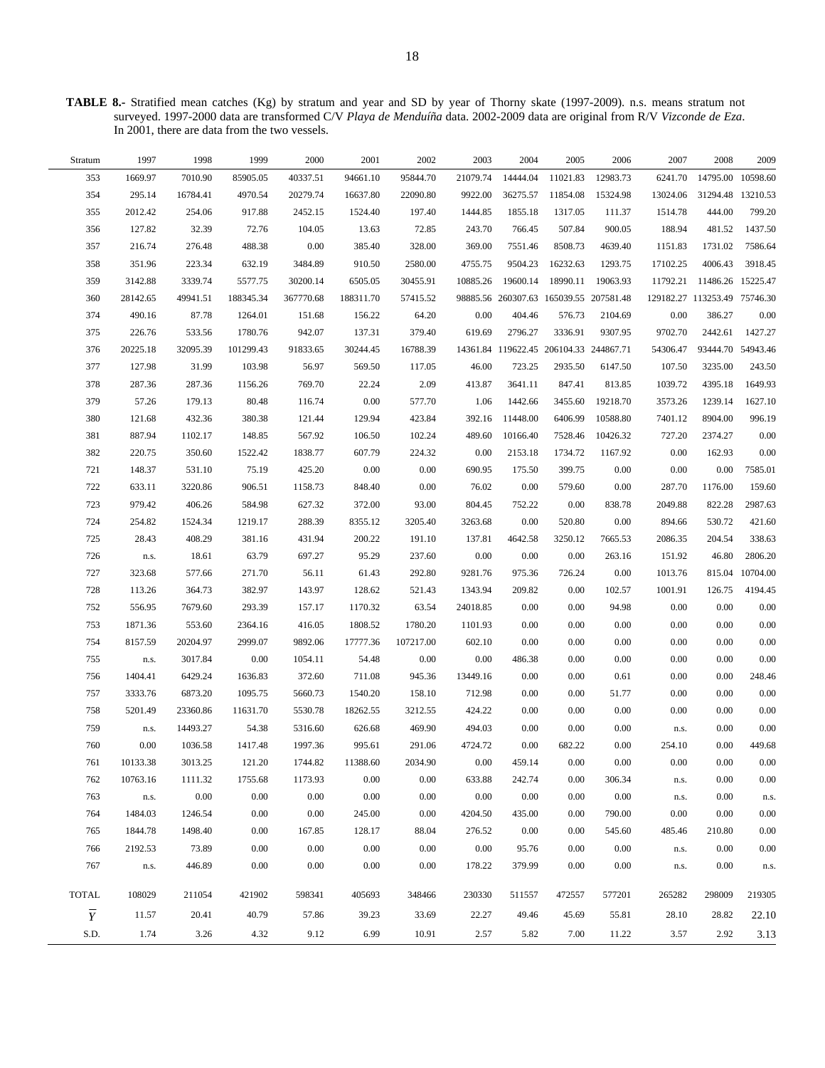**TABLE 8.-** Stratified mean catches (Kg) by stratum and year and SD by year of Thorny skate (1997-2009). n.s. means stratum not surveyed. 1997-2000 data are transformed C/V *Playa de Menduíña* data. 2002-2009 data are original from R/V *Vizconde de Eza*. In 2001, there are data from the two vessels.

| Stratum | 1997 | 1998 | 1999 | 2000 | 2001 | 2002 | 2003 | 2004 | 2005 | 2006 | 2007 | 2008 | 2009 |
|---|---|---|---|---|---|---|---|---|---|---|---|---|---|
| 353 | 1669.97 | 7010.90 | 85905.05 | 40337.51 | 94661.10 | 95844.70 | 21079.74 | 14444.04 | 11021.83 | 12983.73 | 6241.70 | 14795.00 | 10598.60 |
| 354 | 295.14 | 16784.41 | 4970.54 | 20279.74 | 16637.80 | 22090.80 | 9922.00 | 36275.57 | 11854.08 | 15324.98 | 13024.06 | 31294.48 | 13210.53 |
| 355 | 2012.42 | 254.06 | 917.88 | 2452.15 | 1524.40 | 197.40 | 1444.85 | 1855.18 | 1317.05 | 111.37 | 1514.78 | 444.00 | 799.20 |
| 356 | 127.82 | 32.39 | 72.76 | 104.05 | 13.63 | 72.85 | 243.70 | 766.45 | 507.84 | 900.05 | 188.94 | 481.52 | 1437.50 |
| 357 | 216.74 | 276.48 | 488.38 | 0.00 | 385.40 | 328.00 | 369.00 | 7551.46 | 8508.73 | 4639.40 | 1151.83 | 1731.02 | 7586.64 |
| 358 | 351.96 | 223.34 | 632.19 | 3484.89 | 910.50 | 2580.00 | 4755.75 | 9504.23 | 16232.63 | 1293.75 | 17102.25 | 4006.43 | 3918.45 |
| 359 | 3142.88 | 3339.74 | 5577.75 | 30200.14 | 6505.05 | 30455.91 | 10885.26 | 19600.14 | 18990.11 | 19063.93 | 11792.21 | 11486.26 | 15225.47 |
| 360 | 28142.65 | 49941.51 | 188345.34 | 367770.68 | 188311.70 | 57415.52 | 98885.56 | 260307.63 | 165039.55 | 207581.48 | 129182.27 | 113253.49 | 75746.30 |
| 374 | 490.16 | 87.78 | 1264.01 | 151.68 | 156.22 | 64.20 | 0.00 | 404.46 | 576.73 | 2104.69 | 0.00 | 386.27 | 0.00 |
| 375 | 226.76 | 533.56 | 1780.76 | 942.07 | 137.31 | 379.40 | 619.69 | 2796.27 | 3336.91 | 9307.95 | 9702.70 | 2442.61 | 1427.27 |
| 376 | 20225.18 | 32095.39 | 101299.43 | 91833.65 | 30244.45 | 16788.39 | 14361.84 | 119622.45 | 206104.33 | 244867.71 | 54306.47 | 93444.70 | 54943.46 |
| 377 | 127.98 | 31.99 | 103.98 | 56.97 | 569.50 | 117.05 | 46.00 | 723.25 | 2935.50 | 6147.50 | 107.50 | 3235.00 | 243.50 |
| 378 | 287.36 | 287.36 | 1156.26 | 769.70 | 22.24 | 2.09 | 413.87 | 3641.11 | 847.41 | 813.85 | 1039.72 | 4395.18 | 1649.93 |
| 379 | 57.26 | 179.13 | 80.48 | 116.74 | 0.00 | 577.70 | 1.06 | 1442.66 | 3455.60 | 19218.70 | 3573.26 | 1239.14 | 1627.10 |
| 380 | 121.68 | 432.36 | 380.38 | 121.44 | 129.94 | 423.84 | 392.16 | 11448.00 | 6406.99 | 10588.80 | 7401.12 | 8904.00 | 996.19 |
| 381 | 887.94 | 1102.17 | 148.85 | 567.92 | 106.50 | 102.24 | 489.60 | 10166.40 | 7528.46 | 10426.32 | 727.20 | 2374.27 | 0.00 |
| 382 | 220.75 | 350.60 | 1522.42 | 1838.77 | 607.79 | 224.32 | 0.00 | 2153.18 | 1734.72 | 1167.92 | 0.00 | 162.93 | 0.00 |
| 721 | 148.37 | 531.10 | 75.19 | 425.20 | 0.00 | 0.00 | 690.95 | 175.50 | 399.75 | 0.00 | 0.00 | 0.00 | 7585.01 |
| 722 | 633.11 | 3220.86 | 906.51 | 1158.73 | 848.40 | 0.00 | 76.02 | 0.00 | 579.60 | 0.00 | 287.70 | 1176.00 | 159.60 |
| 723 | 979.42 | 406.26 | 584.98 | 627.32 | 372.00 | 93.00 | 804.45 | 752.22 | 0.00 | 838.78 | 2049.88 | 822.28 | 2987.63 |
| 724 | 254.82 | 1524.34 | 1219.17 | 288.39 | 8355.12 | 3205.40 | 3263.68 | 0.00 | 520.80 | 0.00 | 894.66 | 530.72 | 421.60 |
| 725 | 28.43 | 408.29 | 381.16 | 431.94 | 200.22 | 191.10 | 137.81 | 4642.58 | 3250.12 | 7665.53 | 2086.35 | 204.54 | 338.63 |
| 726 | n.s. | 18.61 | 63.79 | 697.27 | 95.29 | 237.60 | 0.00 | 0.00 | 0.00 | 263.16 | 151.92 | 46.80 | 2806.20 |
| 727 | 323.68 | 577.66 | 271.70 | 56.11 | 61.43 | 292.80 | 9281.76 | 975.36 | 726.24 | 0.00 | 1013.76 | 815.04 | 10704.00 |
| 728 | 113.26 | 364.73 | 382.97 | 143.97 | 128.62 | 521.43 | 1343.94 | 209.82 | 0.00 | 102.57 | 1001.91 | 126.75 | 4194.45 |
| 752 | 556.95 | 7679.60 | 293.39 | 157.17 | 1170.32 | 63.54 | 24018.85 | 0.00 | 0.00 | 94.98 | 0.00 | 0.00 | 0.00 |
| 753 | 1871.36 | 553.60 | 2364.16 | 416.05 | 1808.52 | 1780.20 | 1101.93 | 0.00 | 0.00 | 0.00 | 0.00 | 0.00 | 0.00 |
| 754 | 8157.59 | 20204.97 | 2999.07 | 9892.06 | 17777.36 | 107217.00 | 602.10 | 0.00 | 0.00 | 0.00 | 0.00 | 0.00 | 0.00 |
| 755 | n.s. | 3017.84 | 0.00 | 1054.11 | 54.48 | 0.00 | 0.00 | 486.38 | 0.00 | 0.00 | 0.00 | 0.00 | 0.00 |
| 756 | 1404.41 | 6429.24 | 1636.83 | 372.60 | 711.08 | 945.36 | 13449.16 | 0.00 | 0.00 | 0.61 | 0.00 | 0.00 | 248.46 |
| 757 | 3333.76 | 6873.20 | 1095.75 | 5660.73 | 1540.20 | 158.10 | 712.98 | 0.00 | 0.00 | 51.77 | 0.00 | 0.00 | 0.00 |
| 758 | 5201.49 | 23360.86 | 11631.70 | 5530.78 | 18262.55 | 3212.55 | 424.22 | 0.00 | 0.00 | 0.00 | 0.00 | 0.00 | 0.00 |
| 759 | n.s. | 14493.27 | 54.38 | 5316.60 | 626.68 | 469.90 | 494.03 | 0.00 | 0.00 | 0.00 | n.s. | 0.00 | 0.00 |
| 760 | 0.00 | 1036.58 | 1417.48 | 1997.36 | 995.61 | 291.06 | 4724.72 | 0.00 | 682.22 | 0.00 | 254.10 | 0.00 | 449.68 |
| 761 | 10133.38 | 3013.25 | 121.20 | 1744.82 | 11388.60 | 2034.90 | 0.00 | 459.14 | 0.00 | 0.00 | 0.00 | 0.00 | 0.00 |
| 762 | 10763.16 | 1111.32 | 1755.68 | 1173.93 | 0.00 | 0.00 | 633.88 | 242.74 | 0.00 | 306.34 | n.s. | 0.00 | 0.00 |
| 763 | n.s. | 0.00 | 0.00 | 0.00 | 0.00 | 0.00 | 0.00 | 0.00 | 0.00 | 0.00 | n.s. | 0.00 | n.s. |
| 764 | 1484.03 | 1246.54 | 0.00 | 0.00 | 245.00 | 0.00 | 4204.50 | 435.00 | 0.00 | 790.00 | 0.00 | 0.00 | 0.00 |
| 765 | 1844.78 | 1498.40 | 0.00 | 167.85 | 128.17 | 88.04 | 276.52 | 0.00 | 0.00 | 545.60 | 485.46 | 210.80 | 0.00 |
| 766 | 2192.53 | 73.89 | 0.00 | 0.00 | 0.00 | 0.00 | 0.00 | 95.76 | 0.00 | 0.00 | n.s. | 0.00 | 0.00 |
| 767 | n.s. | 446.89 | 0.00 | 0.00 | 0.00 | 0.00 | 178.22 | 379.99 | 0.00 | 0.00 | n.s. | 0.00 | n.s. |
| TOTAL | 108029 | 211054 | 421902 | 598341 | 405693 | 348466 | 230330 | 511557 | 472557 | 577201 | 265282 | 298009 | 219305 |
| $\overline{Y}$ | 11.57 | 20.41 | 40.79 | 57.86 | 39.23 | 33.69 | 22.27 | 49.46 | 45.69 | 55.81 | 28.10 | 28.82 | 22.10 |
| S.D. | 1.74 | 3.26 | 4.32 | 9.12 | 6.99 | 10.91 | 2.57 | 5.82 | 7.00 | 11.22 | 3.57 | 2.92 | 3.13 |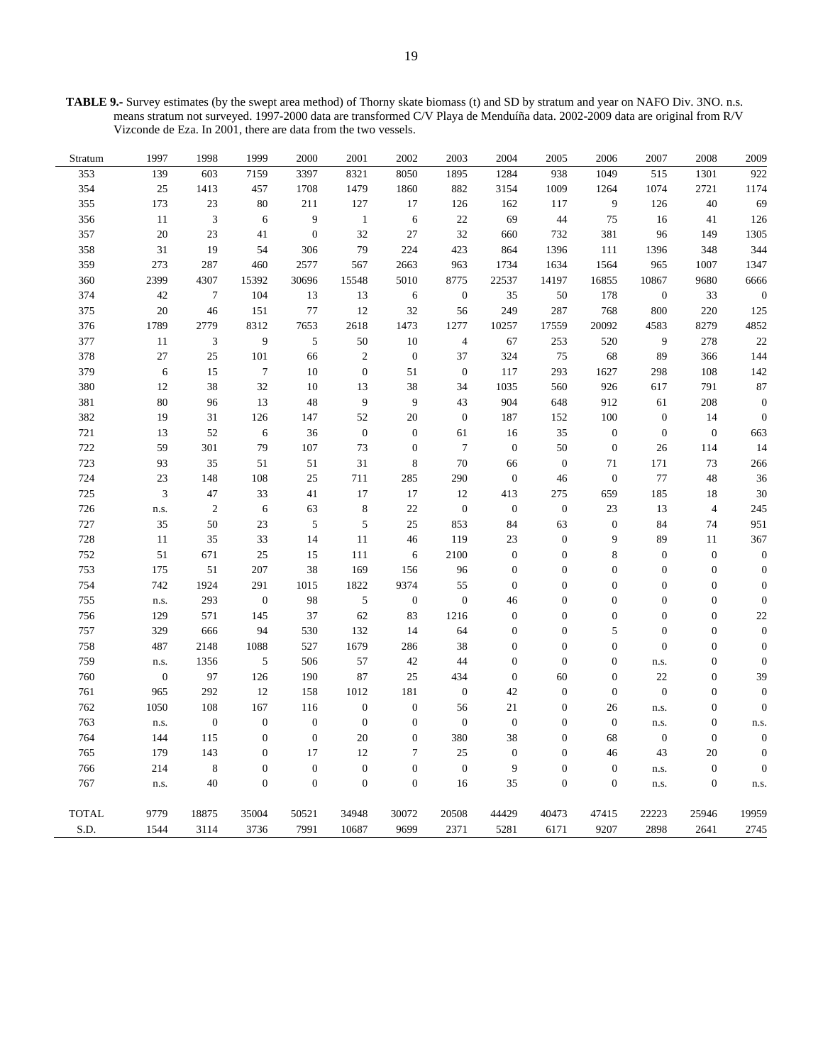**TABLE 9.-** Survey estimates (by the swept area method) of Thorny skate biomass (t) and SD by stratum and year on NAFO Div. 3NO. n.s. means stratum not surveyed. 1997-2000 data are transformed C/V Playa de Menduíña data. 2002-2009 data are original from R/V Vizconde de Eza. In 2001, there are data from the two vessels.

| Stratum | 1997 | 1998 | 1999 | 2000 | 2001 | 2002 | 2003 | 2004 | 2005 | 2006 | 2007 | 2008 | 2009 |
|---|---|---|---|---|---|---|---|---|---|---|---|---|---|
| 353 | 139 | 603 | 7159 | 3397 | 8321 | 8050 | 1895 | 1284 | 938 | 1049 | 515 | 1301 | 922 |
| 354 | 25 | 1413 | 457 | 1708 | 1479 | 1860 | 882 | 3154 | 1009 | 1264 | 1074 | 2721 | 1174 |
| 355 | 173 | 23 | 80 | 211 | 127 | 17 | 126 | 162 | 117 | 9 | 126 | 40 | 69 |
| 356 | 11 | 3 | 6 | 9 | 1 | 6 | 22 | 69 | 44 | 75 | 16 | 41 | 126 |
| 357 | 20 | 23 | 41 | 0 | 32 | 27 | 32 | 660 | 732 | 381 | 96 | 149 | 1305 |
| 358 | 31 | 19 | 54 | 306 | 79 | 224 | 423 | 864 | 1396 | 111 | 1396 | 348 | 344 |
| 359 | 273 | 287 | 460 | 2577 | 567 | 2663 | 963 | 1734 | 1634 | 1564 | 965 | 1007 | 1347 |
| 360 | 2399 | 4307 | 15392 | 30696 | 15548 | 5010 | 8775 | 22537 | 14197 | 16855 | 10867 | 9680 | 6666 |
| 374 | 42 | 7 | 104 | 13 | 13 | 6 | 0 | 35 | 50 | 178 | 0 | 33 | 0 |
| 375 | 20 | 46 | 151 | 77 | 12 | 32 | 56 | 249 | 287 | 768 | 800 | 220 | 125 |
| 376 | 1789 | 2779 | 8312 | 7653 | 2618 | 1473 | 1277 | 10257 | 17559 | 20092 | 4583 | 8279 | 4852 |
| 377 | 11 | 3 | 9 | 5 | 50 | 10 | 4 | 67 | 253 | 520 | 9 | 278 | 22 |
| 378 | 27 | 25 | 101 | 66 | 2 | 0 | 37 | 324 | 75 | 68 | 89 | 366 | 144 |
| 379 | 6 | 15 | 7 | 10 | 0 | 51 | 0 | 117 | 293 | 1627 | 298 | 108 | 142 |
| 380 | 12 | 38 | 32 | 10 | 13 | 38 | 34 | 1035 | 560 | 926 | 617 | 791 | 87 |
| 381 | 80 | 96 | 13 | 48 | 9 | 9 | 43 | 904 | 648 | 912 | 61 | 208 | 0 |
| 382 | 19 | 31 | 126 | 147 | 52 | 20 | 0 | 187 | 152 | 100 | 0 | 14 | 0 |
| 721 | 13 | 52 | 6 | 36 | 0 | 0 | 61 | 16 | 35 | 0 | 0 | 0 | 663 |
| 722 | 59 | 301 | 79 | 107 | 73 | 0 | 7 | 0 | 50 | 0 | 26 | 114 | 14 |
| 723 | 93 | 35 | 51 | 51 | 31 | 8 | 70 | 66 | 0 | 71 | 171 | 73 | 266 |
| 724 | 23 | 148 | 108 | 25 | 711 | 285 | 290 | 0 | 46 | 0 | 77 | 48 | 36 |
| 725 | 3 | 47 | 33 | 41 | 17 | 17 | 12 | 413 | 275 | 659 | 185 | 18 | 30 |
| 726 | n.s. | 2 | 6 | 63 | 8 | 22 | 0 | 0 | 0 | 23 | 13 | 4 | 245 |
| 727 | 35 | 50 | 23 | 5 | 5 | 25 | 853 | 84 | 63 | 0 | 84 | 74 | 951 |
| 728 | 11 | 35 | 33 | 14 | 11 | 46 | 119 | 23 | 0 | 9 | 89 | 11 | 367 |
| 752 | 51 | 671 | 25 | 15 | 111 | 6 | 2100 | 0 | 0 | 8 | 0 | 0 | 0 |
| 753 | 175 | 51 | 207 | 38 | 169 | 156 | 96 | 0 | 0 | 0 | 0 | 0 | 0 |
| 754 | 742 | 1924 | 291 | 1015 | 1822 | 9374 | 55 | 0 | 0 | 0 | 0 | 0 | 0 |
| 755 | n.s. | 293 | 0 | 98 | 5 | 0 | 0 | 46 | 0 | 0 | 0 | 0 | 0 |
| 756 | 129 | 571 | 145 | 37 | 62 | 83 | 1216 | 0 | 0 | 0 | 0 | 0 | 22 |
| 757 | 329 | 666 | 94 | 530 | 132 | 14 | 64 | 0 | 0 | 5 | 0 | 0 | 0 |
| 758 | 487 | 2148 | 1088 | 527 | 1679 | 286 | 38 | 0 | 0 | 0 | 0 | 0 | 0 |
| 759 | n.s. | 1356 | 5 | 506 | 57 | 42 | 44 | 0 | 0 | 0 | n.s. | 0 | 0 |
| 760 | 0 | 97 | 126 | 190 | 87 | 25 | 434 | 0 | 60 | 0 | 22 | 0 | 39 |
| 761 | 965 | 292 | 12 | 158 | 1012 | 181 | 0 | 42 | 0 | 0 | 0 | 0 | 0 |
| 762 | 1050 | 108 | 167 | 116 | 0 | 0 | 56 | 21 | 0 | 26 | n.s. | 0 | 0 |
| 763 | n.s. | 0 | 0 | 0 | 0 | 0 | 0 | 0 | 0 | 0 | n.s. | 0 | n.s. |
| 764 | 144 | 115 | 0 | 0 | 20 | 0 | 380 | 38 | 0 | 68 | 0 | 0 | 0 |
| 765 | 179 | 143 | 0 | 17 | 12 | 7 | 25 | 0 | 0 | 46 | 43 | 20 | 0 |
| 766 | 214 | 8 | 0 | 0 | 0 | 0 | 0 | 9 | 0 | 0 | n.s. | 0 | 0 |
| 767 | n.s. | 40 | 0 | 0 | 0 | 0 | 16 | 35 | 0 | 0 | n.s. | 0 | n.s. |
| TOTAL | 9779 | 18875 | 35004 | 50521 | 34948 | 30072 | 20508 | 44429 | 40473 | 47415 | 22223 | 25946 | 19959 |
| S.D. | 1544 | 3114 | 3736 | 7991 | 10687 | 9699 | 2371 | 5281 | 6171 | 9207 | 2898 | 2641 | 2745 |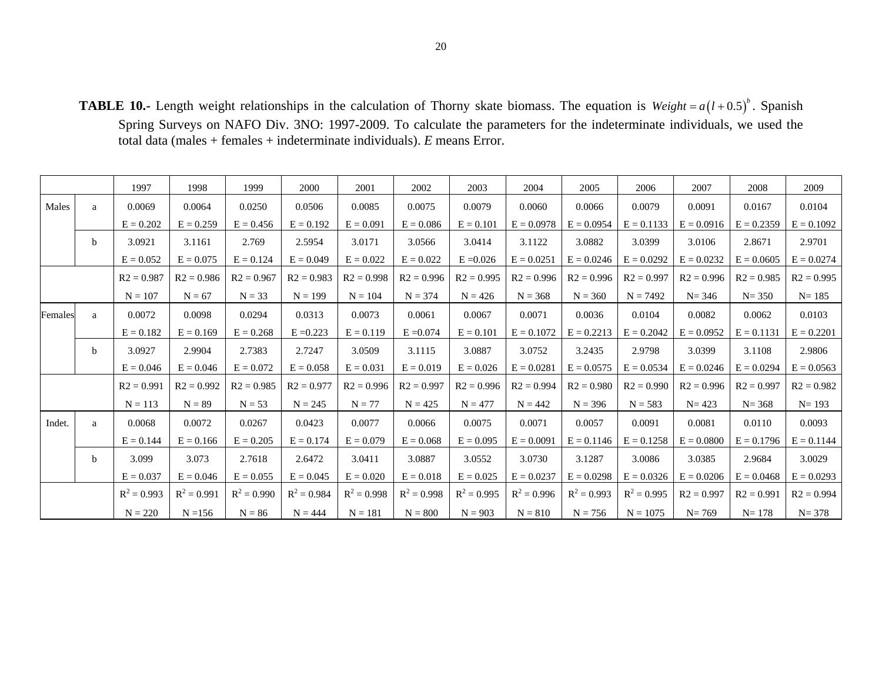**TABLE 10.-** Length weight relationships in the calculation of Thorny skate biomass. The equation is $Weight = a\left(l + 0.5\right)^{b}$. Spanish Spring Surveys on NAFO Div. 3NO: 1997-2009. To calculate the parameters for the indeterminate individuals, we used the total data (males + females + indeterminate individuals). *E* means Error.

| | | 1997 | 1998 | 1999 | 2000 | 2001 | 2002 | 2003 | 2004 | 2005 | 2006 | 2007 | 2008 | 2009 |
|---|---|---|---|---|---|---|---|---|---|---|---|---|---|---|
| Males | a | 0.0069 | 0.0064 | 0.0250 | 0.0506 | 0.0085 | 0.0075 | 0.0079 | 0.0060 | 0.0066 | 0.0079 | 0.0091 | 0.0167 | 0.0104 |
| | | E = 0.202 | E = 0.259 | E = 0.456 | E = 0.192 | E = 0.091 | E = 0.086 | E = 0.101 | E = 0.0978 | E = 0.0954 | E = 0.1133 | E = 0.0916 | E = 0.2359 | E = 0.1092 |
| | b | 3.0921 | 3.1161 | 2.769 | 2.5954 | 3.0171 | 3.0566 | 3.0414 | 3.1122 | 3.0882 | 3.0399 | 3.0106 | 2.8671 | 2.9701 |
| | | E = 0.052 | E = 0.075 | E = 0.124 | E = 0.049 | E = 0.022 | E = 0.022 | E =0.026 | E = 0.0251 | E = 0.0246 | E = 0.0292 | E = 0.0232 | E = 0.0605 | E = 0.0274 |
| | | R2 = 0.987 | R2 = 0.986 | R2 = 0.967 | R2 = 0.983 | R2 = 0.998 | R2 = 0.996 | R2 = 0.995 | R2 = 0.996 | R2 = 0.996 | R2 = 0.997 | R2 = 0.996 | R2 = 0.985 | R2 = 0.995 |
| | | N = 107 | N = 67 | N = 33 | N = 199 | N = 104 | N = 374 | N = 426 | N = 368 | N = 360 | N = 7492 | N= 346 | N= 350 | N= 185 |
| Females | a | 0.0072 | 0.0098 | 0.0294 | 0.0313 | 0.0073 | 0.0061 | 0.0067 | 0.0071 | 0.0036 | 0.0104 | 0.0082 | 0.0062 | 0.0103 |
| | | E = 0.182 | E = 0.169 | E = 0.268 | E =0.223 | E = 0.119 | E =0.074 | E = 0.101 | E = 0.1072 | E = 0.2213 | E = 0.2042 | E = 0.0952 | E = 0.1131 | E = 0.2201 |
| | b | 3.0927 | 2.9904 | 2.7383 | 2.7247 | 3.0509 | 3.1115 | 3.0887 | 3.0752 | 3.2435 | 2.9798 | 3.0399 | 3.1108 | 2.9806 |
| | | E = 0.046 | E = 0.046 | E = 0.072 | E = 0.058 | E = 0.031 | E = 0.019 | E = 0.026 | E = 0.0281 | E = 0.0575 | E = 0.0534 | E = 0.0246 | E = 0.0294 | E = 0.0563 |
| | | R2 = 0.991 | R2 = 0.992 | R2 = 0.985 | R2 = 0.977 | R2 = 0.996 | R2 = 0.997 | R2 = 0.996 | R2 = 0.994 | R2 = 0.980 | R2 = 0.990 | R2 = 0.996 | R2 = 0.997 | R2 = 0.982 |
| | | N = 113 | N = 89 | N = 53 | N = 245 | N = 77 | N = 425 | N = 477 | N = 442 | N = 396 | N = 583 | N= 423 | N= 368 | N= 193 |
| Indet. | a | 0.0068 | 0.0072 | 0.0267 | 0.0423 | 0.0077 | 0.0066 | 0.0075 | 0.0071 | 0.0057 | 0.0091 | 0.0081 | 0.0110 | 0.0093 |
| | | E = 0.144 | E = 0.166 | E = 0.205 | E = 0.174 | E = 0.079 | E = 0.068 | E = 0.095 | E = 0.0091 | E = 0.1146 | E = 0.1258 | E = 0.0800 | E = 0.1796 | E = 0.1144 |
| | b | 3.099 | 3.073 | 2.7618 | 2.6472 | 3.0411 | 3.0887 | 3.0552 | 3.0730 | 3.1287 | 3.0086 | 3.0385 | 2.9684 | 3.0029 |
| | | E = 0.037 | E = 0.046 | E = 0.055 | E = 0.045 | E = 0.020 | E = 0.018 | E = 0.025 | E = 0.0237 | E = 0.0298 | E = 0.0326 | E = 0.0206 | E = 0.0468 | E = 0.0293 |
| | | $R^2$ = 0.993 | $R^2$ = 0.991 | $R^2$ = 0.990 | $R^2$ = 0.984 | $R^2$ = 0.998 | $R^2$ = 0.998 | $R^2$ = 0.995 | $R^2$ = 0.996 | $R^2$ = 0.993 | $R^2$ = 0.995 | R2 = 0.997 | R2 = 0.991 | R2 = 0.994 |
| | | N = 220 | N =156 | N = 86 | N = 444 | N = 181 | N = 800 | N = 903 | N = 810 | N = 756 | N = 1075 | N= 769 | N= 178 | N= 378 |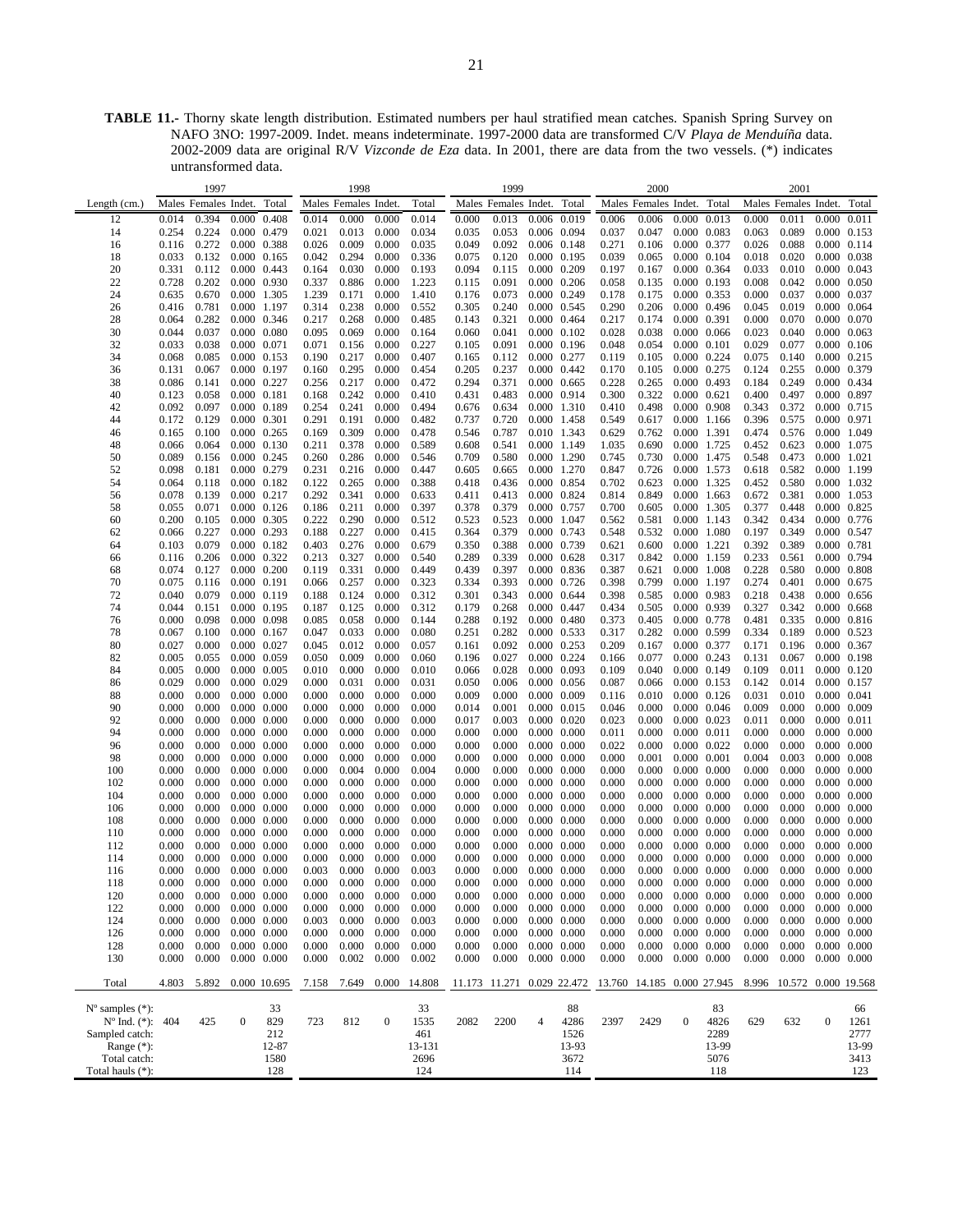**TABLE 11.-** Thorny skate length distribution. Estimated numbers per haul stratified mean catches. Spanish Spring Survey on NAFO 3NO: 1997-2009. Indet. means indeterminate. 1997-2000 data are transformed C/V *Playa de Menduíña* data. 2002-2009 data are original R/V *Vizconde de Eza* data. In 2001, there are data from the two vessels. (*) indicates untransformed data.

| | 1997 | | | | 1998 | | | | 1999 | | | | 2000 | | | | 2001 | | | |
|---|---|---|---|---|---|---|---|---|---|---|---|---|---|---|---|---|---|---|---|---|
| Length (cm.) | Males | Females | Indet. | Total | Males | Females | Indet. | Total | Males | Females | Indet. | Total | Males | Females | Indet. | Total | Males | Females | Indet. | Total |
| 12 | 0.014 | 0.394 | 0.000 | 0.408 | 0.014 | 0.000 | 0.000 | 0.014 | 0.000 | 0.013 | 0.006 | 0.019 | 0.006 | 0.006 | 0.000 | 0.013 | 0.000 | 0.011 | 0.000 | 0.011 |
| 14 | 0.254 | 0.224 | 0.000 | 0.479 | 0.021 | 0.013 | 0.000 | 0.034 | 0.035 | 0.053 | 0.006 | 0.094 | 0.037 | 0.047 | 0.000 | 0.083 | 0.063 | 0.089 | 0.000 | 0.153 |
| 16 | 0.116 | 0.272 | 0.000 | 0.388 | 0.026 | 0.009 | 0.000 | 0.035 | 0.049 | 0.092 | 0.006 | 0.148 | 0.271 | 0.106 | 0.000 | 0.377 | 0.026 | 0.088 | 0.000 | 0.114 |
| 18 | 0.033 | 0.132 | 0.000 | 0.165 | 0.042 | 0.294 | 0.000 | 0.336 | 0.075 | 0.120 | 0.000 | 0.195 | 0.039 | 0.065 | 0.000 | 0.104 | 0.018 | 0.020 | 0.000 | 0.038 |
| 20 | 0.331 | 0.112 | 0.000 | 0.443 | 0.164 | 0.030 | 0.000 | 0.193 | 0.094 | 0.115 | 0.000 | 0.209 | 0.197 | 0.167 | 0.000 | 0.364 | 0.033 | 0.010 | 0.000 | 0.043 |
| 22 | 0.728 | 0.202 | 0.000 | 0.930 | 0.337 | 0.886 | 0.000 | 1.223 | 0.115 | 0.091 | 0.000 | 0.206 | 0.058 | 0.135 | 0.000 | 0.193 | 0.008 | 0.042 | 0.000 | 0.050 |
| 24 | 0.635 | 0.670 | 0.000 | 1.305 | 1.239 | 0.171 | 0.000 | 1.410 | 0.176 | 0.073 | 0.000 | 0.249 | 0.178 | 0.175 | 0.000 | 0.353 | 0.000 | 0.037 | 0.000 | 0.037 |
| 26 | 0.416 | 0.781 | 0.000 | 1.197 | 0.314 | 0.238 | 0.000 | 0.552 | 0.305 | 0.240 | 0.000 | 0.545 | 0.290 | 0.206 | 0.000 | 0.496 | 0.045 | 0.019 | 0.000 | 0.064 |
| 28 | 0.064 | 0.282 | 0.000 | 0.346 | 0.217 | 0.268 | 0.000 | 0.485 | 0.143 | 0.321 | 0.000 | 0.464 | 0.217 | 0.174 | 0.000 | 0.391 | 0.000 | 0.070 | 0.000 | 0.070 |
| 30 | 0.044 | 0.037 | 0.000 | 0.080 | 0.095 | 0.069 | 0.000 | 0.164 | 0.060 | 0.041 | 0.000 | 0.102 | 0.028 | 0.038 | 0.000 | 0.066 | 0.023 | 0.040 | 0.000 | 0.063 |
| 32 | 0.033 | 0.038 | 0.000 | 0.071 | 0.071 | 0.156 | 0.000 | 0.227 | 0.105 | 0.091 | 0.000 | 0.196 | 0.048 | 0.054 | 0.000 | 0.101 | 0.029 | 0.077 | 0.000 | 0.106 |
| 34 | 0.068 | 0.085 | 0.000 | 0.153 | 0.190 | 0.217 | 0.000 | 0.407 | 0.165 | 0.112 | 0.000 | 0.277 | 0.119 | 0.105 | 0.000 | 0.224 | 0.075 | 0.140 | 0.000 | 0.215 |
| 36 | 0.131 | 0.067 | 0.000 | 0.197 | 0.160 | 0.295 | 0.000 | 0.454 | 0.205 | 0.237 | 0.000 | 0.442 | 0.170 | 0.105 | 0.000 | 0.275 | 0.124 | 0.255 | 0.000 | 0.379 |
| 38 | 0.086 | 0.141 | 0.000 | 0.227 | 0.256 | 0.217 | 0.000 | 0.472 | 0.294 | 0.371 | 0.000 | 0.665 | 0.228 | 0.265 | 0.000 | 0.493 | 0.184 | 0.249 | 0.000 | 0.434 |
| 40 | 0.123 | 0.058 | 0.000 | 0.181 | 0.168 | 0.242 | 0.000 | 0.410 | 0.431 | 0.483 | 0.000 | 0.914 | 0.300 | 0.322 | 0.000 | 0.621 | 0.400 | 0.497 | 0.000 | 0.897 |
| 42 | 0.092 | 0.097 | 0.000 | 0.189 | 0.254 | 0.241 | 0.000 | 0.494 | 0.676 | 0.634 | 0.000 | 1.310 | 0.410 | 0.498 | 0.000 | 0.908 | 0.343 | 0.372 | 0.000 | 0.715 |
| 44 | 0.172 | 0.129 | 0.000 | 0.301 | 0.291 | 0.191 | 0.000 | 0.482 | 0.737 | 0.720 | 0.000 | 1.458 | 0.549 | 0.617 | 0.000 | 1.166 | 0.396 | 0.575 | 0.000 | 0.971 |
| 46 | 0.165 | 0.100 | 0.000 | 0.265 | 0.169 | 0.309 | 0.000 | 0.478 | 0.546 | 0.787 | 0.010 | 1.343 | 0.629 | 0.762 | 0.000 | 1.391 | 0.474 | 0.576 | 0.000 | 1.049 |
| 48 | 0.066 | 0.064 | 0.000 | 0.130 | 0.211 | 0.378 | 0.000 | 0.589 | 0.608 | 0.541 | 0.000 | 1.149 | 1.035 | 0.690 | 0.000 | 1.725 | 0.452 | 0.623 | 0.000 | 1.075 |
| 50 | 0.089 | 0.156 | 0.000 | 0.245 | 0.260 | 0.286 | 0.000 | 0.546 | 0.709 | 0.580 | 0.000 | 1.290 | 0.745 | 0.730 | 0.000 | 1.475 | 0.548 | 0.473 | 0.000 | 1.021 |
| 52 | 0.098 | 0.181 | 0.000 | 0.279 | 0.231 | 0.216 | 0.000 | 0.447 | 0.605 | 0.665 | 0.000 | 1.270 | 0.847 | 0.726 | 0.000 | 1.573 | 0.618 | 0.582 | 0.000 | 1.199 |
| 54 | 0.064 | 0.118 | 0.000 | 0.182 | 0.122 | 0.265 | 0.000 | 0.388 | 0.418 | 0.436 | 0.000 | 0.854 | 0.702 | 0.623 | 0.000 | 1.325 | 0.452 | 0.580 | 0.000 | 1.032 |
| 56 | 0.078 | 0.139 | 0.000 | 0.217 | 0.292 | 0.341 | 0.000 | 0.633 | 0.411 | 0.413 | 0.000 | 0.824 | 0.814 | 0.849 | 0.000 | 1.663 | 0.672 | 0.381 | 0.000 | 1.053 |
| 58 | 0.055 | 0.071 | 0.000 | 0.126 | 0.186 | 0.211 | 0.000 | 0.397 | 0.378 | 0.379 | 0.000 | 0.757 | 0.700 | 0.605 | 0.000 | 1.305 | 0.377 | 0.448 | 0.000 | 0.825 |
| 60 | 0.200 | 0.105 | 0.000 | 0.305 | 0.222 | 0.290 | 0.000 | 0.512 | 0.523 | 0.523 | 0.000 | 1.047 | 0.562 | 0.581 | 0.000 | 1.143 | 0.342 | 0.434 | 0.000 | 0.776 |
| 62 | 0.066 | 0.227 | 0.000 | 0.293 | 0.188 | 0.227 | 0.000 | 0.415 | 0.364 | 0.379 | 0.000 | 0.743 | 0.548 | 0.532 | 0.000 | 1.080 | 0.197 | 0.349 | 0.000 | 0.547 |
| 64 | 0.103 | 0.079 | 0.000 | 0.182 | 0.403 | 0.276 | 0.000 | 0.679 | 0.350 | 0.388 | 0.000 | 0.739 | 0.621 | 0.600 | 0.000 | 1.221 | 0.392 | 0.389 | 0.000 | 0.781 |
| 66 | 0.116 | 0.206 | 0.000 | 0.322 | 0.213 | 0.327 | 0.000 | 0.540 | 0.289 | 0.339 | 0.000 | 0.628 | 0.317 | 0.842 | 0.000 | 1.159 | 0.233 | 0.561 | 0.000 | 0.794 |
| 68 | 0.074 | 0.127 | 0.000 | 0.200 | 0.119 | 0.331 | 0.000 | 0.449 | 0.439 | 0.397 | 0.000 | 0.836 | 0.387 | 0.621 | 0.000 | 1.008 | 0.228 | 0.580 | 0.000 | 0.808 |
| 70 | 0.075 | 0.116 | 0.000 | 0.191 | 0.066 | 0.257 | 0.000 | 0.323 | 0.334 | 0.393 | 0.000 | 0.726 | 0.398 | 0.799 | 0.000 | 1.197 | 0.274 | 0.401 | 0.000 | 0.675 |
| 72 | 0.040 | 0.079 | 0.000 | 0.119 | 0.188 | 0.124 | 0.000 | 0.312 | 0.301 | 0.343 | 0.000 | 0.644 | 0.398 | 0.585 | 0.000 | 0.983 | 0.218 | 0.438 | 0.000 | 0.656 |
| 74 | 0.044 | 0.151 | 0.000 | 0.195 | 0.187 | 0.125 | 0.000 | 0.312 | 0.179 | 0.268 | 0.000 | 0.447 | 0.434 | 0.505 | 0.000 | 0.939 | 0.327 | 0.342 | 0.000 | 0.668 |
| 76 | 0.000 | 0.098 | 0.000 | 0.098 | 0.085 | 0.058 | 0.000 | 0.144 | 0.288 | 0.192 | 0.000 | 0.480 | 0.373 | 0.405 | 0.000 | 0.778 | 0.481 | 0.335 | 0.000 | 0.816 |
| 78 | 0.067 | 0.100 | 0.000 | 0.167 | 0.047 | 0.033 | 0.000 | 0.080 | 0.251 | 0.282 | 0.000 | 0.533 | 0.317 | 0.282 | 0.000 | 0.599 | 0.334 | 0.189 | 0.000 | 0.523 |
| 80 | 0.027 | 0.000 | 0.000 | 0.027 | 0.045 | 0.012 | 0.000 | 0.057 | 0.161 | 0.092 | 0.000 | 0.253 | 0.209 | 0.167 | 0.000 | 0.377 | 0.171 | 0.196 | 0.000 | 0.367 |
| 82 | 0.005 | 0.055 | 0.000 | 0.059 | 0.050 | 0.009 | 0.000 | 0.060 | 0.196 | 0.027 | 0.000 | 0.224 | 0.166 | 0.077 | 0.000 | 0.243 | 0.131 | 0.067 | 0.000 | 0.198 |
| 84 | 0.005 | 0.000 | 0.000 | 0.005 | 0.010 | 0.000 | 0.000 | 0.010 | 0.066 | 0.028 | 0.000 | 0.093 | 0.109 | 0.040 | 0.000 | 0.149 | 0.109 | 0.011 | 0.000 | 0.120 |
| 86 | 0.029 | 0.000 | 0.000 | 0.029 | 0.000 | 0.031 | 0.000 | 0.031 | 0.050 | 0.006 | 0.000 | 0.056 | 0.087 | 0.066 | 0.000 | 0.153 | 0.142 | 0.014 | 0.000 | 0.157 |
| 88 | 0.000 | 0.000 | 0.000 | 0.000 | 0.000 | 0.000 | 0.000 | 0.000 | 0.009 | 0.000 | 0.000 | 0.009 | 0.116 | 0.010 | 0.000 | 0.126 | 0.031 | 0.010 | 0.000 | 0.041 |
| 90 | 0.000 | 0.000 | 0.000 | 0.000 | 0.000 | 0.000 | 0.000 | 0.000 | 0.014 | 0.001 | 0.000 | 0.015 | 0.046 | 0.000 | 0.000 | 0.046 | 0.009 | 0.000 | 0.000 | 0.009 |
| 92 | 0.000 | 0.000 | 0.000 | 0.000 | 0.000 | 0.000 | 0.000 | 0.000 | 0.017 | 0.003 | 0.000 | 0.020 | 0.023 | 0.000 | 0.000 | 0.023 | 0.011 | 0.000 | 0.000 | 0.011 |
| 94 | 0.000 | 0.000 | 0.000 | 0.000 | 0.000 | 0.000 | 0.000 | 0.000 | 0.000 | 0.000 | 0.000 | 0.000 | 0.011 | 0.000 | 0.000 | 0.011 | 0.000 | 0.000 | 0.000 | 0.000 |
| 96 | 0.000 | 0.000 | 0.000 | 0.000 | 0.000 | 0.000 | 0.000 | 0.000 | 0.000 | 0.000 | 0.000 | 0.000 | 0.022 | 0.000 | 0.000 | 0.022 | 0.000 | 0.000 | 0.000 | 0.000 |
| 98 | 0.000 | 0.000 | 0.000 | 0.000 | 0.000 | 0.000 | 0.000 | 0.000 | 0.000 | 0.000 | 0.000 | 0.000 | 0.000 | 0.001 | 0.000 | 0.001 | 0.004 | 0.003 | 0.000 | 0.008 |
| 100 | 0.000 | 0.000 | 0.000 | 0.000 | 0.000 | 0.004 | 0.000 | 0.004 | 0.000 | 0.000 | 0.000 | 0.000 | 0.000 | 0.000 | 0.000 | 0.000 | 0.000 | 0.000 | 0.000 | 0.000 |
| 102 | 0.000 | 0.000 | 0.000 | 0.000 | 0.000 | 0.000 | 0.000 | 0.000 | 0.000 | 0.000 | 0.000 | 0.000 | 0.000 | 0.000 | 0.000 | 0.000 | 0.000 | 0.000 | 0.000 | 0.000 |
| 104 | 0.000 | 0.000 | 0.000 | 0.000 | 0.000 | 0.000 | 0.000 | 0.000 | 0.000 | 0.000 | 0.000 | 0.000 | 0.000 | 0.000 | 0.000 | 0.000 | 0.000 | 0.000 | 0.000 | 0.000 |
| 106 | 0.000 | 0.000 | 0.000 | 0.000 | 0.000 | 0.000 | 0.000 | 0.000 | 0.000 | 0.000 | 0.000 | 0.000 | 0.000 | 0.000 | 0.000 | 0.000 | 0.000 | 0.000 | 0.000 | 0.000 |
| 108 | 0.000 | 0.000 | 0.000 | 0.000 | 0.000 | 0.000 | 0.000 | 0.000 | 0.000 | 0.000 | 0.000 | 0.000 | 0.000 | 0.000 | 0.000 | 0.000 | 0.000 | 0.000 | 0.000 | 0.000 |
| 110 | 0.000 | 0.000 | 0.000 | 0.000 | 0.000 | 0.000 | 0.000 | 0.000 | 0.000 | 0.000 | 0.000 | 0.000 | 0.000 | 0.000 | 0.000 | 0.000 | 0.000 | 0.000 | 0.000 | 0.000 |
| 112 | 0.000 | 0.000 | 0.000 | 0.000 | 0.000 | 0.000 | 0.000 | 0.000 | 0.000 | 0.000 | 0.000 | 0.000 | 0.000 | 0.000 | 0.000 | 0.000 | 0.000 | 0.000 | 0.000 | 0.000 |
| 114 | 0.000 | 0.000 | 0.000 | 0.000 | 0.000 | 0.000 | 0.000 | 0.000 | 0.000 | 0.000 | 0.000 | 0.000 | 0.000 | 0.000 | 0.000 | 0.000 | 0.000 | 0.000 | 0.000 | 0.000 |
| 116 | 0.000 | 0.000 | 0.000 | 0.000 | 0.003 | 0.000 | 0.000 | 0.003 | 0.000 | 0.000 | 0.000 | 0.000 | 0.000 | 0.000 | 0.000 | 0.000 | 0.000 | 0.000 | 0.000 | 0.000 |
| 118 | 0.000 | 0.000 | 0.000 | 0.000 | 0.000 | 0.000 | 0.000 | 0.000 | 0.000 | 0.000 | 0.000 | 0.000 | 0.000 | 0.000 | 0.000 | 0.000 | 0.000 | 0.000 | 0.000 | 0.000 |
| 120 | 0.000 | 0.000 | 0.000 | 0.000 | 0.000 | 0.000 | 0.000 | 0.000 | 0.000 | 0.000 | 0.000 | 0.000 | 0.000 | 0.000 | 0.000 | 0.000 | 0.000 | 0.000 | 0.000 | 0.000 |
| 122 | 0.000 | 0.000 | 0.000 | 0.000 | 0.000 | 0.000 | 0.000 | 0.000 | 0.000 | 0.000 | 0.000 | 0.000 | 0.000 | 0.000 | 0.000 | 0.000 | 0.000 | 0.000 | 0.000 | 0.000 |
| 124 | 0.000 | 0.000 | 0.000 | 0.000 | 0.003 | 0.000 | 0.000 | 0.003 | 0.000 | 0.000 | 0.000 | 0.000 | 0.000 | 0.000 | 0.000 | 0.000 | 0.000 | 0.000 | 0.000 | 0.000 |
| 126 | 0.000 | 0.000 | 0.000 | 0.000 | 0.000 | 0.000 | 0.000 | 0.000 | 0.000 | 0.000 | 0.000 | 0.000 | 0.000 | 0.000 | 0.000 | 0.000 | 0.000 | 0.000 | 0.000 | 0.000 |
| 128 | 0.000 | 0.000 | 0.000 | 0.000 | 0.000 | 0.000 | 0.000 | 0.000 | 0.000 | 0.000 | 0.000 | 0.000 | 0.000 | 0.000 | 0.000 | 0.000 | 0.000 | 0.000 | 0.000 | 0.000 |
| 130 | 0.000 | 0.000 | 0.000 | 0.000 | 0.000 | 0.002 | 0.000 | 0.002 | 0.000 | 0.000 | 0.000 | 0.000 | 0.000 | 0.000 | 0.000 | 0.000 | 0.000 | 0.000 | 0.000 | 0.000 |
| Total | 4.803 | 5.892 | 0.000 | 10.695 | 7.158 | 7.649 | 0.000 | 14.808 | 11.173 | 11.271 | 0.029 | 22.472 | 13.760 | 14.185 | 0.000 | 27.945 | 8.996 | 10.572 | 0.000 | 19.568 |
| Nº samples (*): | | | | 33 | | | | 33 | | | | 88 | | | | 83 | | | | 66 |
| Nº Ind. (*): | 404 | 425 | 0 | 829 | 723 | 812 | 0 | 1535 | 2082 | 2200 | 4 | 4286 | 2397 | 2429 | 0 | 4826 | 629 | 632 | 0 | 1261 |
| Sampled catch: | | | | 212 | | | | 461 | | | | 1526 | | | | 2289 | | | | 2777 |
| Range (*): | | | | 12-87 | | | | 13-131 | | | | 13-93 | | | | 13-99 | | | | 13-99 |
| Total catch: | | | | 1580 | | | | 2696 | | | | 3672 | | | | 5076 | | | | 3413 |
| Total hauls (*): | | | | 128 | | | | 124 | | | | 114 | | | | 118 | | | | 123 |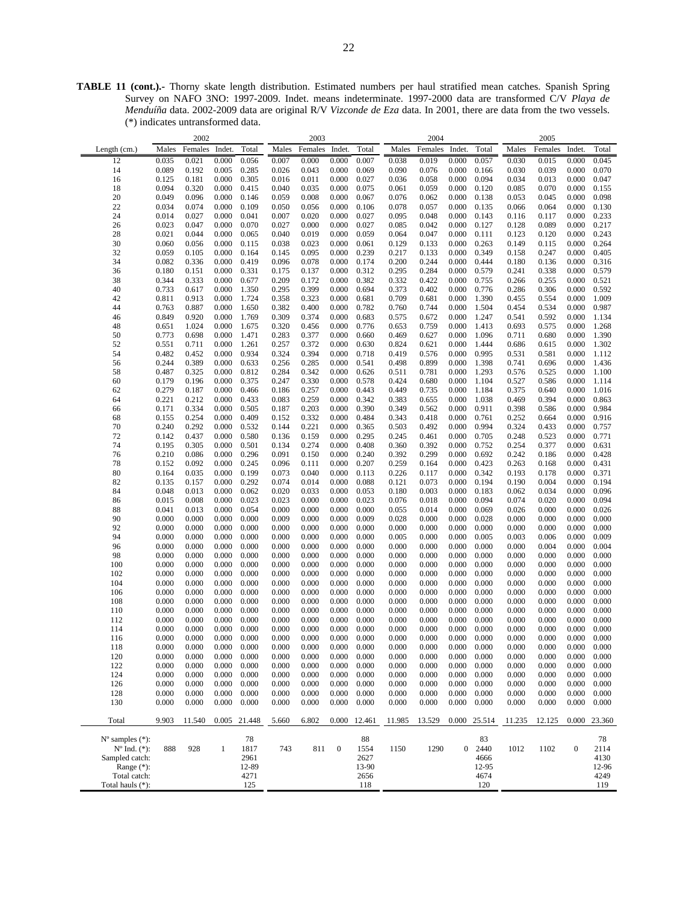**TABLE 11 (cont.).-** Thorny skate length distribution. Estimated numbers per haul stratified mean catches. Spanish Spring Survey on NAFO 3NO: 1997-2009. Indet. means indeterminate. 1997-2000 data are transformed C/V *Playa de Menduíña* data. 2002-2009 data are original R/V *Vizconde de Eza* data. In 2001, there are data from the two vessels. (*) indicates untransformed data.

| | 2002 | | | | 2003 | | | | 2004 | | | | 2005 | | | |
|---|---|---|---|---|---|---|---|---|---|---|---|---|---|---|---|---|
| Length (cm.) | Males | Females | Indet. | Total | Males | Females | Indet. | Total | Males | Females | Indet. | Total | Males | Females | Indet. | Total |
| 12 | 0.035 | 0.021 | 0.000 | 0.056 | 0.007 | 0.000 | 0.000 | 0.007 | 0.038 | 0.019 | 0.000 | 0.057 | 0.030 | 0.015 | 0.000 | 0.045 |
| 14 | 0.089 | 0.192 | 0.005 | 0.285 | 0.026 | 0.043 | 0.000 | 0.069 | 0.090 | 0.076 | 0.000 | 0.166 | 0.030 | 0.039 | 0.000 | 0.070 |
| 16 | 0.125 | 0.181 | 0.000 | 0.305 | 0.016 | 0.011 | 0.000 | 0.027 | 0.036 | 0.058 | 0.000 | 0.094 | 0.034 | 0.013 | 0.000 | 0.047 |
| 18 | 0.094 | 0.320 | 0.000 | 0.415 | 0.040 | 0.035 | 0.000 | 0.075 | 0.061 | 0.059 | 0.000 | 0.120 | 0.085 | 0.070 | 0.000 | 0.155 |
| 20 | 0.049 | 0.096 | 0.000 | 0.146 | 0.059 | 0.008 | 0.000 | 0.067 | 0.076 | 0.062 | 0.000 | 0.138 | 0.053 | 0.045 | 0.000 | 0.098 |
| 22 | 0.034 | 0.074 | 0.000 | 0.109 | 0.050 | 0.056 | 0.000 | 0.106 | 0.078 | 0.057 | 0.000 | 0.135 | 0.066 | 0.064 | 0.000 | 0.130 |
| 24 | 0.014 | 0.027 | 0.000 | 0.041 | 0.007 | 0.020 | 0.000 | 0.027 | 0.095 | 0.048 | 0.000 | 0.143 | 0.116 | 0.117 | 0.000 | 0.233 |
| 26 | 0.023 | 0.047 | 0.000 | 0.070 | 0.027 | 0.000 | 0.000 | 0.027 | 0.085 | 0.042 | 0.000 | 0.127 | 0.128 | 0.089 | 0.000 | 0.217 |
| 28 | 0.021 | 0.044 | 0.000 | 0.065 | 0.040 | 0.019 | 0.000 | 0.059 | 0.064 | 0.047 | 0.000 | 0.111 | 0.123 | 0.120 | 0.000 | 0.243 |
| 30 | 0.060 | 0.056 | 0.000 | 0.115 | 0.038 | 0.023 | 0.000 | 0.061 | 0.129 | 0.133 | 0.000 | 0.263 | 0.149 | 0.115 | 0.000 | 0.264 |
| 32 | 0.059 | 0.105 | 0.000 | 0.164 | 0.145 | 0.095 | 0.000 | 0.239 | 0.217 | 0.133 | 0.000 | 0.349 | 0.158 | 0.247 | 0.000 | 0.405 |
| 34 | 0.082 | 0.336 | 0.000 | 0.419 | 0.096 | 0.078 | 0.000 | 0.174 | 0.200 | 0.244 | 0.000 | 0.444 | 0.180 | 0.136 | 0.000 | 0.316 |
| 36 | 0.180 | 0.151 | 0.000 | 0.331 | 0.175 | 0.137 | 0.000 | 0.312 | 0.295 | 0.284 | 0.000 | 0.579 | 0.241 | 0.338 | 0.000 | 0.579 |
| 38 | 0.344 | 0.333 | 0.000 | 0.677 | 0.209 | 0.172 | 0.000 | 0.382 | 0.332 | 0.422 | 0.000 | 0.755 | 0.266 | 0.255 | 0.000 | 0.521 |
| 40 | 0.733 | 0.617 | 0.000 | 1.350 | 0.295 | 0.399 | 0.000 | 0.694 | 0.373 | 0.402 | 0.000 | 0.776 | 0.286 | 0.306 | 0.000 | 0.592 |
| 42 | 0.811 | 0.913 | 0.000 | 1.724 | 0.358 | 0.323 | 0.000 | 0.681 | 0.709 | 0.681 | 0.000 | 1.390 | 0.455 | 0.554 | 0.000 | 1.009 |
| 44 | 0.763 | 0.887 | 0.000 | 1.650 | 0.382 | 0.400 | 0.000 | 0.782 | 0.760 | 0.744 | 0.000 | 1.504 | 0.454 | 0.534 | 0.000 | 0.987 |
| 46 | 0.849 | 0.920 | 0.000 | 1.769 | 0.309 | 0.374 | 0.000 | 0.683 | 0.575 | 0.672 | 0.000 | 1.247 | 0.541 | 0.592 | 0.000 | 1.134 |
| 48 | 0.651 | 1.024 | 0.000 | 1.675 | 0.320 | 0.456 | 0.000 | 0.776 | 0.653 | 0.759 | 0.000 | 1.413 | 0.693 | 0.575 | 0.000 | 1.268 |
| 50 | 0.773 | 0.698 | 0.000 | 1.471 | 0.283 | 0.377 | 0.000 | 0.660 | 0.469 | 0.627 | 0.000 | 1.096 | 0.711 | 0.680 | 0.000 | 1.390 |
| 52 | 0.551 | 0.711 | 0.000 | 1.261 | 0.257 | 0.372 | 0.000 | 0.630 | 0.824 | 0.621 | 0.000 | 1.444 | 0.686 | 0.615 | 0.000 | 1.302 |
| 54 | 0.482 | 0.452 | 0.000 | 0.934 | 0.324 | 0.394 | 0.000 | 0.718 | 0.419 | 0.576 | 0.000 | 0.995 | 0.531 | 0.581 | 0.000 | 1.112 |
| 56 | 0.244 | 0.389 | 0.000 | 0.633 | 0.256 | 0.285 | 0.000 | 0.541 | 0.498 | 0.899 | 0.000 | 1.398 | 0.741 | 0.696 | 0.000 | 1.436 |
| 58 | 0.487 | 0.325 | 0.000 | 0.812 | 0.284 | 0.342 | 0.000 | 0.626 | 0.511 | 0.781 | 0.000 | 1.293 | 0.576 | 0.525 | 0.000 | 1.100 |
| 60 | 0.179 | 0.196 | 0.000 | 0.375 | 0.247 | 0.330 | 0.000 | 0.578 | 0.424 | 0.680 | 0.000 | 1.104 | 0.527 | 0.586 | 0.000 | 1.114 |
| 62 | 0.279 | 0.187 | 0.000 | 0.466 | 0.186 | 0.257 | 0.000 | 0.443 | 0.449 | 0.735 | 0.000 | 1.184 | 0.375 | 0.640 | 0.000 | 1.016 |
| 64 | 0.221 | 0.212 | 0.000 | 0.433 | 0.083 | 0.259 | 0.000 | 0.342 | 0.383 | 0.655 | 0.000 | 1.038 | 0.469 | 0.394 | 0.000 | 0.863 |
| 66 | 0.171 | 0.334 | 0.000 | 0.505 | 0.187 | 0.203 | 0.000 | 0.390 | 0.349 | 0.562 | 0.000 | 0.911 | 0.398 | 0.586 | 0.000 | 0.984 |
| 68 | 0.155 | 0.254 | 0.000 | 0.409 | 0.152 | 0.332 | 0.000 | 0.484 | 0.343 | 0.418 | 0.000 | 0.761 | 0.252 | 0.664 | 0.000 | 0.916 |
| 70 | 0.240 | 0.292 | 0.000 | 0.532 | 0.144 | 0.221 | 0.000 | 0.365 | 0.503 | 0.492 | 0.000 | 0.994 | 0.324 | 0.433 | 0.000 | 0.757 |
| 72 | 0.142 | 0.437 | 0.000 | 0.580 | 0.136 | 0.159 | 0.000 | 0.295 | 0.245 | 0.461 | 0.000 | 0.705 | 0.248 | 0.523 | 0.000 | 0.771 |
| 74 | 0.195 | 0.305 | 0.000 | 0.501 | 0.134 | 0.274 | 0.000 | 0.408 | 0.360 | 0.392 | 0.000 | 0.752 | 0.254 | 0.377 | 0.000 | 0.631 |
| 76 | 0.210 | 0.086 | 0.000 | 0.296 | 0.091 | 0.150 | 0.000 | 0.240 | 0.392 | 0.299 | 0.000 | 0.692 | 0.242 | 0.186 | 0.000 | 0.428 |
| 78 | 0.152 | 0.092 | 0.000 | 0.245 | 0.096 | 0.111 | 0.000 | 0.207 | 0.259 | 0.164 | 0.000 | 0.423 | 0.263 | 0.168 | 0.000 | 0.431 |
| 80 | 0.164 | 0.035 | 0.000 | 0.199 | 0.073 | 0.040 | 0.000 | 0.113 | 0.226 | 0.117 | 0.000 | 0.342 | 0.193 | 0.178 | 0.000 | 0.371 |
| 82 | 0.135 | 0.157 | 0.000 | 0.292 | 0.074 | 0.014 | 0.000 | 0.088 | 0.121 | 0.073 | 0.000 | 0.194 | 0.190 | 0.004 | 0.000 | 0.194 |
| 84 | 0.048 | 0.013 | 0.000 | 0.062 | 0.020 | 0.033 | 0.000 | 0.053 | 0.180 | 0.003 | 0.000 | 0.183 | 0.062 | 0.034 | 0.000 | 0.096 |
| 86 | 0.015 | 0.008 | 0.000 | 0.023 | 0.023 | 0.000 | 0.000 | 0.023 | 0.076 | 0.018 | 0.000 | 0.094 | 0.074 | 0.020 | 0.000 | 0.094 |
| 88 | 0.041 | 0.013 | 0.000 | 0.054 | 0.000 | 0.000 | 0.000 | 0.000 | 0.055 | 0.014 | 0.000 | 0.069 | 0.026 | 0.000 | 0.000 | 0.026 |
| 90 | 0.000 | 0.000 | 0.000 | 0.000 | 0.009 | 0.000 | 0.000 | 0.009 | 0.028 | 0.000 | 0.000 | 0.028 | 0.000 | 0.000 | 0.000 | 0.000 |
| 92 | 0.000 | 0.000 | 0.000 | 0.000 | 0.000 | 0.000 | 0.000 | 0.000 | 0.000 | 0.000 | 0.000 | 0.000 | 0.000 | 0.000 | 0.000 | 0.000 |
| 94 | 0.000 | 0.000 | 0.000 | 0.000 | 0.000 | 0.000 | 0.000 | 0.000 | 0.005 | 0.000 | 0.000 | 0.005 | 0.003 | 0.006 | 0.000 | 0.009 |
| 96 | 0.000 | 0.000 | 0.000 | 0.000 | 0.000 | 0.000 | 0.000 | 0.000 | 0.000 | 0.000 | 0.000 | 0.000 | 0.000 | 0.004 | 0.000 | 0.004 |
| 98 | 0.000 | 0.000 | 0.000 | 0.000 | 0.000 | 0.000 | 0.000 | 0.000 | 0.000 | 0.000 | 0.000 | 0.000 | 0.000 | 0.000 | 0.000 | 0.000 |
| 100 | 0.000 | 0.000 | 0.000 | 0.000 | 0.000 | 0.000 | 0.000 | 0.000 | 0.000 | 0.000 | 0.000 | 0.000 | 0.000 | 0.000 | 0.000 | 0.000 |
| 102 | 0.000 | 0.000 | 0.000 | 0.000 | 0.000 | 0.000 | 0.000 | 0.000 | 0.000 | 0.000 | 0.000 | 0.000 | 0.000 | 0.000 | 0.000 | 0.000 |
| 104 | 0.000 | 0.000 | 0.000 | 0.000 | 0.000 | 0.000 | 0.000 | 0.000 | 0.000 | 0.000 | 0.000 | 0.000 | 0.000 | 0.000 | 0.000 | 0.000 |
| 106 | 0.000 | 0.000 | 0.000 | 0.000 | 0.000 | 0.000 | 0.000 | 0.000 | 0.000 | 0.000 | 0.000 | 0.000 | 0.000 | 0.000 | 0.000 | 0.000 |
| 108 | 0.000 | 0.000 | 0.000 | 0.000 | 0.000 | 0.000 | 0.000 | 0.000 | 0.000 | 0.000 | 0.000 | 0.000 | 0.000 | 0.000 | 0.000 | 0.000 |
| 110 | 0.000 | 0.000 | 0.000 | 0.000 | 0.000 | 0.000 | 0.000 | 0.000 | 0.000 | 0.000 | 0.000 | 0.000 | 0.000 | 0.000 | 0.000 | 0.000 |
| 112 | 0.000 | 0.000 | 0.000 | 0.000 | 0.000 | 0.000 | 0.000 | 0.000 | 0.000 | 0.000 | 0.000 | 0.000 | 0.000 | 0.000 | 0.000 | 0.000 |
| 114 | 0.000 | 0.000 | 0.000 | 0.000 | 0.000 | 0.000 | 0.000 | 0.000 | 0.000 | 0.000 | 0.000 | 0.000 | 0.000 | 0.000 | 0.000 | 0.000 |
| 116 | 0.000 | 0.000 | 0.000 | 0.000 | 0.000 | 0.000 | 0.000 | 0.000 | 0.000 | 0.000 | 0.000 | 0.000 | 0.000 | 0.000 | 0.000 | 0.000 |
| 118 | 0.000 | 0.000 | 0.000 | 0.000 | 0.000 | 0.000 | 0.000 | 0.000 | 0.000 | 0.000 | 0.000 | 0.000 | 0.000 | 0.000 | 0.000 | 0.000 |
| 120 | 0.000 | 0.000 | 0.000 | 0.000 | 0.000 | 0.000 | 0.000 | 0.000 | 0.000 | 0.000 | 0.000 | 0.000 | 0.000 | 0.000 | 0.000 | 0.000 |
| 122 | 0.000 | 0.000 | 0.000 | 0.000 | 0.000 | 0.000 | 0.000 | 0.000 | 0.000 | 0.000 | 0.000 | 0.000 | 0.000 | 0.000 | 0.000 | 0.000 |
| 124 | 0.000 | 0.000 | 0.000 | 0.000 | 0.000 | 0.000 | 0.000 | 0.000 | 0.000 | 0.000 | 0.000 | 0.000 | 0.000 | 0.000 | 0.000 | 0.000 |
| 126 | 0.000 | 0.000 | 0.000 | 0.000 | 0.000 | 0.000 | 0.000 | 0.000 | 0.000 | 0.000 | 0.000 | 0.000 | 0.000 | 0.000 | 0.000 | 0.000 |
| 128 | 0.000 | 0.000 | 0.000 | 0.000 | 0.000 | 0.000 | 0.000 | 0.000 | 0.000 | 0.000 | 0.000 | 0.000 | 0.000 | 0.000 | 0.000 | 0.000 |
| 130 | 0.000 | 0.000 | 0.000 | 0.000 | 0.000 | 0.000 | 0.000 | 0.000 | 0.000 | 0.000 | 0.000 | 0.000 | 0.000 | 0.000 | 0.000 | 0.000 |
| Total | 9.903 | 11.540 | 0.005 | 21.448 | 5.660 | 6.802 | 0.000 | 12.461 | 11.985 | 13.529 | 0.000 | 25.514 | 11.235 | 12.125 | 0.000 | 23.360 |
| Nº samples (*): | | | | 78 | | | | 88 | | | | 83 | | | | 78 |
| Nº Ind. (*): | 888 | 928 | 1 | 1817 | 743 | 811 | 0 | 1554 | 1150 | 1290 | 0 | 2440 | 1012 | 1102 | 0 | 2114 |
| Sampled catch: | | | | 2961 | | | | 2627 | | | | 4666 | | | | 4130 |
| Range (*): | | | | 12-89 | | | | 13-90 | | | | 12-95 | | | | 12-96 |
| Total catch: | | | | 4271 | | | | 2656 | | | | 4674 | | | | 4249 |
| Total hauls (*): | | | | 125 | | | | 118 | | | | 120 | | | | 119 |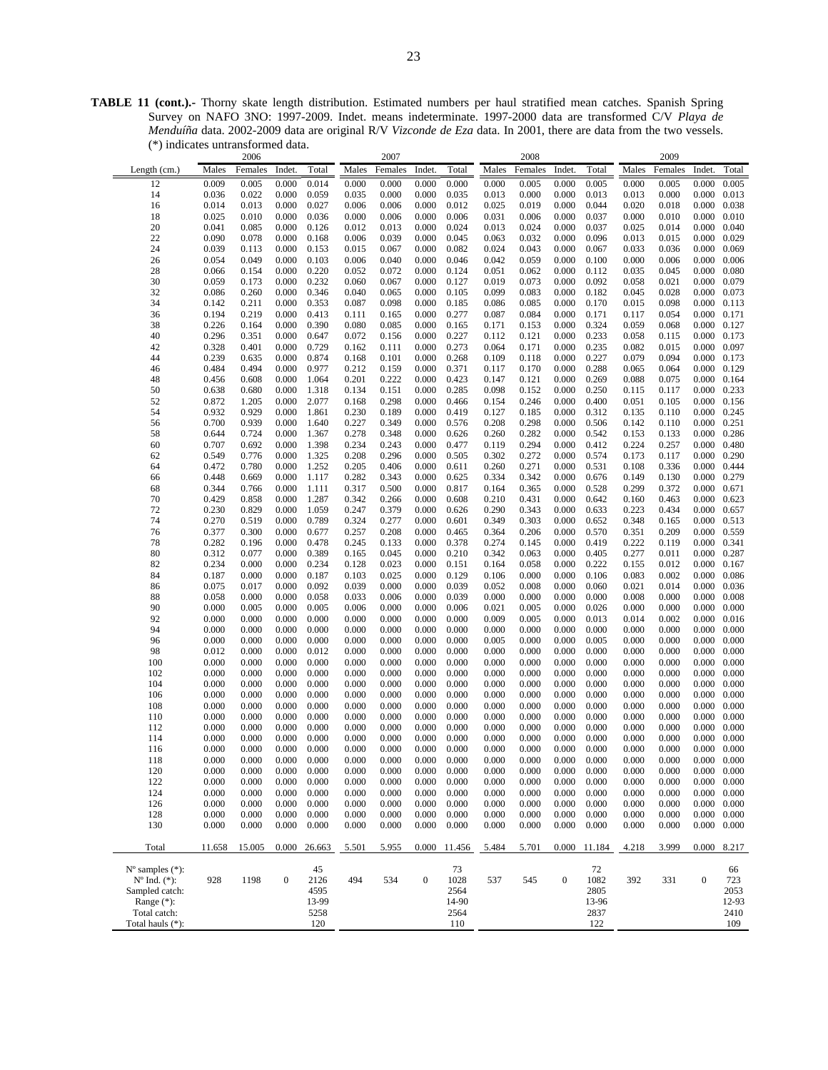**TABLE 11 (cont.).-** Thorny skate length distribution. Estimated numbers per haul stratified mean catches. Spanish Spring Survey on NAFO 3NO: 1997-2009. Indet. means indeterminate. 1997-2000 data are transformed C/V *Playa de Menduíña* data. 2002-2009 data are original R/V *Vizconde de Eza* data. In 2001, there are data from the two vessels. (*) indicates untransformed data.

| | 2006 | | | | 2007 | | | | 2008 | | | | 2009 | | | |
|---|---|---|---|---|---|---|---|---|---|---|---|---|---|---|---|---|
| Length (cm.) | Males | Females | Indet. | Total | Males | Females | Indet. | Total | Males | Females | Indet. | Total | Males | Females | Indet. | Total |
| 12 | 0.009 | 0.005 | 0.000 | 0.014 | 0.000 | 0.000 | 0.000 | 0.000 | 0.000 | 0.005 | 0.000 | 0.005 | 0.000 | 0.005 | 0.000 | 0.005 |
| 14 | 0.036 | 0.022 | 0.000 | 0.059 | 0.035 | 0.000 | 0.000 | 0.035 | 0.013 | 0.000 | 0.000 | 0.013 | 0.013 | 0.000 | 0.000 | 0.013 |
| 16 | 0.014 | 0.013 | 0.000 | 0.027 | 0.006 | 0.006 | 0.000 | 0.012 | 0.025 | 0.019 | 0.000 | 0.044 | 0.020 | 0.018 | 0.000 | 0.038 |
| 18 | 0.025 | 0.010 | 0.000 | 0.036 | 0.000 | 0.006 | 0.000 | 0.006 | 0.031 | 0.006 | 0.000 | 0.037 | 0.000 | 0.010 | 0.000 | 0.010 |
| 20 | 0.041 | 0.085 | 0.000 | 0.126 | 0.012 | 0.013 | 0.000 | 0.024 | 0.013 | 0.024 | 0.000 | 0.037 | 0.025 | 0.014 | 0.000 | 0.040 |
| 22 | 0.090 | 0.078 | 0.000 | 0.168 | 0.006 | 0.039 | 0.000 | 0.045 | 0.063 | 0.032 | 0.000 | 0.096 | 0.013 | 0.015 | 0.000 | 0.029 |
| 24 | 0.039 | 0.113 | 0.000 | 0.153 | 0.015 | 0.067 | 0.000 | 0.082 | 0.024 | 0.043 | 0.000 | 0.067 | 0.033 | 0.036 | 0.000 | 0.069 |
| 26 | 0.054 | 0.049 | 0.000 | 0.103 | 0.006 | 0.040 | 0.000 | 0.046 | 0.042 | 0.059 | 0.000 | 0.100 | 0.000 | 0.006 | 0.000 | 0.006 |
| 28 | 0.066 | 0.154 | 0.000 | 0.220 | 0.052 | 0.072 | 0.000 | 0.124 | 0.051 | 0.062 | 0.000 | 0.112 | 0.035 | 0.045 | 0.000 | 0.080 |
| 30 | 0.059 | 0.173 | 0.000 | 0.232 | 0.060 | 0.067 | 0.000 | 0.127 | 0.019 | 0.073 | 0.000 | 0.092 | 0.058 | 0.021 | 0.000 | 0.079 |
| 32 | 0.086 | 0.260 | 0.000 | 0.346 | 0.040 | 0.065 | 0.000 | 0.105 | 0.099 | 0.083 | 0.000 | 0.182 | 0.045 | 0.028 | 0.000 | 0.073 |
| 34 | 0.142 | 0.211 | 0.000 | 0.353 | 0.087 | 0.098 | 0.000 | 0.185 | 0.086 | 0.085 | 0.000 | 0.170 | 0.015 | 0.098 | 0.000 | 0.113 |
| 36 | 0.194 | 0.219 | 0.000 | 0.413 | 0.111 | 0.165 | 0.000 | 0.277 | 0.087 | 0.084 | 0.000 | 0.171 | 0.117 | 0.054 | 0.000 | 0.171 |
| 38 | 0.226 | 0.164 | 0.000 | 0.390 | 0.080 | 0.085 | 0.000 | 0.165 | 0.171 | 0.153 | 0.000 | 0.324 | 0.059 | 0.068 | 0.000 | 0.127 |
| 40 | 0.296 | 0.351 | 0.000 | 0.647 | 0.072 | 0.156 | 0.000 | 0.227 | 0.112 | 0.121 | 0.000 | 0.233 | 0.058 | 0.115 | 0.000 | 0.173 |
| 42 | 0.328 | 0.401 | 0.000 | 0.729 | 0.162 | 0.111 | 0.000 | 0.273 | 0.064 | 0.171 | 0.000 | 0.235 | 0.082 | 0.015 | 0.000 | 0.097 |
| 44 | 0.239 | 0.635 | 0.000 | 0.874 | 0.168 | 0.101 | 0.000 | 0.268 | 0.109 | 0.118 | 0.000 | 0.227 | 0.079 | 0.094 | 0.000 | 0.173 |
| 46 | 0.484 | 0.494 | 0.000 | 0.977 | 0.212 | 0.159 | 0.000 | 0.371 | 0.117 | 0.170 | 0.000 | 0.288 | 0.065 | 0.064 | 0.000 | 0.129 |
| 48 | 0.456 | 0.608 | 0.000 | 1.064 | 0.201 | 0.222 | 0.000 | 0.423 | 0.147 | 0.121 | 0.000 | 0.269 | 0.088 | 0.075 | 0.000 | 0.164 |
| 50 | 0.638 | 0.680 | 0.000 | 1.318 | 0.134 | 0.151 | 0.000 | 0.285 | 0.098 | 0.152 | 0.000 | 0.250 | 0.115 | 0.117 | 0.000 | 0.233 |
| 52 | 0.872 | 1.205 | 0.000 | 2.077 | 0.168 | 0.298 | 0.000 | 0.466 | 0.154 | 0.246 | 0.000 | 0.400 | 0.051 | 0.105 | 0.000 | 0.156 |
| 54 | 0.932 | 0.929 | 0.000 | 1.861 | 0.230 | 0.189 | 0.000 | 0.419 | 0.127 | 0.185 | 0.000 | 0.312 | 0.135 | 0.110 | 0.000 | 0.245 |
| 56 | 0.700 | 0.939 | 0.000 | 1.640 | 0.227 | 0.349 | 0.000 | 0.576 | 0.208 | 0.298 | 0.000 | 0.506 | 0.142 | 0.110 | 0.000 | 0.251 |
| 58 | 0.644 | 0.724 | 0.000 | 1.367 | 0.278 | 0.348 | 0.000 | 0.626 | 0.260 | 0.282 | 0.000 | 0.542 | 0.153 | 0.133 | 0.000 | 0.286 |
| 60 | 0.707 | 0.692 | 0.000 | 1.398 | 0.234 | 0.243 | 0.000 | 0.477 | 0.119 | 0.294 | 0.000 | 0.412 | 0.224 | 0.257 | 0.000 | 0.480 |
| 62 | 0.549 | 0.776 | 0.000 | 1.325 | 0.208 | 0.296 | 0.000 | 0.505 | 0.302 | 0.272 | 0.000 | 0.574 | 0.173 | 0.117 | 0.000 | 0.290 |
| 64 | 0.472 | 0.780 | 0.000 | 1.252 | 0.205 | 0.406 | 0.000 | 0.611 | 0.260 | 0.271 | 0.000 | 0.531 | 0.108 | 0.336 | 0.000 | 0.444 |
| 66 | 0.448 | 0.669 | 0.000 | 1.117 | 0.282 | 0.343 | 0.000 | 0.625 | 0.334 | 0.342 | 0.000 | 0.676 | 0.149 | 0.130 | 0.000 | 0.279 |
| 68 | 0.344 | 0.766 | 0.000 | 1.111 | 0.317 | 0.500 | 0.000 | 0.817 | 0.164 | 0.365 | 0.000 | 0.528 | 0.299 | 0.372 | 0.000 | 0.671 |
| 70 | 0.429 | 0.858 | 0.000 | 1.287 | 0.342 | 0.266 | 0.000 | 0.608 | 0.210 | 0.431 | 0.000 | 0.642 | 0.160 | 0.463 | 0.000 | 0.623 |
| 72 | 0.230 | 0.829 | 0.000 | 1.059 | 0.247 | 0.379 | 0.000 | 0.626 | 0.290 | 0.343 | 0.000 | 0.633 | 0.223 | 0.434 | 0.000 | 0.657 |
| 74 | 0.270 | 0.519 | 0.000 | 0.789 | 0.324 | 0.277 | 0.000 | 0.601 | 0.349 | 0.303 | 0.000 | 0.652 | 0.348 | 0.165 | 0.000 | 0.513 |
| 76 | 0.377 | 0.300 | 0.000 | 0.677 | 0.257 | 0.208 | 0.000 | 0.465 | 0.364 | 0.206 | 0.000 | 0.570 | 0.351 | 0.209 | 0.000 | 0.559 |
| 78 | 0.282 | 0.196 | 0.000 | 0.478 | 0.245 | 0.133 | 0.000 | 0.378 | 0.274 | 0.145 | 0.000 | 0.419 | 0.222 | 0.119 | 0.000 | 0.341 |
| 80 | 0.312 | 0.077 | 0.000 | 0.389 | 0.165 | 0.045 | 0.000 | 0.210 | 0.342 | 0.063 | 0.000 | 0.405 | 0.277 | 0.011 | 0.000 | 0.287 |
| 82 | 0.234 | 0.000 | 0.000 | 0.234 | 0.128 | 0.023 | 0.000 | 0.151 | 0.164 | 0.058 | 0.000 | 0.222 | 0.155 | 0.012 | 0.000 | 0.167 |
| 84 | 0.187 | 0.000 | 0.000 | 0.187 | 0.103 | 0.025 | 0.000 | 0.129 | 0.106 | 0.000 | 0.000 | 0.106 | 0.083 | 0.002 | 0.000 | 0.086 |
| 86 | 0.075 | 0.017 | 0.000 | 0.092 | 0.039 | 0.000 | 0.000 | 0.039 | 0.052 | 0.008 | 0.000 | 0.060 | 0.021 | 0.014 | 0.000 | 0.036 |
| 88 | 0.058 | 0.000 | 0.000 | 0.058 | 0.033 | 0.006 | 0.000 | 0.039 | 0.000 | 0.000 | 0.000 | 0.000 | 0.008 | 0.000 | 0.000 | 0.008 |
| 90 | 0.000 | 0.005 | 0.000 | 0.005 | 0.006 | 0.000 | 0.000 | 0.006 | 0.021 | 0.005 | 0.000 | 0.026 | 0.000 | 0.000 | 0.000 | 0.000 |
| 92 | 0.000 | 0.000 | 0.000 | 0.000 | 0.000 | 0.000 | 0.000 | 0.000 | 0.009 | 0.005 | 0.000 | 0.013 | 0.014 | 0.002 | 0.000 | 0.016 |
| 94 | 0.000 | 0.000 | 0.000 | 0.000 | 0.000 | 0.000 | 0.000 | 0.000 | 0.000 | 0.000 | 0.000 | 0.000 | 0.000 | 0.000 | 0.000 | 0.000 |
| 96 | 0.000 | 0.000 | 0.000 | 0.000 | 0.000 | 0.000 | 0.000 | 0.000 | 0.005 | 0.000 | 0.000 | 0.005 | 0.000 | 0.000 | 0.000 | 0.000 |
| 98 | 0.012 | 0.000 | 0.000 | 0.012 | 0.000 | 0.000 | 0.000 | 0.000 | 0.000 | 0.000 | 0.000 | 0.000 | 0.000 | 0.000 | 0.000 | 0.000 |
| 100 | 0.000 | 0.000 | 0.000 | 0.000 | 0.000 | 0.000 | 0.000 | 0.000 | 0.000 | 0.000 | 0.000 | 0.000 | 0.000 | 0.000 | 0.000 | 0.000 |
| 102 | 0.000 | 0.000 | 0.000 | 0.000 | 0.000 | 0.000 | 0.000 | 0.000 | 0.000 | 0.000 | 0.000 | 0.000 | 0.000 | 0.000 | 0.000 | 0.000 |
| 104 | 0.000 | 0.000 | 0.000 | 0.000 | 0.000 | 0.000 | 0.000 | 0.000 | 0.000 | 0.000 | 0.000 | 0.000 | 0.000 | 0.000 | 0.000 | 0.000 |
| 106 | 0.000 | 0.000 | 0.000 | 0.000 | 0.000 | 0.000 | 0.000 | 0.000 | 0.000 | 0.000 | 0.000 | 0.000 | 0.000 | 0.000 | 0.000 | 0.000 |
| 108 | 0.000 | 0.000 | 0.000 | 0.000 | 0.000 | 0.000 | 0.000 | 0.000 | 0.000 | 0.000 | 0.000 | 0.000 | 0.000 | 0.000 | 0.000 | 0.000 |
| 110 | 0.000 | 0.000 | 0.000 | 0.000 | 0.000 | 0.000 | 0.000 | 0.000 | 0.000 | 0.000 | 0.000 | 0.000 | 0.000 | 0.000 | 0.000 | 0.000 |
| 112 | 0.000 | 0.000 | 0.000 | 0.000 | 0.000 | 0.000 | 0.000 | 0.000 | 0.000 | 0.000 | 0.000 | 0.000 | 0.000 | 0.000 | 0.000 | 0.000 |
| 114 | 0.000 | 0.000 | 0.000 | 0.000 | 0.000 | 0.000 | 0.000 | 0.000 | 0.000 | 0.000 | 0.000 | 0.000 | 0.000 | 0.000 | 0.000 | 0.000 |
| 116 | 0.000 | 0.000 | 0.000 | 0.000 | 0.000 | 0.000 | 0.000 | 0.000 | 0.000 | 0.000 | 0.000 | 0.000 | 0.000 | 0.000 | 0.000 | 0.000 |
| 118 | 0.000 | 0.000 | 0.000 | 0.000 | 0.000 | 0.000 | 0.000 | 0.000 | 0.000 | 0.000 | 0.000 | 0.000 | 0.000 | 0.000 | 0.000 | 0.000 |
| 120 | 0.000 | 0.000 | 0.000 | 0.000 | 0.000 | 0.000 | 0.000 | 0.000 | 0.000 | 0.000 | 0.000 | 0.000 | 0.000 | 0.000 | 0.000 | 0.000 |
| 122 | 0.000 | 0.000 | 0.000 | 0.000 | 0.000 | 0.000 | 0.000 | 0.000 | 0.000 | 0.000 | 0.000 | 0.000 | 0.000 | 0.000 | 0.000 | 0.000 |
| 124 | 0.000 | 0.000 | 0.000 | 0.000 | 0.000 | 0.000 | 0.000 | 0.000 | 0.000 | 0.000 | 0.000 | 0.000 | 0.000 | 0.000 | 0.000 | 0.000 |
| 126 | 0.000 | 0.000 | 0.000 | 0.000 | 0.000 | 0.000 | 0.000 | 0.000 | 0.000 | 0.000 | 0.000 | 0.000 | 0.000 | 0.000 | 0.000 | 0.000 |
| 128 | 0.000 | 0.000 | 0.000 | 0.000 | 0.000 | 0.000 | 0.000 | 0.000 | 0.000 | 0.000 | 0.000 | 0.000 | 0.000 | 0.000 | 0.000 | 0.000 |
| 130 | 0.000 | 0.000 | 0.000 | 0.000 | 0.000 | 0.000 | 0.000 | 0.000 | 0.000 | 0.000 | 0.000 | 0.000 | 0.000 | 0.000 | 0.000 | 0.000 |
| Total | 11.658 | 15.005 | 0.000 | 26.663 | 5.501 | 5.955 | 0.000 | 11.456 | 5.484 | 5.701 | 0.000 | 11.184 | 4.218 | 3.999 | 0.000 | 8.217 |
| Nº samples (*): | | | | 45 | | | | 73 | | | | 72 | | | | 66 |
| Nº Ind. (*): | 928 | 1198 | 0 | 2126 | 494 | 534 | 0 | 1028 | 537 | 545 | 0 | 1082 | 392 | 331 | 0 | 723 |
| Sampled catch: | | | | 4595 | | | | 2564 | | | | 2805 | | | | 2053 |
| Range (*): | | | | 13-99 | | | | 14-90 | | | | 13-96 | | | | 12-93 |
| Total catch: | | | | 5258 | | | | 2564 | | | | 2837 | | | | 2410 |
| Total hauls (*): | | | | 120 | | | | 110 | | | | 122 | | | | 109 |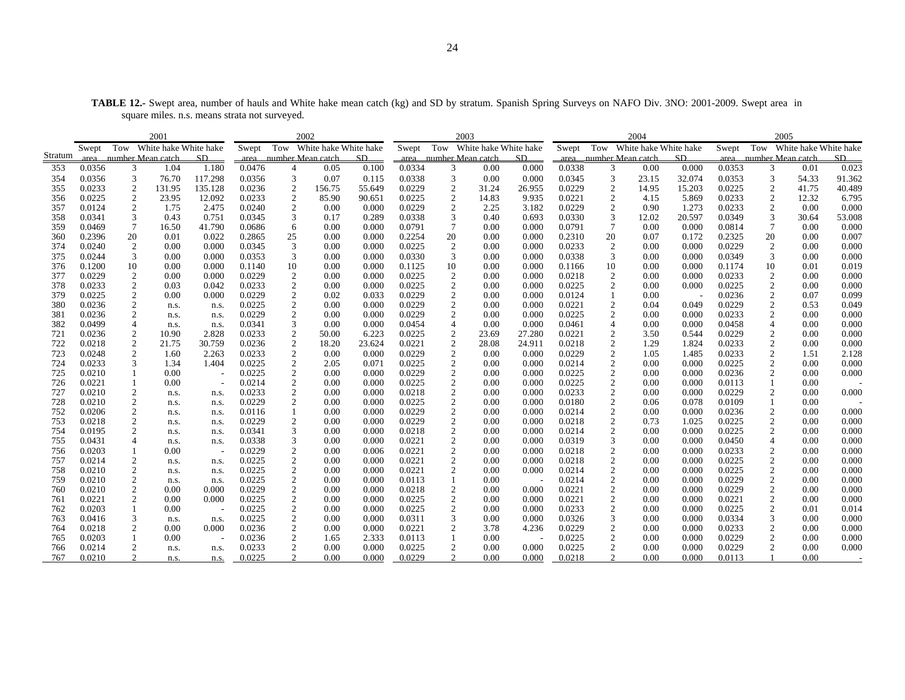**TABLE 12.-** Swept area, number of hauls and White hake mean catch (kg) and SD by stratum. Spanish Spring Surveys on NAFO Div. 3NO: 2001-2009. Swept area in square miles. n.s. means strata not surveyed.

| Stratum | 2001 | | | | 2002 | | | | 2003 | | | | 2004 | | | | 2005 | | | |
|---|---|---|---|---|---|---|---|---|---|---|---|---|---|---|---|---|---|---|---|---|
| | Swept area | Tow number | White hake Mean catch | White hake SD | Swept area | Tow number | White hake Mean catch | White hake SD | Swept area | Tow number | White hake Mean catch | White hake SD | Swept area | Tow number | White hake Mean catch | White hake SD | Swept area | Tow number | White hake Mean catch | White hake SD |
| 353 | 0.0356 | 3 | 1.04 | 1.180 | 0.0476 | 4 | 0.05 | 0.100 | 0.0334 | 3 | 0.00 | 0.000 | 0.0338 | 3 | 0.00 | 0.000 | 0.0353 | 3 | 0.01 | 0.023 |
| 354 | 0.0356 | 3 | 76.70 | 117.298 | 0.0356 | 3 | 0.07 | 0.115 | 0.0338 | 3 | 0.00 | 0.000 | 0.0345 | 3 | 23.15 | 32.074 | 0.0353 | 3 | 54.33 | 91.362 |
| 355 | 0.0233 | 2 | 131.95 | 135.128 | 0.0236 | 2 | 156.75 | 55.649 | 0.0229 | 2 | 31.24 | 26.955 | 0.0229 | 2 | 14.95 | 15.203 | 0.0225 | 2 | 41.75 | 40.489 |
| 356 | 0.0225 | 2 | 23.95 | 12.092 | 0.0233 | 2 | 85.90 | 90.651 | 0.0225 | 2 | 14.83 | 9.935 | 0.0221 | 2 | 4.15 | 5.869 | 0.0233 | 2 | 12.32 | 6.795 |
| 357 | 0.0124 | 2 | 1.75 | 2.475 | 0.0240 | 2 | 0.00 | 0.000 | 0.0229 | 2 | 2.25 | 3.182 | 0.0229 | 2 | 0.90 | 1.273 | 0.0233 | 2 | 0.00 | 0.000 |
| 358 | 0.0341 | 3 | 0.43 | 0.751 | 0.0345 | 3 | 0.17 | 0.289 | 0.0338 | 3 | 0.40 | 0.693 | 0.0330 | 3 | 12.02 | 20.597 | 0.0349 | 3 | 30.64 | 53.008 |
| 359 | 0.0469 | 7 | 16.50 | 41.790 | 0.0686 | 6 | 0.00 | 0.000 | 0.0791 | 7 | 0.00 | 0.000 | 0.0791 | 7 | 0.00 | 0.000 | 0.0814 | 7 | 0.00 | 0.000 |
| 360 | 0.2396 | 20 | 0.01 | 0.022 | 0.2865 | 25 | 0.00 | 0.000 | 0.2254 | 20 | 0.00 | 0.000 | 0.2310 | 20 | 0.07 | 0.172 | 0.2325 | 20 | 0.00 | 0.007 |
| 374 | 0.0240 | 2 | 0.00 | 0.000 | 0.0345 | 3 | 0.00 | 0.000 | 0.0225 | 2 | 0.00 | 0.000 | 0.0233 | 2 | 0.00 | 0.000 | 0.0229 | 2 | 0.00 | 0.000 |
| 375 | 0.0244 | 3 | 0.00 | 0.000 | 0.0353 | 3 | 0.00 | 0.000 | 0.0330 | 3 | 0.00 | 0.000 | 0.0338 | 3 | 0.00 | 0.000 | 0.0349 | 3 | 0.00 | 0.000 |
| 376 | 0.1200 | 10 | 0.00 | 0.000 | 0.1140 | 10 | 0.00 | 0.000 | 0.1125 | 10 | 0.00 | 0.000 | 0.1166 | 10 | 0.00 | 0.000 | 0.1174 | 10 | 0.01 | 0.019 |
| 377 | 0.0229 | 2 | 0.00 | 0.000 | 0.0229 | 2 | 0.00 | 0.000 | 0.0225 | 2 | 0.00 | 0.000 | 0.0218 | 2 | 0.00 | 0.000 | 0.0233 | 2 | 0.00 | 0.000 |
| 378 | 0.0233 | 2 | 0.03 | 0.042 | 0.0233 | 2 | 0.00 | 0.000 | 0.0225 | 2 | 0.00 | 0.000 | 0.0225 | 2 | 0.00 | 0.000 | 0.0225 | 2 | 0.00 | 0.000 |
| 379 | 0.0225 | 2 | 0.00 | 0.000 | 0.0229 | 2 | 0.02 | 0.033 | 0.0229 | 2 | 0.00 | 0.000 | 0.0124 | 1 | 0.00 | - | 0.0236 | 2 | 0.07 | 0.099 |
| 380 | 0.0236 | 2 | n.s. | n.s. | 0.0225 | 2 | 0.00 | 0.000 | 0.0229 | 2 | 0.00 | 0.000 | 0.0221 | 2 | 0.04 | 0.049 | 0.0229 | 2 | 0.53 | 0.049 |
| 381 | 0.0236 | 2 | n.s. | n.s. | 0.0229 | 2 | 0.00 | 0.000 | 0.0229 | 2 | 0.00 | 0.000 | 0.0225 | 2 | 0.00 | 0.000 | 0.0233 | 2 | 0.00 | 0.000 |
| 382 | 0.0499 | 4 | n.s. | n.s. | 0.0341 | 3 | 0.00 | 0.000 | 0.0454 | 4 | 0.00 | 0.000 | 0.0461 | 4 | 0.00 | 0.000 | 0.0458 | 4 | 0.00 | 0.000 |
| 721 | 0.0236 | 2 | 10.90 | 2.828 | 0.0233 | 2 | 50.00 | 6.223 | 0.0225 | 2 | 23.69 | 27.280 | 0.0221 | 2 | 3.50 | 0.544 | 0.0229 | 2 | 0.00 | 0.000 |
| 722 | 0.0218 | 2 | 21.75 | 30.759 | 0.0236 | 2 | 18.20 | 23.624 | 0.0221 | 2 | 28.08 | 24.911 | 0.0218 | 2 | 1.29 | 1.824 | 0.0233 | 2 | 0.00 | 0.000 |
| 723 | 0.0248 | 2 | 1.60 | 2.263 | 0.0233 | 2 | 0.00 | 0.000 | 0.0229 | 2 | 0.00 | 0.000 | 0.0229 | 2 | 1.05 | 1.485 | 0.0233 | 2 | 1.51 | 2.128 |
| 724 | 0.0233 | 3 | 1.34 | 1.404 | 0.0225 | 2 | 2.05 | 0.071 | 0.0225 | 2 | 0.00 | 0.000 | 0.0214 | 2 | 0.00 | 0.000 | 0.0225 | 2 | 0.00 | 0.000 |
| 725 | 0.0210 | 1 | 0.00 | - | 0.0225 | 2 | 0.00 | 0.000 | 0.0229 | 2 | 0.00 | 0.000 | 0.0225 | 2 | 0.00 | 0.000 | 0.0236 | 2 | 0.00 | 0.000 |
| 726 | 0.0221 | 1 | 0.00 | - | 0.0214 | 2 | 0.00 | 0.000 | 0.0225 | 2 | 0.00 | 0.000 | 0.0225 | 2 | 0.00 | 0.000 | 0.0113 | 1 | 0.00 | - |
| 727 | 0.0210 | 2 | n.s. | n.s. | 0.0233 | 2 | 0.00 | 0.000 | 0.0218 | 2 | 0.00 | 0.000 | 0.0233 | 2 | 0.00 | 0.000 | 0.0229 | 2 | 0.00 | 0.000 |
| 728 | 0.0210 | 2 | n.s. | n.s. | 0.0229 | 2 | 0.00 | 0.000 | 0.0225 | 2 | 0.00 | 0.000 | 0.0180 | 2 | 0.06 | 0.078 | 0.0109 | 1 | 0.00 | - |
| 752 | 0.0206 | 2 | n.s. | n.s. | 0.0116 | 1 | 0.00 | 0.000 | 0.0229 | 2 | 0.00 | 0.000 | 0.0214 | 2 | 0.00 | 0.000 | 0.0236 | 2 | 0.00 | 0.000 |
| 753 | 0.0218 | 2 | n.s. | n.s. | 0.0229 | 2 | 0.00 | 0.000 | 0.0229 | 2 | 0.00 | 0.000 | 0.0218 | 2 | 0.73 | 1.025 | 0.0225 | 2 | 0.00 | 0.000 |
| 754 | 0.0195 | 2 | n.s. | n.s. | 0.0341 | 3 | 0.00 | 0.000 | 0.0218 | 2 | 0.00 | 0.000 | 0.0214 | 2 | 0.00 | 0.000 | 0.0225 | 2 | 0.00 | 0.000 |
| 755 | 0.0431 | 4 | n.s. | n.s. | 0.0338 | 3 | 0.00 | 0.000 | 0.0221 | 2 | 0.00 | 0.000 | 0.0319 | 3 | 0.00 | 0.000 | 0.0450 | 4 | 0.00 | 0.000 |
| 756 | 0.0203 | 1 | 0.00 | - | 0.0229 | 2 | 0.00 | 0.006 | 0.0221 | 2 | 0.00 | 0.000 | 0.0218 | 2 | 0.00 | 0.000 | 0.0233 | 2 | 0.00 | 0.000 |
| 757 | 0.0214 | 2 | n.s. | n.s. | 0.0225 | 2 | 0.00 | 0.000 | 0.0221 | 2 | 0.00 | 0.000 | 0.0218 | 2 | 0.00 | 0.000 | 0.0225 | 2 | 0.00 | 0.000 |
| 758 | 0.0210 | 2 | n.s. | n.s. | 0.0225 | 2 | 0.00 | 0.000 | 0.0221 | 2 | 0.00 | 0.000 | 0.0214 | 2 | 0.00 | 0.000 | 0.0225 | 2 | 0.00 | 0.000 |
| 759 | 0.0210 | 2 | n.s. | n.s. | 0.0225 | 2 | 0.00 | 0.000 | 0.0113 | 1 | 0.00 | - | 0.0214 | 2 | 0.00 | 0.000 | 0.0229 | 2 | 0.00 | 0.000 |
| 760 | 0.0210 | 2 | 0.00 | 0.000 | 0.0229 | 2 | 0.00 | 0.000 | 0.0218 | 2 | 0.00 | 0.000 | 0.0221 | 2 | 0.00 | 0.000 | 0.0229 | 2 | 0.00 | 0.000 |
| 761 | 0.0221 | 2 | 0.00 | 0.000 | 0.0225 | 2 | 0.00 | 0.000 | 0.0225 | 2 | 0.00 | 0.000 | 0.0221 | 2 | 0.00 | 0.000 | 0.0221 | 2 | 0.00 | 0.000 |
| 762 | 0.0203 | 1 | 0.00 | - | 0.0225 | 2 | 0.00 | 0.000 | 0.0225 | 2 | 0.00 | 0.000 | 0.0233 | 2 | 0.00 | 0.000 | 0.0225 | 2 | 0.01 | 0.014 |
| 763 | 0.0416 | 3 | n.s. | n.s. | 0.0225 | 2 | 0.00 | 0.000 | 0.0311 | 3 | 0.00 | 0.000 | 0.0326 | 3 | 0.00 | 0.000 | 0.0334 | 3 | 0.00 | 0.000 |
| 764 | 0.0218 | 2 | 0.00 | 0.000 | 0.0236 | 2 | 0.00 | 0.000 | 0.0221 | 2 | 3.78 | 4.236 | 0.0229 | 2 | 0.00 | 0.000 | 0.0233 | 2 | 0.00 | 0.000 |
| 765 | 0.0203 | 1 | 0.00 | - | 0.0236 | 2 | 1.65 | 2.333 | 0.0113 | 1 | 0.00 | - | 0.0225 | 2 | 0.00 | 0.000 | 0.0229 | 2 | 0.00 | 0.000 |
| 766 | 0.0214 | 2 | n.s. | n.s. | 0.0233 | 2 | 0.00 | 0.000 | 0.0225 | 2 | 0.00 | 0.000 | 0.0225 | 2 | 0.00 | 0.000 | 0.0229 | 2 | 0.00 | 0.000 |
| 767 | 0.0210 | 2 | n.s. | n.s. | 0.0225 | 2 | 0.00 | 0.000 | 0.0229 | 2 | 0.00 | 0.000 | 0.0218 | 2 | 0.00 | 0.000 | 0.0113 | 1 | 0.00 | - |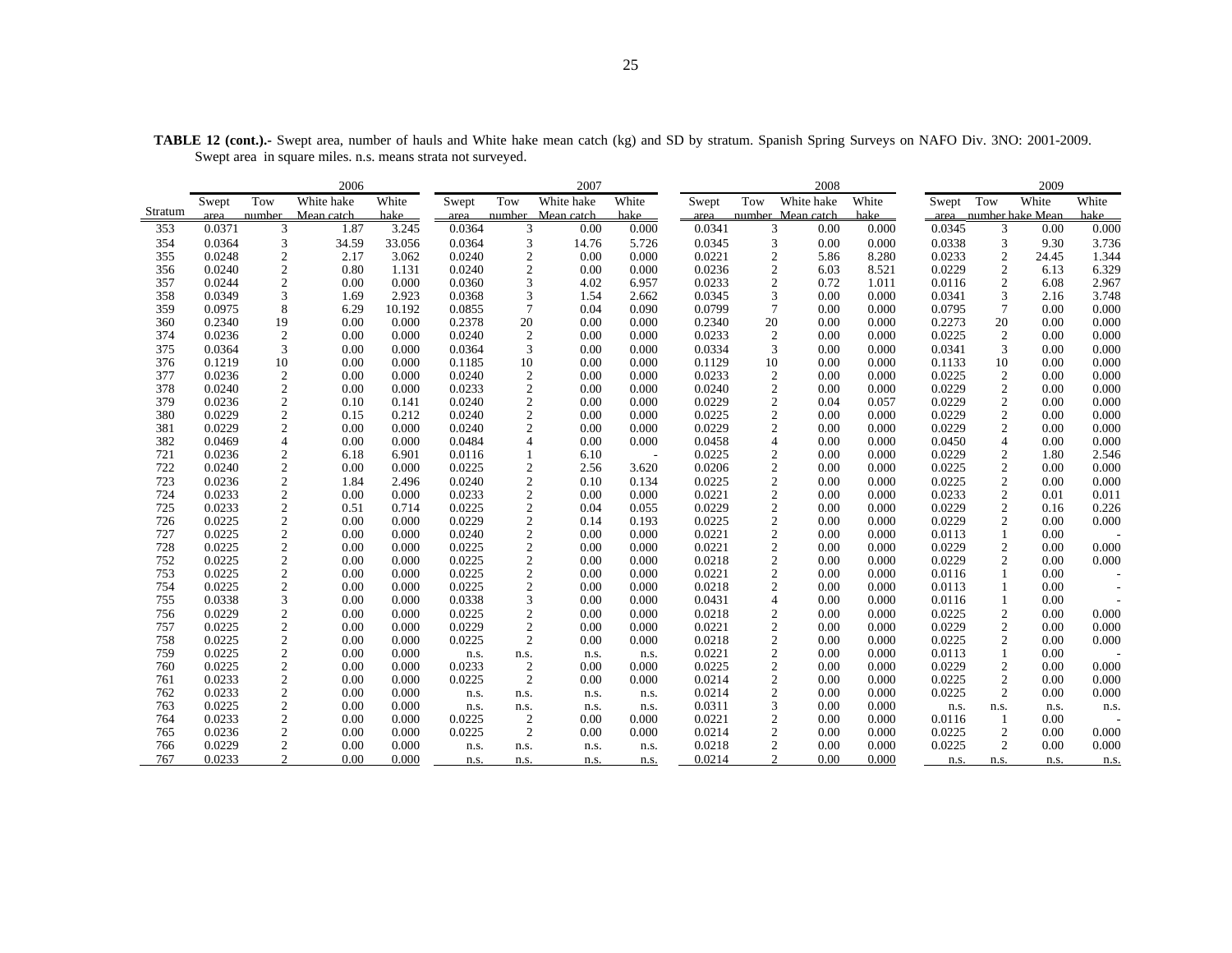**TABLE 12 (cont.).-** Swept area, number of hauls and White hake mean catch (kg) and SD by stratum. Spanish Spring Surveys on NAFO Div. 3NO: 2001-2009. Swept area in square miles. n.s. means strata not surveyed.

| | 2006 | | | | 2007 | | | | 2008 | | | | 2009 | | | |
|---|---|---|---|---|---|---|---|---|---|---|---|---|---|---|---|---|
| Stratum | Swept area | Tow number | White hake Mean catch | White hake | Swept area | Tow number | White hake Mean catch | White hake | Swept area | Tow number | White hake Mean catch | White hake | Swept area | Tow number | White hake Mean | White hake |
| 353 | 0.0371 | 3 | 1.87 | 3.245 | 0.0364 | 3 | 0.00 | 0.000 | 0.0341 | 3 | 0.00 | 0.000 | 0.0345 | 3 | 0.00 | 0.000 |
| 354 | 0.0364 | 3 | 34.59 | 33.056 | 0.0364 | 3 | 14.76 | 5.726 | 0.0345 | 3 | 0.00 | 0.000 | 0.0338 | 3 | 9.30 | 3.736 |
| 355 | 0.0248 | 2 | 2.17 | 3.062 | 0.0240 | 2 | 0.00 | 0.000 | 0.0221 | 2 | 5.86 | 8.280 | 0.0233 | 2 | 24.45 | 1.344 |
| 356 | 0.0240 | 2 | 0.80 | 1.131 | 0.0240 | 2 | 0.00 | 0.000 | 0.0236 | 2 | 6.03 | 8.521 | 0.0229 | 2 | 6.13 | 6.329 |
| 357 | 0.0244 | 2 | 0.00 | 0.000 | 0.0360 | 3 | 4.02 | 6.957 | 0.0233 | 2 | 0.72 | 1.011 | 0.0116 | 2 | 6.08 | 2.967 |
| 358 | 0.0349 | 3 | 1.69 | 2.923 | 0.0368 | 3 | 1.54 | 2.662 | 0.0345 | 3 | 0.00 | 0.000 | 0.0341 | 3 | 2.16 | 3.748 |
| 359 | 0.0975 | 8 | 6.29 | 10.192 | 0.0855 | 7 | 0.04 | 0.090 | 0.0799 | 7 | 0.00 | 0.000 | 0.0795 | 7 | 0.00 | 0.000 |
| 360 | 0.2340 | 19 | 0.00 | 0.000 | 0.2378 | 20 | 0.00 | 0.000 | 0.2340 | 20 | 0.00 | 0.000 | 0.2273 | 20 | 0.00 | 0.000 |
| 374 | 0.0236 | 2 | 0.00 | 0.000 | 0.0240 | 2 | 0.00 | 0.000 | 0.0233 | 2 | 0.00 | 0.000 | 0.0225 | 2 | 0.00 | 0.000 |
| 375 | 0.0364 | 3 | 0.00 | 0.000 | 0.0364 | 3 | 0.00 | 0.000 | 0.0334 | 3 | 0.00 | 0.000 | 0.0341 | 3 | 0.00 | 0.000 |
| 376 | 0.1219 | 10 | 0.00 | 0.000 | 0.1185 | 10 | 0.00 | 0.000 | 0.1129 | 10 | 0.00 | 0.000 | 0.1133 | 10 | 0.00 | 0.000 |
| 377 | 0.0236 | 2 | 0.00 | 0.000 | 0.0240 | 2 | 0.00 | 0.000 | 0.0233 | 2 | 0.00 | 0.000 | 0.0225 | 2 | 0.00 | 0.000 |
| 378 | 0.0240 | 2 | 0.00 | 0.000 | 0.0233 | 2 | 0.00 | 0.000 | 0.0240 | 2 | 0.00 | 0.000 | 0.0229 | 2 | 0.00 | 0.000 |
| 379 | 0.0236 | 2 | 0.10 | 0.141 | 0.0240 | 2 | 0.00 | 0.000 | 0.0229 | 2 | 0.04 | 0.057 | 0.0229 | 2 | 0.00 | 0.000 |
| 380 | 0.0229 | 2 | 0.15 | 0.212 | 0.0240 | 2 | 0.00 | 0.000 | 0.0225 | 2 | 0.00 | 0.000 | 0.0229 | 2 | 0.00 | 0.000 |
| 381 | 0.0229 | 2 | 0.00 | 0.000 | 0.0240 | 2 | 0.00 | 0.000 | 0.0229 | 2 | 0.00 | 0.000 | 0.0229 | 2 | 0.00 | 0.000 |
| 382 | 0.0469 | 4 | 0.00 | 0.000 | 0.0484 | 4 | 0.00 | 0.000 | 0.0458 | 4 | 0.00 | 0.000 | 0.0450 | 4 | 0.00 | 0.000 |
| 721 | 0.0236 | 2 | 6.18 | 6.901 | 0.0116 | 1 | 6.10 | - | 0.0225 | 2 | 0.00 | 0.000 | 0.0229 | 2 | 1.80 | 2.546 |
| 722 | 0.0240 | 2 | 0.00 | 0.000 | 0.0225 | 2 | 2.56 | 3.620 | 0.0206 | 2 | 0.00 | 0.000 | 0.0225 | 2 | 0.00 | 0.000 |
| 723 | 0.0236 | 2 | 1.84 | 2.496 | 0.0240 | 2 | 0.10 | 0.134 | 0.0225 | 2 | 0.00 | 0.000 | 0.0225 | 2 | 0.00 | 0.000 |
| 724 | 0.0233 | 2 | 0.00 | 0.000 | 0.0233 | 2 | 0.00 | 0.000 | 0.0221 | 2 | 0.00 | 0.000 | 0.0233 | 2 | 0.01 | 0.011 |
| 725 | 0.0233 | 2 | 0.51 | 0.714 | 0.0225 | 2 | 0.04 | 0.055 | 0.0229 | 2 | 0.00 | 0.000 | 0.0229 | 2 | 0.16 | 0.226 |
| 726 | 0.0225 | 2 | 0.00 | 0.000 | 0.0229 | 2 | 0.14 | 0.193 | 0.0225 | 2 | 0.00 | 0.000 | 0.0229 | 2 | 0.00 | 0.000 |
| 727 | 0.0225 | 2 | 0.00 | 0.000 | 0.0240 | 2 | 0.00 | 0.000 | 0.0221 | 2 | 0.00 | 0.000 | 0.0113 | 1 | 0.00 | - |
| 728 | 0.0225 | 2 | 0.00 | 0.000 | 0.0225 | 2 | 0.00 | 0.000 | 0.0221 | 2 | 0.00 | 0.000 | 0.0229 | 2 | 0.00 | 0.000 |
| 752 | 0.0225 | 2 | 0.00 | 0.000 | 0.0225 | 2 | 0.00 | 0.000 | 0.0218 | 2 | 0.00 | 0.000 | 0.0229 | 2 | 0.00 | 0.000 |
| 753 | 0.0225 | 2 | 0.00 | 0.000 | 0.0225 | 2 | 0.00 | 0.000 | 0.0221 | 2 | 0.00 | 0.000 | 0.0116 | 1 | 0.00 | - |
| 754 | 0.0225 | 2 | 0.00 | 0.000 | 0.0225 | 2 | 0.00 | 0.000 | 0.0218 | 2 | 0.00 | 0.000 | 0.0113 | 1 | 0.00 | - |
| 755 | 0.0338 | 3 | 0.00 | 0.000 | 0.0338 | 3 | 0.00 | 0.000 | 0.0431 | 4 | 0.00 | 0.000 | 0.0116 | 1 | 0.00 | - |
| 756 | 0.0229 | 2 | 0.00 | 0.000 | 0.0225 | 2 | 0.00 | 0.000 | 0.0218 | 2 | 0.00 | 0.000 | 0.0225 | 2 | 0.00 | 0.000 |
| 757 | 0.0225 | 2 | 0.00 | 0.000 | 0.0229 | 2 | 0.00 | 0.000 | 0.0221 | 2 | 0.00 | 0.000 | 0.0229 | 2 | 0.00 | 0.000 |
| 758 | 0.0225 | 2 | 0.00 | 0.000 | 0.0225 | 2 | 0.00 | 0.000 | 0.0218 | 2 | 0.00 | 0.000 | 0.0225 | 2 | 0.00 | 0.000 |
| 759 | 0.0225 | 2 | 0.00 | 0.000 | n.s. | n.s. | n.s. | n.s. | 0.0221 | 2 | 0.00 | 0.000 | 0.0113 | 1 | 0.00 | - |
| 760 | 0.0225 | 2 | 0.00 | 0.000 | 0.0233 | 2 | 0.00 | 0.000 | 0.0225 | 2 | 0.00 | 0.000 | 0.0229 | 2 | 0.00 | 0.000 |
| 761 | 0.0233 | 2 | 0.00 | 0.000 | 0.0225 | 2 | 0.00 | 0.000 | 0.0214 | 2 | 0.00 | 0.000 | 0.0225 | 2 | 0.00 | 0.000 |
| 762 | 0.0233 | 2 | 0.00 | 0.000 | n.s. | n.s. | n.s. | n.s. | 0.0214 | 2 | 0.00 | 0.000 | 0.0225 | 2 | 0.00 | 0.000 |
| 763 | 0.0225 | 2 | 0.00 | 0.000 | n.s. | n.s. | n.s. | n.s. | 0.0311 | 3 | 0.00 | 0.000 | n.s. | n.s. | n.s. | n.s. |
| 764 | 0.0233 | 2 | 0.00 | 0.000 | 0.0225 | 2 | 0.00 | 0.000 | 0.0221 | 2 | 0.00 | 0.000 | 0.0116 | 1 | 0.00 | - |
| 765 | 0.0236 | 2 | 0.00 | 0.000 | 0.0225 | 2 | 0.00 | 0.000 | 0.0214 | 2 | 0.00 | 0.000 | 0.0225 | 2 | 0.00 | 0.000 |
| 766 | 0.0229 | 2 | 0.00 | 0.000 | n.s. | n.s. | n.s. | n.s. | 0.0218 | 2 | 0.00 | 0.000 | 0.0225 | 2 | 0.00 | 0.000 |
| 767 | 0.0233 | 2 | 0.00 | 0.000 | n.s. | n.s. | n.s. | n.s. | 0.0214 | 2 | 0.00 | 0.000 | n.s. | n.s. | n.s. | n.s. |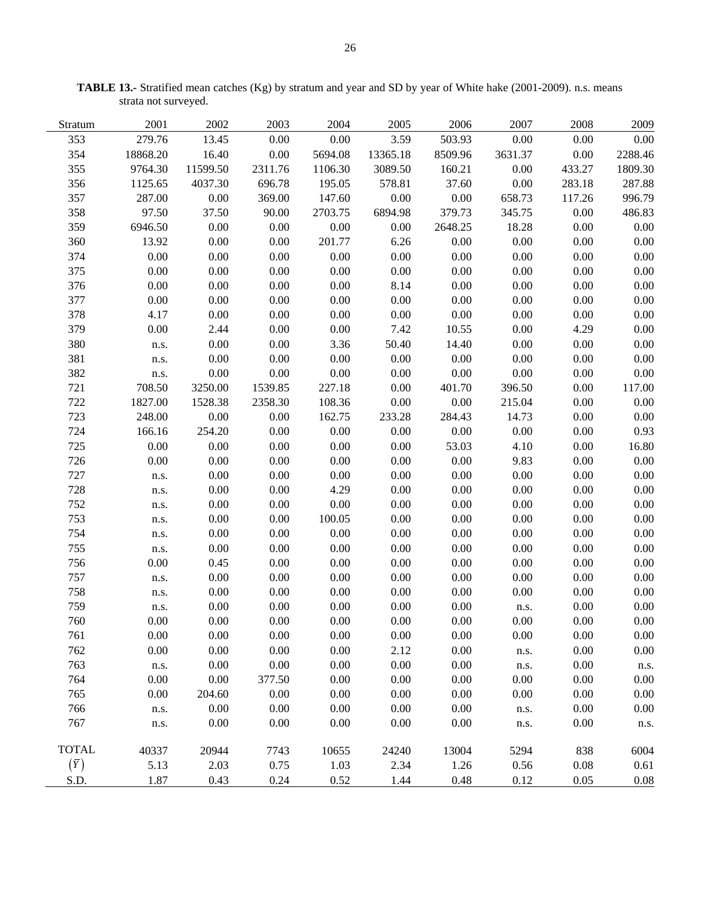**TABLE 13.-** Stratified mean catches (Kg) by stratum and year and SD by year of White hake (2001-2009). n.s. means strata not surveyed.

| Stratum | 2001 | 2002 | 2003 | 2004 | 2005 | 2006 | 2007 | 2008 | 2009 |
|---|---|---|---|---|---|---|---|---|---|
| 353 | 279.76 | 13.45 | 0.00 | 0.00 | 3.59 | 503.93 | 0.00 | 0.00 | 0.00 |
| 354 | 18868.20 | 16.40 | 0.00 | 5694.08 | 13365.18 | 8509.96 | 3631.37 | 0.00 | 2288.46 |
| 355 | 9764.30 | 11599.50 | 2311.76 | 1106.30 | 3089.50 | 160.21 | 0.00 | 433.27 | 1809.30 |
| 356 | 1125.65 | 4037.30 | 696.78 | 195.05 | 578.81 | 37.60 | 0.00 | 283.18 | 287.88 |
| 357 | 287.00 | 0.00 | 369.00 | 147.60 | 0.00 | 0.00 | 658.73 | 117.26 | 996.79 |
| 358 | 97.50 | 37.50 | 90.00 | 2703.75 | 6894.98 | 379.73 | 345.75 | 0.00 | 486.83 |
| 359 | 6946.50 | 0.00 | 0.00 | 0.00 | 0.00 | 2648.25 | 18.28 | 0.00 | 0.00 |
| 360 | 13.92 | 0.00 | 0.00 | 201.77 | 6.26 | 0.00 | 0.00 | 0.00 | 0.00 |
| 374 | 0.00 | 0.00 | 0.00 | 0.00 | 0.00 | 0.00 | 0.00 | 0.00 | 0.00 |
| 375 | 0.00 | 0.00 | 0.00 | 0.00 | 0.00 | 0.00 | 0.00 | 0.00 | 0.00 |
| 376 | 0.00 | 0.00 | 0.00 | 0.00 | 8.14 | 0.00 | 0.00 | 0.00 | 0.00 |
| 377 | 0.00 | 0.00 | 0.00 | 0.00 | 0.00 | 0.00 | 0.00 | 0.00 | 0.00 |
| 378 | 4.17 | 0.00 | 0.00 | 0.00 | 0.00 | 0.00 | 0.00 | 0.00 | 0.00 |
| 379 | 0.00 | 2.44 | 0.00 | 0.00 | 7.42 | 10.55 | 0.00 | 4.29 | 0.00 |
| 380 | n.s. | 0.00 | 0.00 | 3.36 | 50.40 | 14.40 | 0.00 | 0.00 | 0.00 |
| 381 | n.s. | 0.00 | 0.00 | 0.00 | 0.00 | 0.00 | 0.00 | 0.00 | 0.00 |
| 382 | n.s. | 0.00 | 0.00 | 0.00 | 0.00 | 0.00 | 0.00 | 0.00 | 0.00 |
| 721 | 708.50 | 3250.00 | 1539.85 | 227.18 | 0.00 | 401.70 | 396.50 | 0.00 | 117.00 |
| 722 | 1827.00 | 1528.38 | 2358.30 | 108.36 | 0.00 | 0.00 | 215.04 | 0.00 | 0.00 |
| 723 | 248.00 | 0.00 | 0.00 | 162.75 | 233.28 | 284.43 | 14.73 | 0.00 | 0.00 |
| 724 | 166.16 | 254.20 | 0.00 | 0.00 | 0.00 | 0.00 | 0.00 | 0.00 | 0.93 |
| 725 | 0.00 | 0.00 | 0.00 | 0.00 | 0.00 | 53.03 | 4.10 | 0.00 | 16.80 |
| 726 | 0.00 | 0.00 | 0.00 | 0.00 | 0.00 | 0.00 | 9.83 | 0.00 | 0.00 |
| 727 | n.s. | 0.00 | 0.00 | 0.00 | 0.00 | 0.00 | 0.00 | 0.00 | 0.00 |
| 728 | n.s. | 0.00 | 0.00 | 4.29 | 0.00 | 0.00 | 0.00 | 0.00 | 0.00 |
| 752 | n.s. | 0.00 | 0.00 | 0.00 | 0.00 | 0.00 | 0.00 | 0.00 | 0.00 |
| 753 | n.s. | 0.00 | 0.00 | 100.05 | 0.00 | 0.00 | 0.00 | 0.00 | 0.00 |
| 754 | n.s. | 0.00 | 0.00 | 0.00 | 0.00 | 0.00 | 0.00 | 0.00 | 0.00 |
| 755 | n.s. | 0.00 | 0.00 | 0.00 | 0.00 | 0.00 | 0.00 | 0.00 | 0.00 |
| 756 | 0.00 | 0.45 | 0.00 | 0.00 | 0.00 | 0.00 | 0.00 | 0.00 | 0.00 |
| 757 | n.s. | 0.00 | 0.00 | 0.00 | 0.00 | 0.00 | 0.00 | 0.00 | 0.00 |
| 758 | n.s. | 0.00 | 0.00 | 0.00 | 0.00 | 0.00 | 0.00 | 0.00 | 0.00 |
| 759 | n.s. | 0.00 | 0.00 | 0.00 | 0.00 | 0.00 | n.s. | 0.00 | 0.00 |
| 760 | 0.00 | 0.00 | 0.00 | 0.00 | 0.00 | 0.00 | 0.00 | 0.00 | 0.00 |
| 761 | 0.00 | 0.00 | 0.00 | 0.00 | 0.00 | 0.00 | 0.00 | 0.00 | 0.00 |
| 762 | 0.00 | 0.00 | 0.00 | 0.00 | 2.12 | 0.00 | n.s. | 0.00 | 0.00 |
| 763 | n.s. | 0.00 | 0.00 | 0.00 | 0.00 | 0.00 | n.s. | 0.00 | n.s. |
| 764 | 0.00 | 0.00 | 377.50 | 0.00 | 0.00 | 0.00 | 0.00 | 0.00 | 0.00 |
| 765 | 0.00 | 204.60 | 0.00 | 0.00 | 0.00 | 0.00 | 0.00 | 0.00 | 0.00 |
| 766 | n.s. | 0.00 | 0.00 | 0.00 | 0.00 | 0.00 | n.s. | 0.00 | 0.00 |
| 767 | n.s. | 0.00 | 0.00 | 0.00 | 0.00 | 0.00 | n.s. | 0.00 | n.s. |
| TOTAL | 40337 | 20944 | 7743 | 10655 | 24240 | 13004 | 5294 | 838 | 6004 |
| $(\bar{Y})$ | 5.13 | 2.03 | 0.75 | 1.03 | 2.34 | 1.26 | 0.56 | 0.08 | 0.61 |
| S.D. | 1.87 | 0.43 | 0.24 | 0.52 | 1.44 | 0.48 | 0.12 | 0.05 | 0.08 |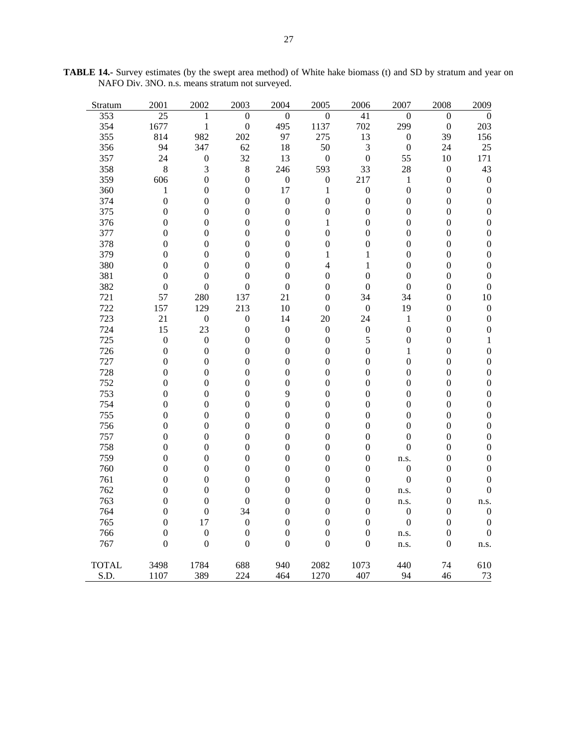**TABLE 14.-** Survey estimates (by the swept area method) of White hake biomass (t) and SD by stratum and year on NAFO Div. 3NO. n.s. means stratum not surveyed.

| Stratum | 2001 | 2002 | 2003 | 2004 | 2005 | 2006 | 2007 | 2008 | 2009 |
|---|---|---|---|---|---|---|---|---|---|
| 353 | 25 | 1 | 0 | 0 | 0 | 41 | 0 | 0 | 0 |
| 354 | 1677 | 1 | 0 | 495 | 1137 | 702 | 299 | 0 | 203 |
| 355 | 814 | 982 | 202 | 97 | 275 | 13 | 0 | 39 | 156 |
| 356 | 94 | 347 | 62 | 18 | 50 | 3 | 0 | 24 | 25 |
| 357 | 24 | 0 | 32 | 13 | 0 | 0 | 55 | 10 | 171 |
| 358 | 8 | 3 | 8 | 246 | 593 | 33 | 28 | 0 | 43 |
| 359 | 606 | 0 | 0 | 0 | 0 | 217 | 1 | 0 | 0 |
| 360 | 1 | 0 | 0 | 17 | 1 | 0 | 0 | 0 | 0 |
| 374 | 0 | 0 | 0 | 0 | 0 | 0 | 0 | 0 | 0 |
| 375 | 0 | 0 | 0 | 0 | 0 | 0 | 0 | 0 | 0 |
| 376 | 0 | 0 | 0 | 0 | 1 | 0 | 0 | 0 | 0 |
| 377 | 0 | 0 | 0 | 0 | 0 | 0 | 0 | 0 | 0 |
| 378 | 0 | 0 | 0 | 0 | 0 | 0 | 0 | 0 | 0 |
| 379 | 0 | 0 | 0 | 0 | 1 | 1 | 0 | 0 | 0 |
| 380 | 0 | 0 | 0 | 0 | 4 | 1 | 0 | 0 | 0 |
| 381 | 0 | 0 | 0 | 0 | 0 | 0 | 0 | 0 | 0 |
| 382 | 0 | 0 | 0 | 0 | 0 | 0 | 0 | 0 | 0 |
| 721 | 57 | 280 | 137 | 21 | 0 | 34 | 34 | 0 | 10 |
| 722 | 157 | 129 | 213 | 10 | 0 | 0 | 19 | 0 | 0 |
| 723 | 21 | 0 | 0 | 14 | 20 | 24 | 1 | 0 | 0 |
| 724 | 15 | 23 | 0 | 0 | 0 | 0 | 0 | 0 | 0 |
| 725 | 0 | 0 | 0 | 0 | 0 | 5 | 0 | 0 | 1 |
| 726 | 0 | 0 | 0 | 0 | 0 | 0 | 1 | 0 | 0 |
| 727 | 0 | 0 | 0 | 0 | 0 | 0 | 0 | 0 | 0 |
| 728 | 0 | 0 | 0 | 0 | 0 | 0 | 0 | 0 | 0 |
| 752 | 0 | 0 | 0 | 0 | 0 | 0 | 0 | 0 | 0 |
| 753 | 0 | 0 | 0 | 9 | 0 | 0 | 0 | 0 | 0 |
| 754 | 0 | 0 | 0 | 0 | 0 | 0 | 0 | 0 | 0 |
| 755 | 0 | 0 | 0 | 0 | 0 | 0 | 0 | 0 | 0 |
| 756 | 0 | 0 | 0 | 0 | 0 | 0 | 0 | 0 | 0 |
| 757 | 0 | 0 | 0 | 0 | 0 | 0 | 0 | 0 | 0 |
| 758 | 0 | 0 | 0 | 0 | 0 | 0 | 0 | 0 | 0 |
| 759 | 0 | 0 | 0 | 0 | 0 | 0 | n.s. | 0 | 0 |
| 760 | 0 | 0 | 0 | 0 | 0 | 0 | 0 | 0 | 0 |
| 761 | 0 | 0 | 0 | 0 | 0 | 0 | 0 | 0 | 0 |
| 762 | 0 | 0 | 0 | 0 | 0 | 0 | n.s. | 0 | 0 |
| 763 | 0 | 0 | 0 | 0 | 0 | 0 | n.s. | 0 | n.s. |
| 764 | 0 | 0 | 34 | 0 | 0 | 0 | 0 | 0 | 0 |
| 765 | 0 | 17 | 0 | 0 | 0 | 0 | 0 | 0 | 0 |
| 766 | 0 | 0 | 0 | 0 | 0 | 0 | n.s. | 0 | 0 |
| 767 | 0 | 0 | 0 | 0 | 0 | 0 | n.s. | 0 | n.s. |
| TOTAL | 3498 | 1784 | 688 | 940 | 2082 | 1073 | 440 | 74 | 610 |
| S.D. | 1107 | 389 | 224 | 464 | 1270 | 407 | 94 | 46 | 73 |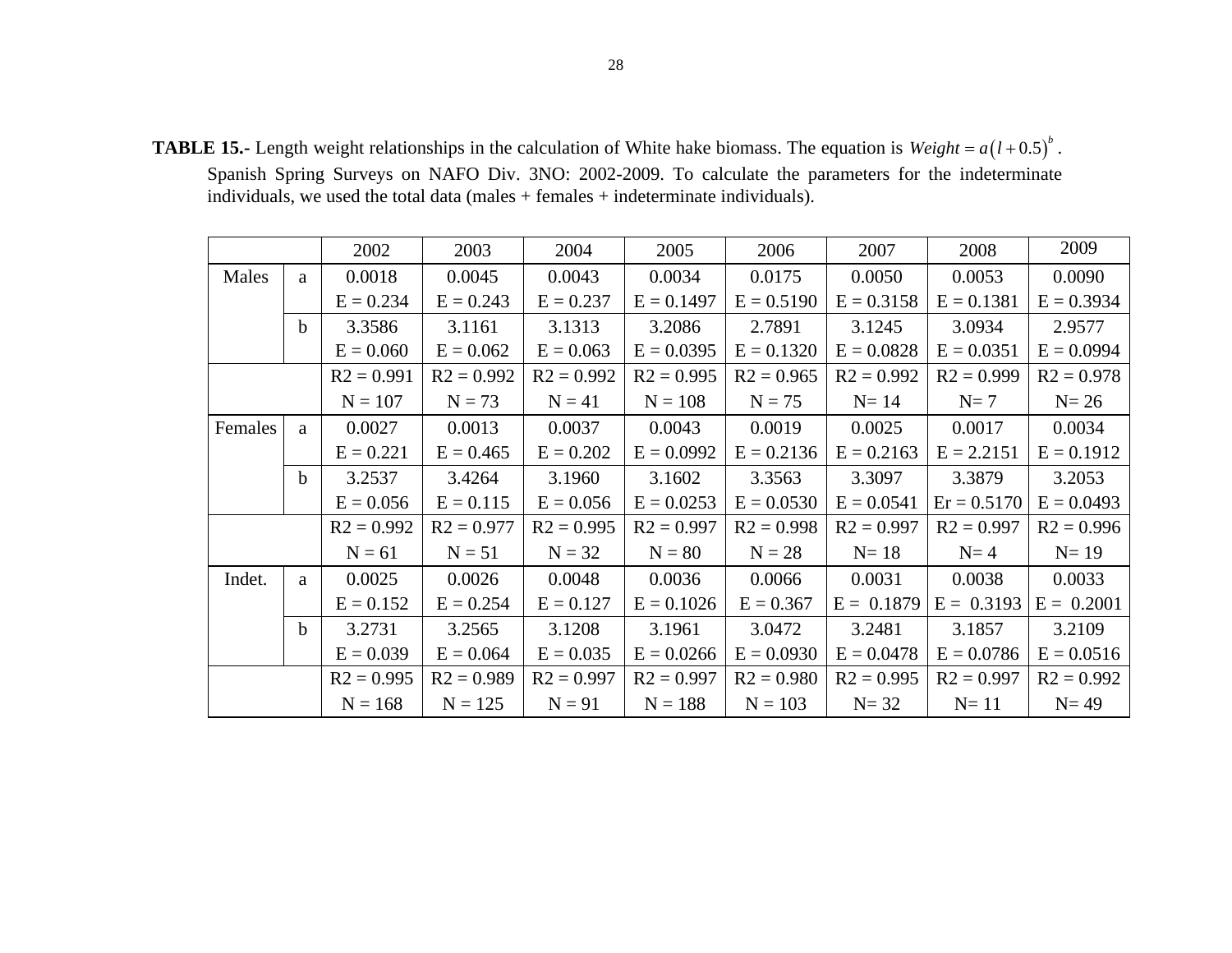**TABLE 15.-** Length weight relationships in the calculation of White hake biomass. The equation is $Weight = a(l + 0.5)^b$. Spanish Spring Surveys on NAFO Div. 3NO: 2002-2009. To calculate the parameters for the indeterminate individuals, we used the total data (males + females + indeterminate individuals).

| | | 2002 | 2003 | 2004 | 2005 | 2006 | 2007 | 2008 | 2009 |
|---|---|---|---|---|---|---|---|---|---|
| Males | a | 0.0018 | 0.0045 | 0.0043 | 0.0034 | 0.0175 | 0.0050 | 0.0053 | 0.0090 |
| | | E = 0.234 | E = 0.243 | E = 0.237 | E = 0.1497 | E = 0.5190 | E = 0.3158 | E = 0.1381 | E = 0.3934 |
| | b | 3.3586 | 3.1161 | 3.1313 | 3.2086 | 2.7891 | 3.1245 | 3.0934 | 2.9577 |
| | | E = 0.060 | E = 0.062 | E = 0.063 | E = 0.0395 | E = 0.1320 | E = 0.0828 | E = 0.0351 | E = 0.0994 |
| | | R2 = 0.991 | R2 = 0.992 | R2 = 0.992 | R2 = 0.995 | R2 = 0.965 | R2 = 0.992 | R2 = 0.999 | R2 = 0.978 |
| | | N = 107 | N = 73 | N = 41 | N = 108 | N = 75 | N= 14 | N= 7 | N= 26 |
| Females | a | 0.0027 | 0.0013 | 0.0037 | 0.0043 | 0.0019 | 0.0025 | 0.0017 | 0.0034 |
| | | E = 0.221 | E = 0.465 | E = 0.202 | E = 0.0992 | E = 0.2136 | E = 0.2163 | E = 2.2151 | E = 0.1912 |
| | b | 3.2537 | 3.4264 | 3.1960 | 3.1602 | 3.3563 | 3.3097 | 3.3879 | 3.2053 |
| | | E = 0.056 | E = 0.115 | E = 0.056 | E = 0.0253 | E = 0.0530 | E = 0.0541 | Er = 0.5170 | E = 0.0493 |
| | | R2 = 0.992 | R2 = 0.977 | R2 = 0.995 | R2 = 0.997 | R2 = 0.998 | R2 = 0.997 | R2 = 0.997 | R2 = 0.996 |
| | | N = 61 | N = 51 | N = 32 | N = 80 | N = 28 | N= 18 | N= 4 | N= 19 |
| Indet. | a | 0.0025 | 0.0026 | 0.0048 | 0.0036 | 0.0066 | 0.0031 | 0.0038 | 0.0033 |
| | | E = 0.152 | E = 0.254 | E = 0.127 | E = 0.1026 | E = 0.367 | E = 0.1879 | E = 0.3193 | E = 0.2001 |
| | b | 3.2731 | 3.2565 | 3.1208 | 3.1961 | 3.0472 | 3.2481 | 3.1857 | 3.2109 |
| | | E = 0.039 | E = 0.064 | E = 0.035 | E = 0.0266 | E = 0.0930 | E = 0.0478 | E = 0.0786 | E = 0.0516 |
| | | R2 = 0.995 | R2 = 0.989 | R2 = 0.997 | R2 = 0.997 | R2 = 0.980 | R2 = 0.995 | R2 = 0.997 | R2 = 0.992 |
| | | N = 168 | N = 125 | N = 91 | N = 188 | N = 103 | N= 32 | N= 11 | N= 49 |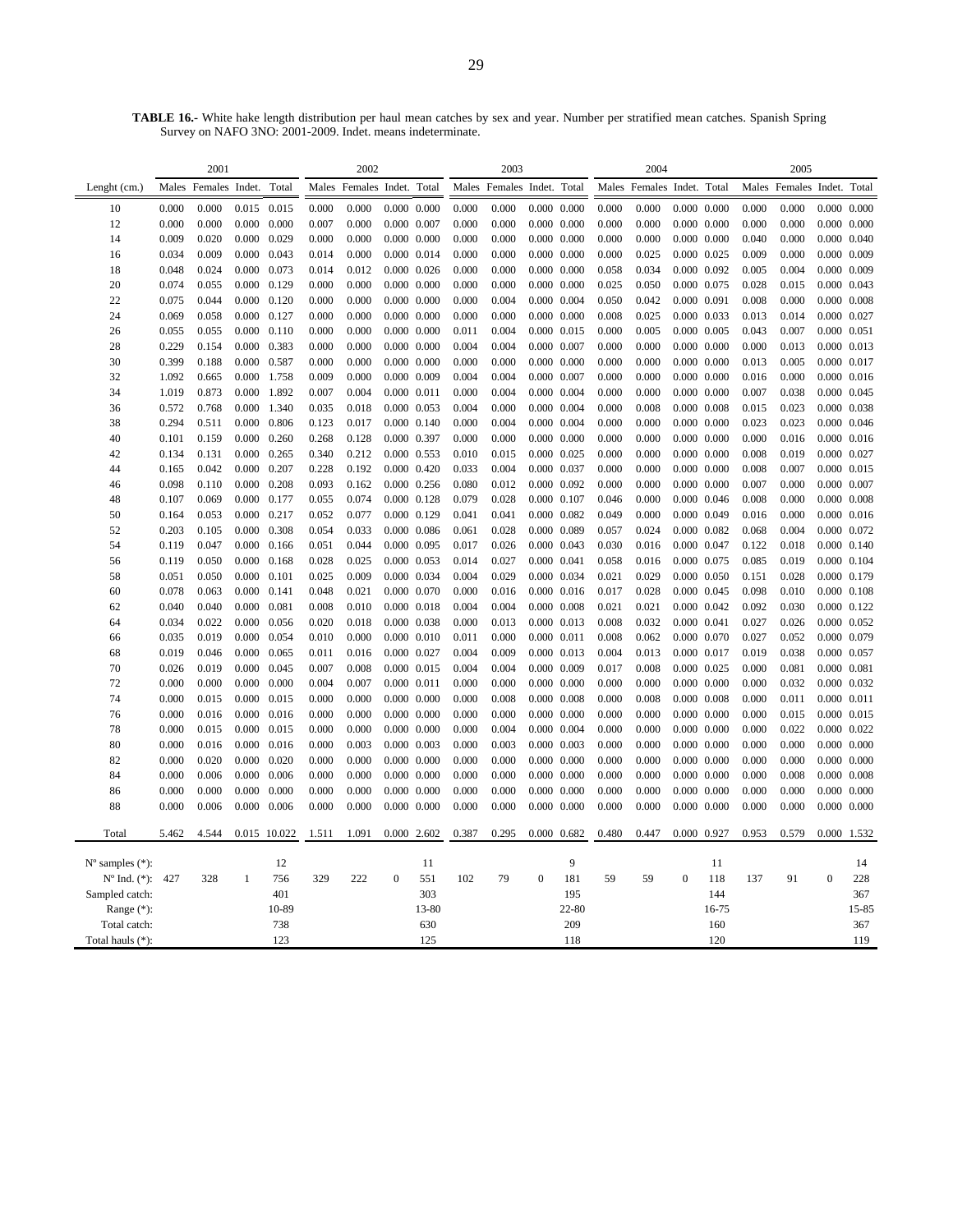**TABLE 16.-** White hake length distribution per haul mean catches by sex and year. Number per stratified mean catches. Spanish Spring Survey on NAFO 3NO: 2001-2009. Indet. means indeterminate.

| | 2001 | | | | 2002 | | | | 2003 | | | | 2004 | | | | 2005 | | | |
|---|---|---|---|---|---|---|---|---|---|---|---|---|---|---|---|---|---|---|---|---|
| Lenght (cm.) | Males | Females | Indet. | Total | Males | Females | Indet. | Total | Males | Females | Indet. | Total | Males | Females | Indet. | Total | Males | Females | Indet. | Total |
| 10 | 0.000 | 0.000 | 0.015 | 0.015 | 0.000 | 0.000 | 0.000 | 0.000 | 0.000 | 0.000 | 0.000 | 0.000 | 0.000 | 0.000 | 0.000 | 0.000 | 0.000 | 0.000 | 0.000 | 0.000 |
| 12 | 0.000 | 0.000 | 0.000 | 0.000 | 0.007 | 0.000 | 0.000 | 0.007 | 0.000 | 0.000 | 0.000 | 0.000 | 0.000 | 0.000 | 0.000 | 0.000 | 0.000 | 0.000 | 0.000 | 0.000 |
| 14 | 0.009 | 0.020 | 0.000 | 0.029 | 0.000 | 0.000 | 0.000 | 0.000 | 0.000 | 0.000 | 0.000 | 0.000 | 0.000 | 0.000 | 0.000 | 0.000 | 0.040 | 0.000 | 0.000 | 0.040 |
| 16 | 0.034 | 0.009 | 0.000 | 0.043 | 0.014 | 0.000 | 0.000 | 0.014 | 0.000 | 0.000 | 0.000 | 0.000 | 0.000 | 0.025 | 0.000 | 0.025 | 0.009 | 0.000 | 0.000 | 0.009 |
| 18 | 0.048 | 0.024 | 0.000 | 0.073 | 0.014 | 0.012 | 0.000 | 0.026 | 0.000 | 0.000 | 0.000 | 0.000 | 0.058 | 0.034 | 0.000 | 0.092 | 0.005 | 0.004 | 0.000 | 0.009 |
| 20 | 0.074 | 0.055 | 0.000 | 0.129 | 0.000 | 0.000 | 0.000 | 0.000 | 0.000 | 0.000 | 0.000 | 0.000 | 0.025 | 0.050 | 0.000 | 0.075 | 0.028 | 0.015 | 0.000 | 0.043 |
| 22 | 0.075 | 0.044 | 0.000 | 0.120 | 0.000 | 0.000 | 0.000 | 0.000 | 0.000 | 0.004 | 0.000 | 0.004 | 0.050 | 0.042 | 0.000 | 0.091 | 0.008 | 0.000 | 0.000 | 0.008 |
| 24 | 0.069 | 0.058 | 0.000 | 0.127 | 0.000 | 0.000 | 0.000 | 0.000 | 0.000 | 0.000 | 0.000 | 0.000 | 0.008 | 0.025 | 0.000 | 0.033 | 0.013 | 0.014 | 0.000 | 0.027 |
| 26 | 0.055 | 0.055 | 0.000 | 0.110 | 0.000 | 0.000 | 0.000 | 0.000 | 0.011 | 0.004 | 0.000 | 0.015 | 0.000 | 0.005 | 0.000 | 0.005 | 0.043 | 0.007 | 0.000 | 0.051 |
| 28 | 0.229 | 0.154 | 0.000 | 0.383 | 0.000 | 0.000 | 0.000 | 0.000 | 0.004 | 0.004 | 0.000 | 0.007 | 0.000 | 0.000 | 0.000 | 0.000 | 0.000 | 0.013 | 0.000 | 0.013 |
| 30 | 0.399 | 0.188 | 0.000 | 0.587 | 0.000 | 0.000 | 0.000 | 0.000 | 0.000 | 0.000 | 0.000 | 0.000 | 0.000 | 0.000 | 0.000 | 0.000 | 0.013 | 0.005 | 0.000 | 0.017 |
| 32 | 1.092 | 0.665 | 0.000 | 1.758 | 0.009 | 0.000 | 0.000 | 0.009 | 0.004 | 0.004 | 0.000 | 0.007 | 0.000 | 0.000 | 0.000 | 0.000 | 0.016 | 0.000 | 0.000 | 0.016 |
| 34 | 1.019 | 0.873 | 0.000 | 1.892 | 0.007 | 0.004 | 0.000 | 0.011 | 0.000 | 0.004 | 0.000 | 0.004 | 0.000 | 0.000 | 0.000 | 0.000 | 0.007 | 0.038 | 0.000 | 0.045 |
| 36 | 0.572 | 0.768 | 0.000 | 1.340 | 0.035 | 0.018 | 0.000 | 0.053 | 0.004 | 0.000 | 0.000 | 0.004 | 0.000 | 0.008 | 0.000 | 0.008 | 0.015 | 0.023 | 0.000 | 0.038 |
| 38 | 0.294 | 0.511 | 0.000 | 0.806 | 0.123 | 0.017 | 0.000 | 0.140 | 0.000 | 0.004 | 0.000 | 0.004 | 0.000 | 0.000 | 0.000 | 0.000 | 0.023 | 0.023 | 0.000 | 0.046 |
| 40 | 0.101 | 0.159 | 0.000 | 0.260 | 0.268 | 0.128 | 0.000 | 0.397 | 0.000 | 0.000 | 0.000 | 0.000 | 0.000 | 0.000 | 0.000 | 0.000 | 0.000 | 0.016 | 0.000 | 0.016 |
| 42 | 0.134 | 0.131 | 0.000 | 0.265 | 0.340 | 0.212 | 0.000 | 0.553 | 0.010 | 0.015 | 0.000 | 0.025 | 0.000 | 0.000 | 0.000 | 0.000 | 0.008 | 0.019 | 0.000 | 0.027 |
| 44 | 0.165 | 0.042 | 0.000 | 0.207 | 0.228 | 0.192 | 0.000 | 0.420 | 0.033 | 0.004 | 0.000 | 0.037 | 0.000 | 0.000 | 0.000 | 0.000 | 0.008 | 0.007 | 0.000 | 0.015 |
| 46 | 0.098 | 0.110 | 0.000 | 0.208 | 0.093 | 0.162 | 0.000 | 0.256 | 0.080 | 0.012 | 0.000 | 0.092 | 0.000 | 0.000 | 0.000 | 0.000 | 0.007 | 0.000 | 0.000 | 0.007 |
| 48 | 0.107 | 0.069 | 0.000 | 0.177 | 0.055 | 0.074 | 0.000 | 0.128 | 0.079 | 0.028 | 0.000 | 0.107 | 0.046 | 0.000 | 0.000 | 0.046 | 0.008 | 0.000 | 0.000 | 0.008 |
| 50 | 0.164 | 0.053 | 0.000 | 0.217 | 0.052 | 0.077 | 0.000 | 0.129 | 0.041 | 0.041 | 0.000 | 0.082 | 0.049 | 0.000 | 0.000 | 0.049 | 0.016 | 0.000 | 0.000 | 0.016 |
| 52 | 0.203 | 0.105 | 0.000 | 0.308 | 0.054 | 0.033 | 0.000 | 0.086 | 0.061 | 0.028 | 0.000 | 0.089 | 0.057 | 0.024 | 0.000 | 0.082 | 0.068 | 0.004 | 0.000 | 0.072 |
| 54 | 0.119 | 0.047 | 0.000 | 0.166 | 0.051 | 0.044 | 0.000 | 0.095 | 0.017 | 0.026 | 0.000 | 0.043 | 0.030 | 0.016 | 0.000 | 0.047 | 0.122 | 0.018 | 0.000 | 0.140 |
| 56 | 0.119 | 0.050 | 0.000 | 0.168 | 0.028 | 0.025 | 0.000 | 0.053 | 0.014 | 0.027 | 0.000 | 0.041 | 0.058 | 0.016 | 0.000 | 0.075 | 0.085 | 0.019 | 0.000 | 0.104 |
| 58 | 0.051 | 0.050 | 0.000 | 0.101 | 0.025 | 0.009 | 0.000 | 0.034 | 0.004 | 0.029 | 0.000 | 0.034 | 0.021 | 0.029 | 0.000 | 0.050 | 0.151 | 0.028 | 0.000 | 0.179 |
| 60 | 0.078 | 0.063 | 0.000 | 0.141 | 0.048 | 0.021 | 0.000 | 0.070 | 0.000 | 0.016 | 0.000 | 0.016 | 0.017 | 0.028 | 0.000 | 0.045 | 0.098 | 0.010 | 0.000 | 0.108 |
| 62 | 0.040 | 0.040 | 0.000 | 0.081 | 0.008 | 0.010 | 0.000 | 0.018 | 0.004 | 0.004 | 0.000 | 0.008 | 0.021 | 0.021 | 0.000 | 0.042 | 0.092 | 0.030 | 0.000 | 0.122 |
| 64 | 0.034 | 0.022 | 0.000 | 0.056 | 0.020 | 0.018 | 0.000 | 0.038 | 0.000 | 0.013 | 0.000 | 0.013 | 0.008 | 0.032 | 0.000 | 0.041 | 0.027 | 0.026 | 0.000 | 0.052 |
| 66 | 0.035 | 0.019 | 0.000 | 0.054 | 0.010 | 0.000 | 0.000 | 0.010 | 0.011 | 0.000 | 0.000 | 0.011 | 0.008 | 0.062 | 0.000 | 0.070 | 0.027 | 0.052 | 0.000 | 0.079 |
| 68 | 0.019 | 0.046 | 0.000 | 0.065 | 0.011 | 0.016 | 0.000 | 0.027 | 0.004 | 0.009 | 0.000 | 0.013 | 0.004 | 0.013 | 0.000 | 0.017 | 0.019 | 0.038 | 0.000 | 0.057 |
| 70 | 0.026 | 0.019 | 0.000 | 0.045 | 0.007 | 0.008 | 0.000 | 0.015 | 0.004 | 0.004 | 0.000 | 0.009 | 0.017 | 0.008 | 0.000 | 0.025 | 0.000 | 0.081 | 0.000 | 0.081 |
| 72 | 0.000 | 0.000 | 0.000 | 0.000 | 0.004 | 0.007 | 0.000 | 0.011 | 0.000 | 0.000 | 0.000 | 0.000 | 0.000 | 0.000 | 0.000 | 0.000 | 0.000 | 0.032 | 0.000 | 0.032 |
| 74 | 0.000 | 0.015 | 0.000 | 0.015 | 0.000 | 0.000 | 0.000 | 0.000 | 0.000 | 0.008 | 0.000 | 0.008 | 0.000 | 0.008 | 0.000 | 0.008 | 0.000 | 0.011 | 0.000 | 0.011 |
| 76 | 0.000 | 0.016 | 0.000 | 0.016 | 0.000 | 0.000 | 0.000 | 0.000 | 0.000 | 0.000 | 0.000 | 0.000 | 0.000 | 0.000 | 0.000 | 0.000 | 0.000 | 0.015 | 0.000 | 0.015 |
| 78 | 0.000 | 0.015 | 0.000 | 0.015 | 0.000 | 0.000 | 0.000 | 0.000 | 0.000 | 0.004 | 0.000 | 0.004 | 0.000 | 0.000 | 0.000 | 0.000 | 0.000 | 0.022 | 0.000 | 0.022 |
| 80 | 0.000 | 0.016 | 0.000 | 0.016 | 0.000 | 0.003 | 0.000 | 0.003 | 0.000 | 0.003 | 0.000 | 0.003 | 0.000 | 0.000 | 0.000 | 0.000 | 0.000 | 0.000 | 0.000 | 0.000 |
| 82 | 0.000 | 0.020 | 0.000 | 0.020 | 0.000 | 0.000 | 0.000 | 0.000 | 0.000 | 0.000 | 0.000 | 0.000 | 0.000 | 0.000 | 0.000 | 0.000 | 0.000 | 0.000 | 0.000 | 0.000 |
| 84 | 0.000 | 0.006 | 0.000 | 0.006 | 0.000 | 0.000 | 0.000 | 0.000 | 0.000 | 0.000 | 0.000 | 0.000 | 0.000 | 0.000 | 0.000 | 0.000 | 0.000 | 0.008 | 0.000 | 0.008 |
| 86 | 0.000 | 0.000 | 0.000 | 0.000 | 0.000 | 0.000 | 0.000 | 0.000 | 0.000 | 0.000 | 0.000 | 0.000 | 0.000 | 0.000 | 0.000 | 0.000 | 0.000 | 0.000 | 0.000 | 0.000 |
| 88 | 0.000 | 0.006 | 0.000 | 0.006 | 0.000 | 0.000 | 0.000 | 0.000 | 0.000 | 0.000 | 0.000 | 0.000 | 0.000 | 0.000 | 0.000 | 0.000 | 0.000 | 0.000 | 0.000 | 0.000 |
| Total | 5.462 | 4.544 | 0.015 | 10.022 | 1.511 | 1.091 | 0.000 | 2.602 | 0.387 | 0.295 | 0.000 | 0.682 | 0.480 | 0.447 | 0.000 | 0.927 | 0.953 | 0.579 | 0.000 | 1.532 |
| Nº samples (*): | | | | 12 | | | | 11 | | | | 9 | | | | 11 | | | | 14 |
| Nº Ind. (*): | 427 | 328 | 1 | 756 | 329 | 222 | 0 | 551 | 102 | 79 | 0 | 181 | 59 | 59 | 0 | 118 | 137 | 91 | 0 | 228 |
| Sampled catch: | | | | 401 | | | | 303 | | | | 195 | | | | 144 | | | | 367 |
| Range (*): | | | | 10-89 | | | | 13-80 | | | | 22-80 | | | | 16-75 | | | | 15-85 |
| Total catch: | | | | 738 | | | | 630 | | | | 209 | | | | 160 | | | | 367 |
| Total hauls (*): | | | | 123 | | | | 125 | | | | 118 | | | | 120 | | | | 119 |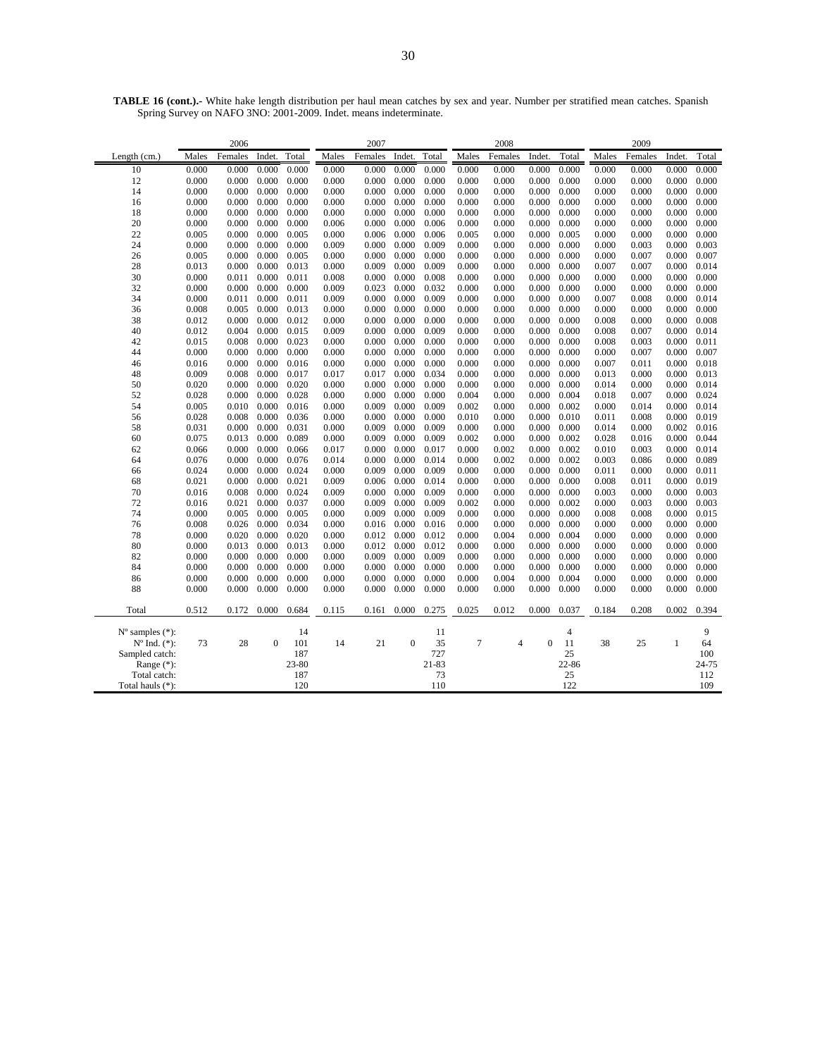**TABLE 16 (cont.).-** White hake length distribution per haul mean catches by sex and year. Number per stratified mean catches. Spanish Spring Survey on NAFO 3NO: 2001-2009. Indet. means indeterminate.

| | 2006 | | | | 2007 | | | | 2008 | | | | 2009 | | | |
|---|---|---|---|---|---|---|---|---|---|---|---|---|---|---|---|---|
| Length (cm.) | Males | Females | Indet. | Total | Males | Females | Indet. | Total | Males | Females | Indet. | Total | Males | Females | Indet. | Total |
| 10 | 0.000 | 0.000 | 0.000 | 0.000 | 0.000 | 0.000 | 0.000 | 0.000 | 0.000 | 0.000 | 0.000 | 0.000 | 0.000 | 0.000 | 0.000 | 0.000 |
| 12 | 0.000 | 0.000 | 0.000 | 0.000 | 0.000 | 0.000 | 0.000 | 0.000 | 0.000 | 0.000 | 0.000 | 0.000 | 0.000 | 0.000 | 0.000 | 0.000 |
| 14 | 0.000 | 0.000 | 0.000 | 0.000 | 0.000 | 0.000 | 0.000 | 0.000 | 0.000 | 0.000 | 0.000 | 0.000 | 0.000 | 0.000 | 0.000 | 0.000 |
| 16 | 0.000 | 0.000 | 0.000 | 0.000 | 0.000 | 0.000 | 0.000 | 0.000 | 0.000 | 0.000 | 0.000 | 0.000 | 0.000 | 0.000 | 0.000 | 0.000 |
| 18 | 0.000 | 0.000 | 0.000 | 0.000 | 0.000 | 0.000 | 0.000 | 0.000 | 0.000 | 0.000 | 0.000 | 0.000 | 0.000 | 0.000 | 0.000 | 0.000 |
| 20 | 0.000 | 0.000 | 0.000 | 0.000 | 0.006 | 0.000 | 0.000 | 0.006 | 0.000 | 0.000 | 0.000 | 0.000 | 0.000 | 0.000 | 0.000 | 0.000 |
| 22 | 0.005 | 0.000 | 0.000 | 0.005 | 0.000 | 0.006 | 0.000 | 0.006 | 0.005 | 0.000 | 0.000 | 0.005 | 0.000 | 0.000 | 0.000 | 0.000 |
| 24 | 0.000 | 0.000 | 0.000 | 0.000 | 0.009 | 0.000 | 0.000 | 0.009 | 0.000 | 0.000 | 0.000 | 0.000 | 0.000 | 0.003 | 0.000 | 0.003 |
| 26 | 0.005 | 0.000 | 0.000 | 0.005 | 0.000 | 0.000 | 0.000 | 0.000 | 0.000 | 0.000 | 0.000 | 0.000 | 0.000 | 0.007 | 0.000 | 0.007 |
| 28 | 0.013 | 0.000 | 0.000 | 0.013 | 0.000 | 0.009 | 0.000 | 0.009 | 0.000 | 0.000 | 0.000 | 0.000 | 0.007 | 0.007 | 0.000 | 0.014 |
| 30 | 0.000 | 0.011 | 0.000 | 0.011 | 0.008 | 0.000 | 0.000 | 0.008 | 0.000 | 0.000 | 0.000 | 0.000 | 0.000 | 0.000 | 0.000 | 0.000 |
| 32 | 0.000 | 0.000 | 0.000 | 0.000 | 0.009 | 0.023 | 0.000 | 0.032 | 0.000 | 0.000 | 0.000 | 0.000 | 0.000 | 0.000 | 0.000 | 0.000 |
| 34 | 0.000 | 0.011 | 0.000 | 0.011 | 0.009 | 0.000 | 0.000 | 0.009 | 0.000 | 0.000 | 0.000 | 0.000 | 0.007 | 0.008 | 0.000 | 0.014 |
| 36 | 0.008 | 0.005 | 0.000 | 0.013 | 0.000 | 0.000 | 0.000 | 0.000 | 0.000 | 0.000 | 0.000 | 0.000 | 0.000 | 0.000 | 0.000 | 0.000 |
| 38 | 0.012 | 0.000 | 0.000 | 0.012 | 0.000 | 0.000 | 0.000 | 0.000 | 0.000 | 0.000 | 0.000 | 0.000 | 0.008 | 0.000 | 0.000 | 0.008 |
| 40 | 0.012 | 0.004 | 0.000 | 0.015 | 0.009 | 0.000 | 0.000 | 0.009 | 0.000 | 0.000 | 0.000 | 0.000 | 0.008 | 0.007 | 0.000 | 0.014 |
| 42 | 0.015 | 0.008 | 0.000 | 0.023 | 0.000 | 0.000 | 0.000 | 0.000 | 0.000 | 0.000 | 0.000 | 0.000 | 0.008 | 0.003 | 0.000 | 0.011 |
| 44 | 0.000 | 0.000 | 0.000 | 0.000 | 0.000 | 0.000 | 0.000 | 0.000 | 0.000 | 0.000 | 0.000 | 0.000 | 0.000 | 0.007 | 0.000 | 0.007 |
| 46 | 0.016 | 0.000 | 0.000 | 0.016 | 0.000 | 0.000 | 0.000 | 0.000 | 0.000 | 0.000 | 0.000 | 0.000 | 0.007 | 0.011 | 0.000 | 0.018 |
| 48 | 0.009 | 0.008 | 0.000 | 0.017 | 0.017 | 0.017 | 0.000 | 0.034 | 0.000 | 0.000 | 0.000 | 0.000 | 0.013 | 0.000 | 0.000 | 0.013 |
| 50 | 0.020 | 0.000 | 0.000 | 0.020 | 0.000 | 0.000 | 0.000 | 0.000 | 0.000 | 0.000 | 0.000 | 0.000 | 0.014 | 0.000 | 0.000 | 0.014 |
| 52 | 0.028 | 0.000 | 0.000 | 0.028 | 0.000 | 0.000 | 0.000 | 0.000 | 0.004 | 0.000 | 0.000 | 0.004 | 0.018 | 0.007 | 0.000 | 0.024 |
| 54 | 0.005 | 0.010 | 0.000 | 0.016 | 0.000 | 0.009 | 0.000 | 0.009 | 0.002 | 0.000 | 0.000 | 0.002 | 0.000 | 0.014 | 0.000 | 0.014 |
| 56 | 0.028 | 0.008 | 0.000 | 0.036 | 0.000 | 0.000 | 0.000 | 0.000 | 0.010 | 0.000 | 0.000 | 0.010 | 0.011 | 0.008 | 0.000 | 0.019 |
| 58 | 0.031 | 0.000 | 0.000 | 0.031 | 0.000 | 0.009 | 0.000 | 0.009 | 0.000 | 0.000 | 0.000 | 0.000 | 0.014 | 0.000 | 0.002 | 0.016 |
| 60 | 0.075 | 0.013 | 0.000 | 0.089 | 0.000 | 0.009 | 0.000 | 0.009 | 0.002 | 0.000 | 0.000 | 0.002 | 0.028 | 0.016 | 0.000 | 0.044 |
| 62 | 0.066 | 0.000 | 0.000 | 0.066 | 0.017 | 0.000 | 0.000 | 0.017 | 0.000 | 0.002 | 0.000 | 0.002 | 0.010 | 0.003 | 0.000 | 0.014 |
| 64 | 0.076 | 0.000 | 0.000 | 0.076 | 0.014 | 0.000 | 0.000 | 0.014 | 0.000 | 0.002 | 0.000 | 0.002 | 0.003 | 0.086 | 0.000 | 0.089 |
| 66 | 0.024 | 0.000 | 0.000 | 0.024 | 0.000 | 0.009 | 0.000 | 0.009 | 0.000 | 0.000 | 0.000 | 0.000 | 0.011 | 0.000 | 0.000 | 0.011 |
| 68 | 0.021 | 0.000 | 0.000 | 0.021 | 0.009 | 0.006 | 0.000 | 0.014 | 0.000 | 0.000 | 0.000 | 0.000 | 0.008 | 0.011 | 0.000 | 0.019 |
| 70 | 0.016 | 0.008 | 0.000 | 0.024 | 0.009 | 0.000 | 0.000 | 0.009 | 0.000 | 0.000 | 0.000 | 0.000 | 0.003 | 0.000 | 0.000 | 0.003 |
| 72 | 0.016 | 0.021 | 0.000 | 0.037 | 0.000 | 0.009 | 0.000 | 0.009 | 0.002 | 0.000 | 0.000 | 0.002 | 0.000 | 0.003 | 0.000 | 0.003 |
| 74 | 0.000 | 0.005 | 0.000 | 0.005 | 0.000 | 0.009 | 0.000 | 0.009 | 0.000 | 0.000 | 0.000 | 0.000 | 0.008 | 0.008 | 0.000 | 0.015 |
| 76 | 0.008 | 0.026 | 0.000 | 0.034 | 0.000 | 0.016 | 0.000 | 0.016 | 0.000 | 0.000 | 0.000 | 0.000 | 0.000 | 0.000 | 0.000 | 0.000 |
| 78 | 0.000 | 0.020 | 0.000 | 0.020 | 0.000 | 0.012 | 0.000 | 0.012 | 0.000 | 0.004 | 0.000 | 0.004 | 0.000 | 0.000 | 0.000 | 0.000 |
| 80 | 0.000 | 0.013 | 0.000 | 0.013 | 0.000 | 0.012 | 0.000 | 0.012 | 0.000 | 0.000 | 0.000 | 0.000 | 0.000 | 0.000 | 0.000 | 0.000 |
| 82 | 0.000 | 0.000 | 0.000 | 0.000 | 0.000 | 0.009 | 0.000 | 0.009 | 0.000 | 0.000 | 0.000 | 0.000 | 0.000 | 0.000 | 0.000 | 0.000 |
| 84 | 0.000 | 0.000 | 0.000 | 0.000 | 0.000 | 0.000 | 0.000 | 0.000 | 0.000 | 0.000 | 0.000 | 0.000 | 0.000 | 0.000 | 0.000 | 0.000 |
| 86 | 0.000 | 0.000 | 0.000 | 0.000 | 0.000 | 0.000 | 0.000 | 0.000 | 0.000 | 0.004 | 0.000 | 0.004 | 0.000 | 0.000 | 0.000 | 0.000 |
| 88 | 0.000 | 0.000 | 0.000 | 0.000 | 0.000 | 0.000 | 0.000 | 0.000 | 0.000 | 0.000 | 0.000 | 0.000 | 0.000 | 0.000 | 0.000 | 0.000 |
| Total | 0.512 | 0.172 | 0.000 | 0.684 | 0.115 | 0.161 | 0.000 | 0.275 | 0.025 | 0.012 | 0.000 | 0.037 | 0.184 | 0.208 | 0.002 | 0.394 |
| Nº samples (*): | | | | 14 | | | | 11 | | | | 4 | | | | 9 |
| Nº Ind. (*): | 73 | 28 | 0 | 101 | 14 | 21 | 0 | 35 | 7 | 4 | 0 | 11 | 38 | 25 | 1 | 64 |
| Sampled catch: | | | | 187 | | | | 727 | | | | 25 | | | | 100 |
| Range (*): | | | | 23-80 | | | | 21-83 | | | | 22-86 | | | | 24-75 |
| Total catch: | | | | 187 | | | | 73 | | | | 25 | | | | 112 |
| Total hauls (*): | | | | 120 | | | | 110 | | | | 122 | | | | 109 |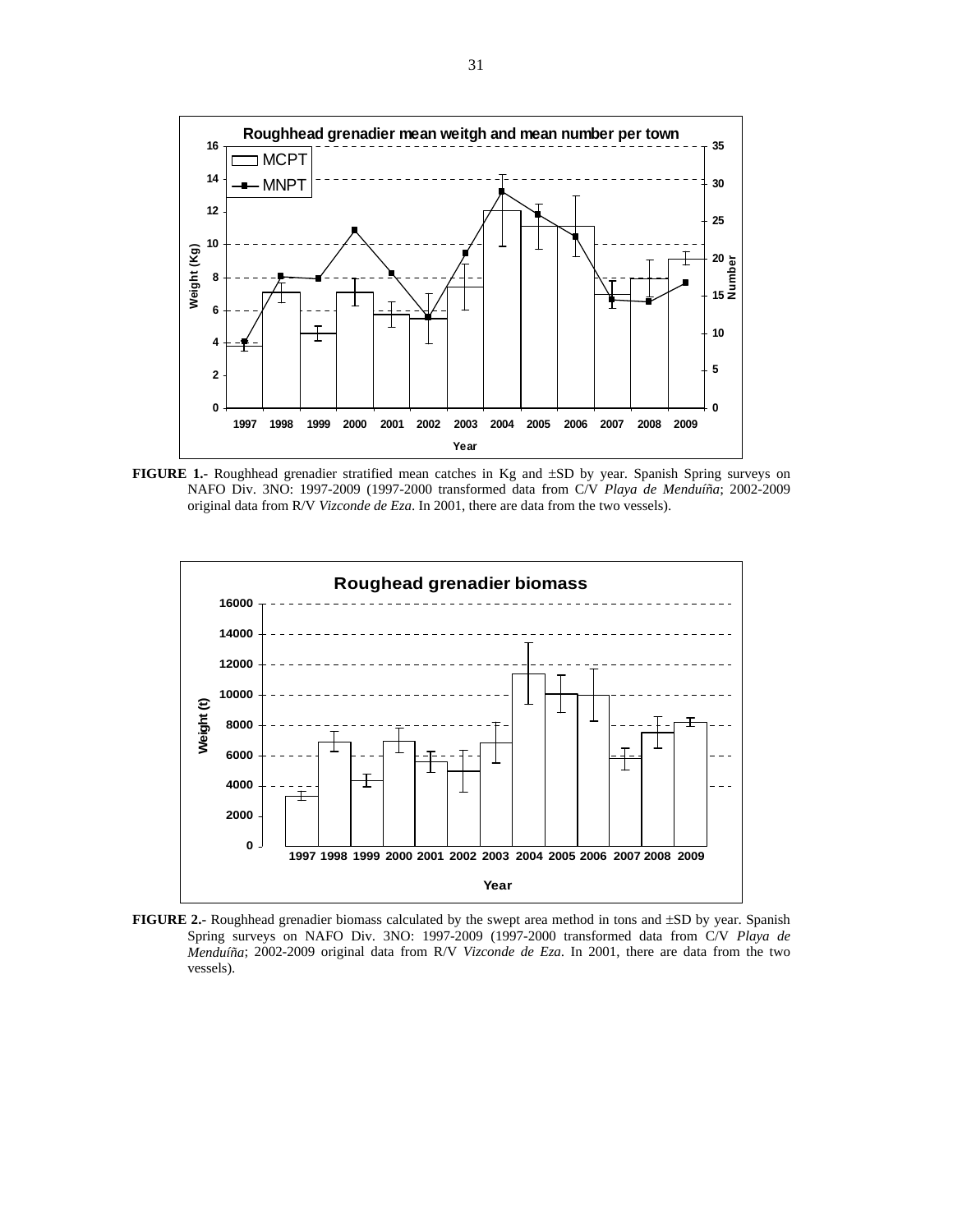**FIGURE 1.-** Roughhead grenadier stratified mean catches in Kg and ±SD by year. Spanish Spring surveys on NAFO Div. 3NO: 1997-2009 (1997-2000 transformed data from C/V *Playa de Menduíña*; 2002-2009 original data from R/V *Vizconde de Eza*. In 2001, there are data from the two vessels).

**FIGURE 2.-** Roughhead grenadier biomass calculated by the swept area method in tons and ±SD by year. Spanish Spring surveys on NAFO Div. 3NO: 1997-2009 (1997-2000 transformed data from C/V *Playa de Menduíña*; 2002-2009 original data from R/V *Vizconde de Eza*. In 2001, there are data from the two vessels).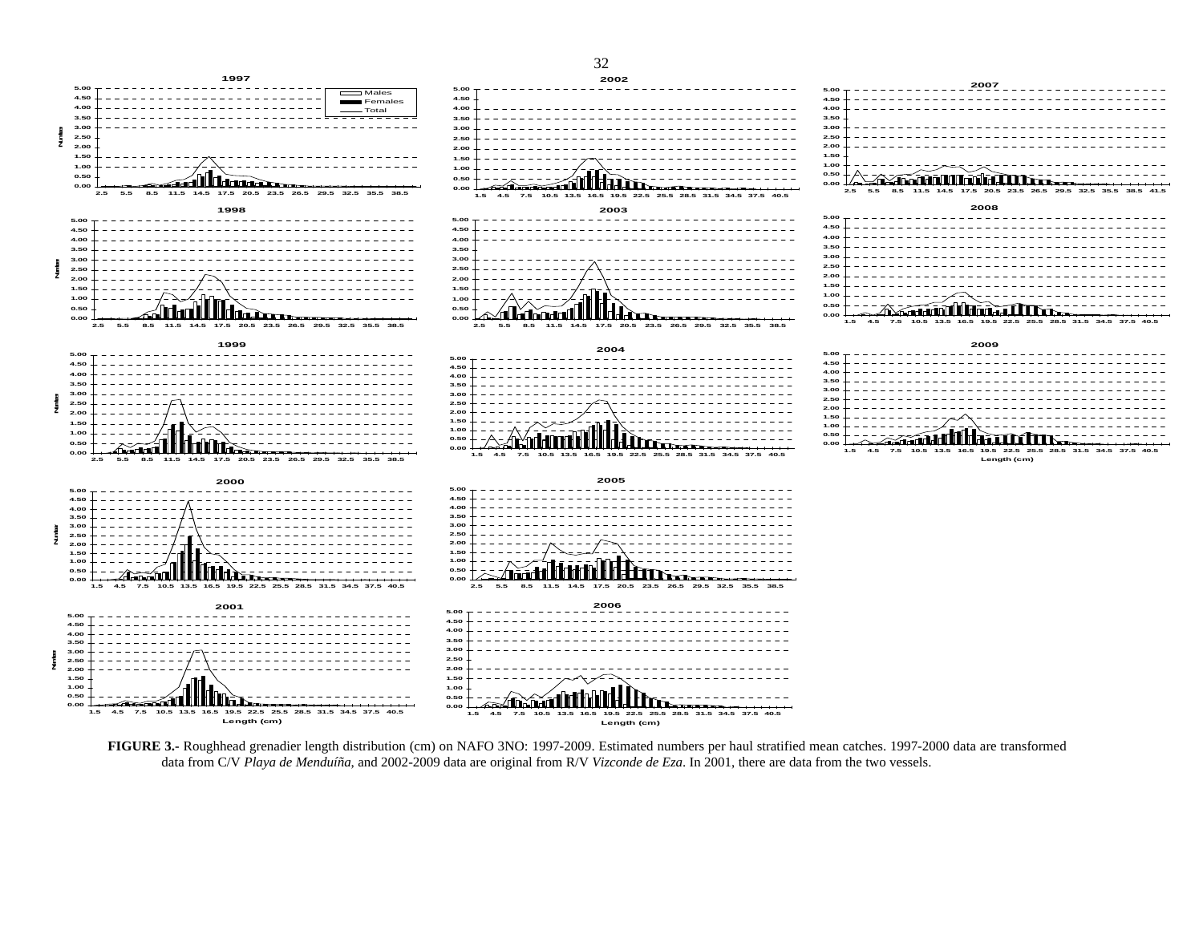**FIGURE 3.-** Roughhead grenadier length distribution (cm) on NAFO 3NO: 1997-2009. Estimated numbers per haul stratified mean catches. 1997-2000 data are transformed data from C/V *Playa de Menduíña*, and 2002-2009 data are original from R/V *Vizconde de Eza*. In 2001, there are data from the two vessels.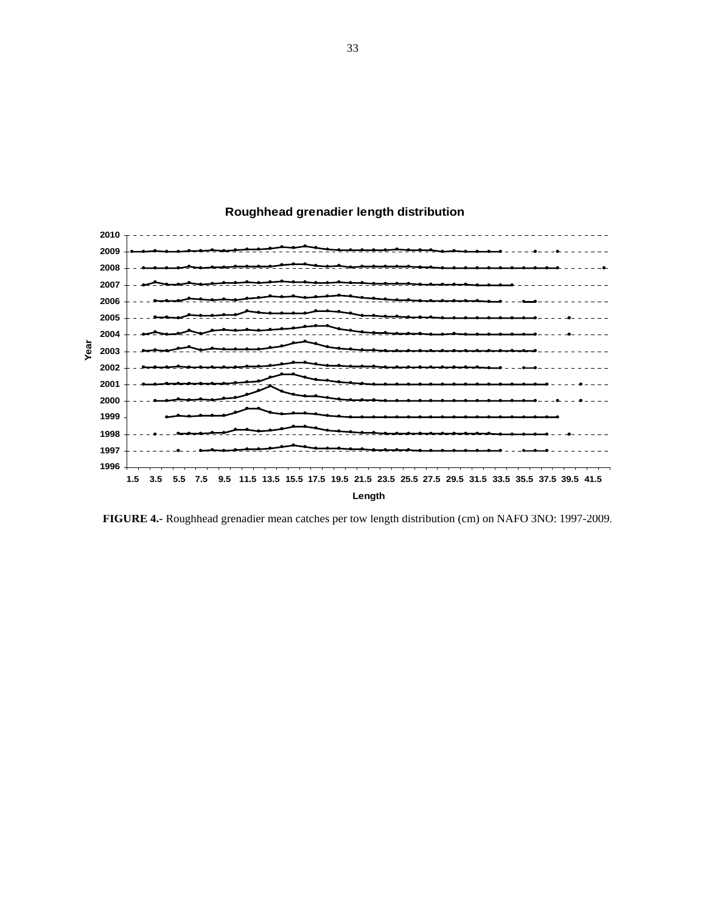**Roughhead grenadier length distribution**

Year: 1996–2010

Length: 1.5, 3.5, 5.5, 7.5, 9.5, 11.5, 13.5, 15.5, 17.5, 19.5, 21.5, 23.5, 25.5, 27.5, 29.5, 31.5, 33.5, 35.5, 37.5, 39.5, 41.5

**FIGURE 4.-** Roughhead grenadier mean catches per tow length distribution (cm) on NAFO 3NO: 1997-2009.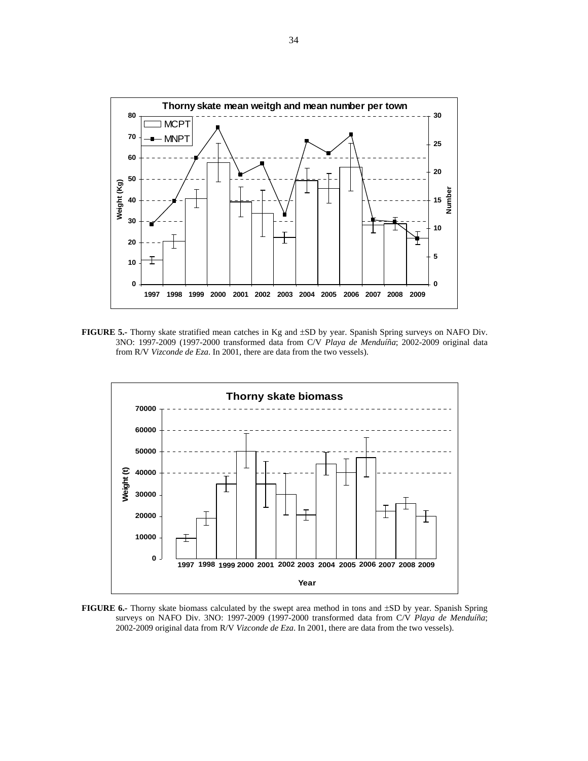**FIGURE 5.-** Thorny skate stratified mean catches in Kg and ±SD by year. Spanish Spring surveys on NAFO Div. 3NO: 1997-2009 (1997-2000 transformed data from C/V *Playa de Menduíña*; 2002-2009 original data from R/V *Vizconde de Eza*. In 2001, there are data from the two vessels).

**FIGURE 6.-** Thorny skate biomass calculated by the swept area method in tons and ±SD by year. Spanish Spring surveys on NAFO Div. 3NO: 1997-2009 (1997-2000 transformed data from C/V *Playa de Menduíña*; 2002-2009 original data from R/V *Vizconde de Eza*. In 2001, there are data from the two vessels).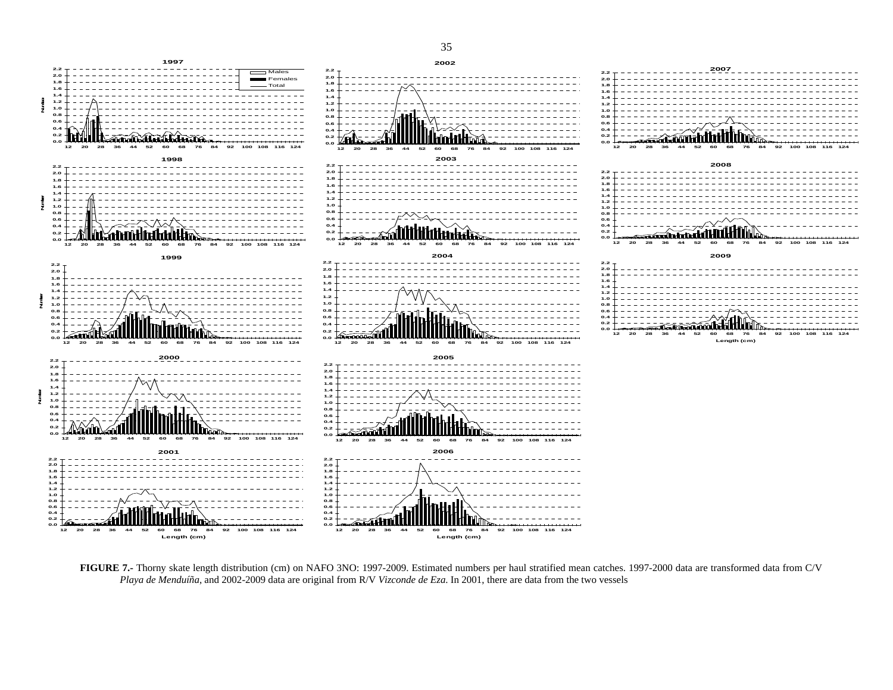**FIGURE 7.-** Thorny skate length distribution (cm) on NAFO 3NO: 1997-2009. Estimated numbers per haul stratified mean catches. 1997-2000 data are transformed data from C/V *Playa de Menduíña*, and 2002-2009 data are original from R/V *Vizconde de Eza*. In 2001, there are data from the two vessels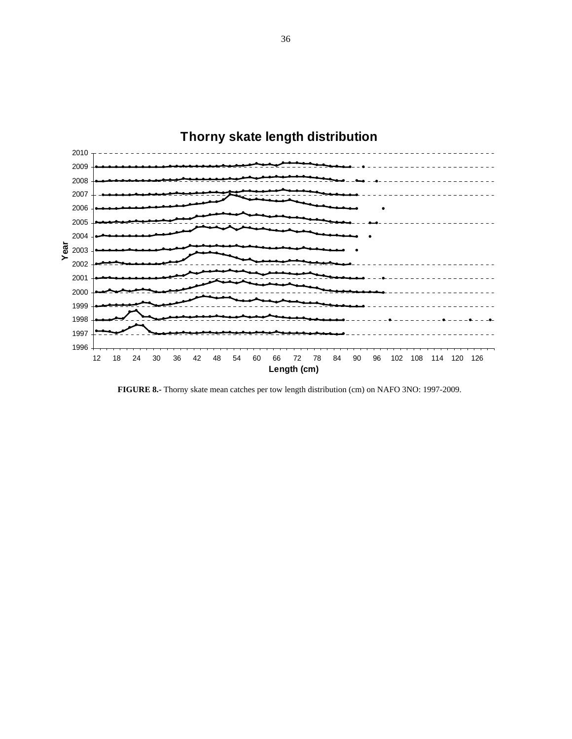**FIGURE 8.-** Thorny skate mean catches per tow length distribution (cm) on NAFO 3NO: 1997-2009.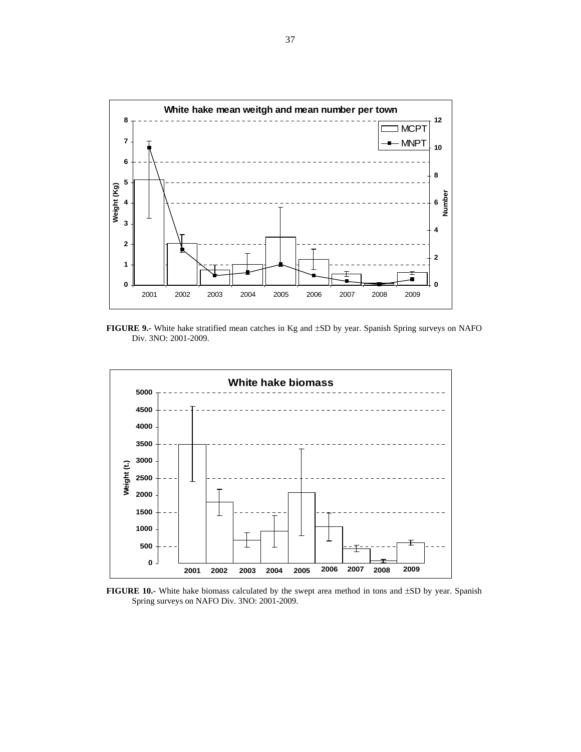**FIGURE 9.-** White hake stratified mean catches in Kg and ±SD by year. Spanish Spring surveys on NAFO Div. 3NO: 2001-2009.

**FIGURE 10.-** White hake biomass calculated by the swept area method in tons and ±SD by year. Spanish Spring surveys on NAFO Div. 3NO: 2001-2009.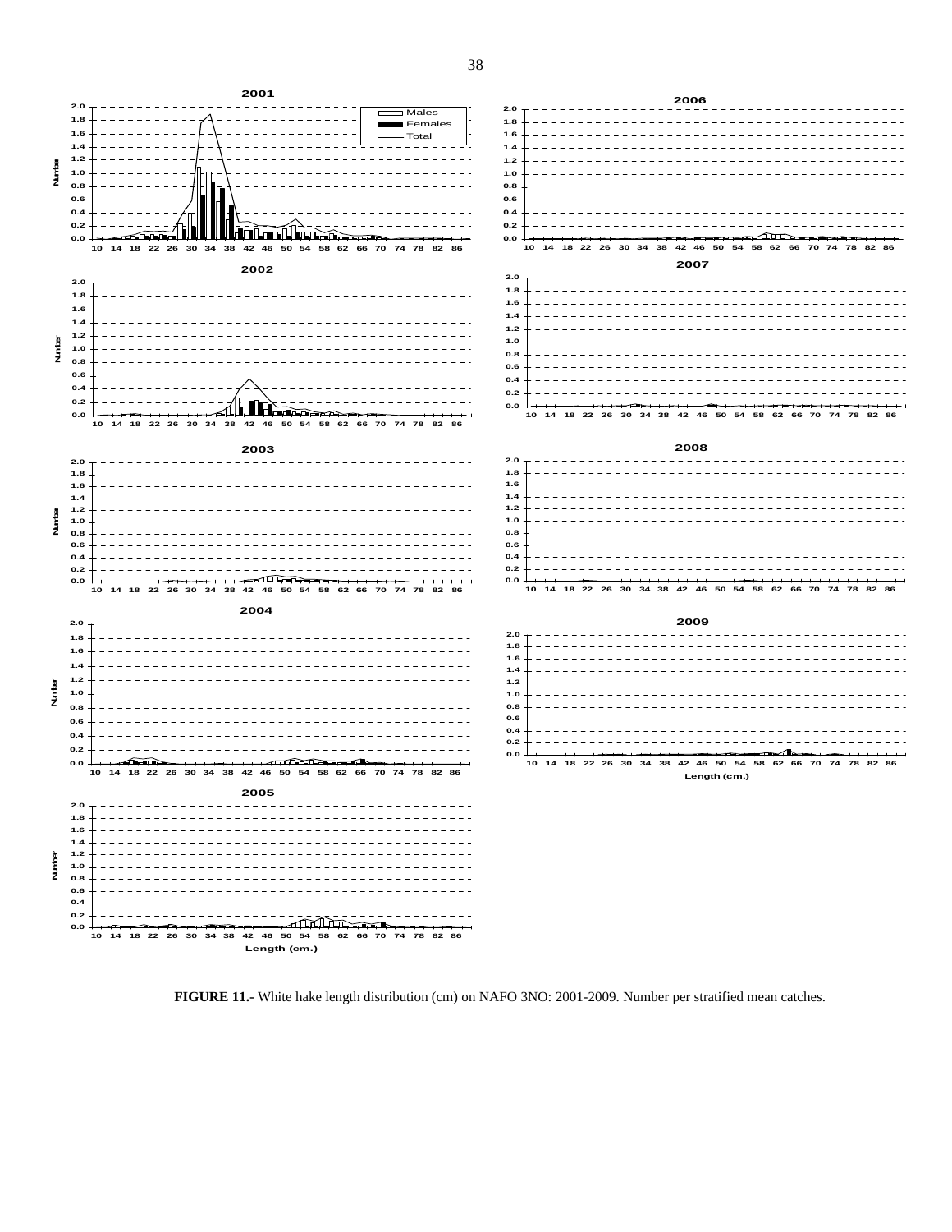**FIGURE 11.-** White hake length distribution (cm) on NAFO 3NO: 2001-2009. Number per stratified mean catches.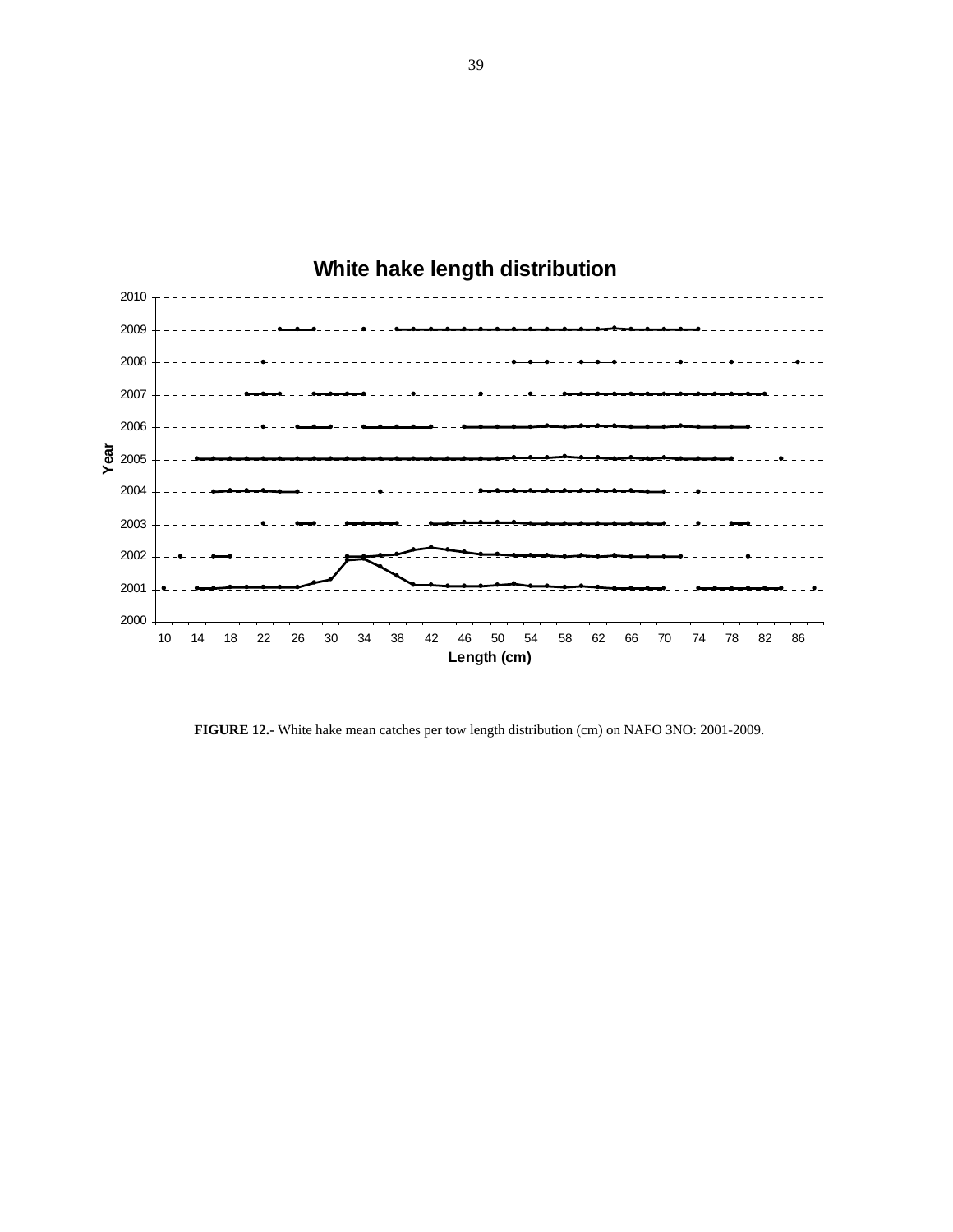White hake length distribution

2010
2009
2008
2007
2006
2005
2004
2003
2002
2001
2000

Year

10 14 18 22 26 30 34 38 42 46 50 54 58 62 66 70 74 78 82 86

Length (cm)

**FIGURE 12.-** White hake mean catches per tow length distribution (cm) on NAFO 3NO: 2001-2009.